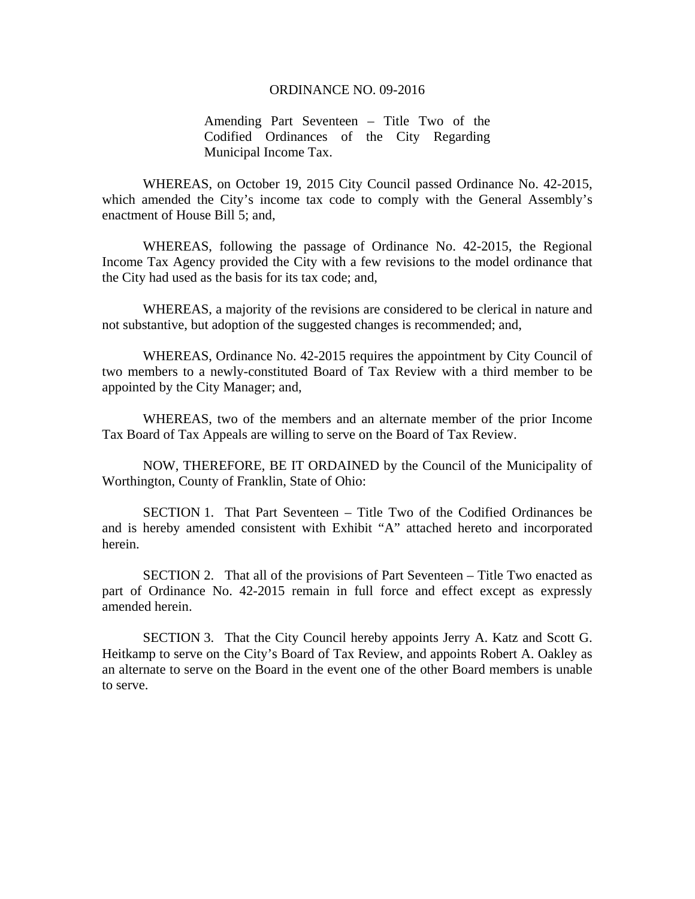# ORDINANCE NO. 09-2016

Amending Part Seventeen – Title Two of the Codified Ordinances of the City Regarding Municipal Income Tax.

WHEREAS, on October 19, 2015 City Council passed Ordinance No. 42-2015, which amended the City's income tax code to comply with the General Assembly's enactment of House Bill 5; and,

WHEREAS, following the passage of Ordinance No. 42-2015, the Regional Income Tax Agency provided the City with a few revisions to the model ordinance that the City had used as the basis for its tax code; and,

WHEREAS, a majority of the revisions are considered to be clerical in nature and not substantive, but adoption of the suggested changes is recommended; and,

WHEREAS, Ordinance No. 42-2015 requires the appointment by City Council of two members to a newly-constituted Board of Tax Review with a third member to be appointed by the City Manager; and,

WHEREAS, two of the members and an alternate member of the prior Income Tax Board of Tax Appeals are willing to serve on the Board of Tax Review.

NOW, THEREFORE, BE IT ORDAINED by the Council of the Municipality of Worthington, County of Franklin, State of Ohio:

SECTION 1. That Part Seventeen – Title Two of the Codified Ordinances be and is hereby amended consistent with Exhibit "A" attached hereto and incorporated herein.

SECTION 2. That all of the provisions of Part Seventeen – Title Two enacted as part of Ordinance No. 42-2015 remain in full force and effect except as expressly amended herein.

SECTION 3. That the City Council hereby appoints Jerry A. Katz and Scott G. Heitkamp to serve on the City's Board of Tax Review, and appoints Robert A. Oakley as an alternate to serve on the Board in the event one of the other Board members is unable to serve.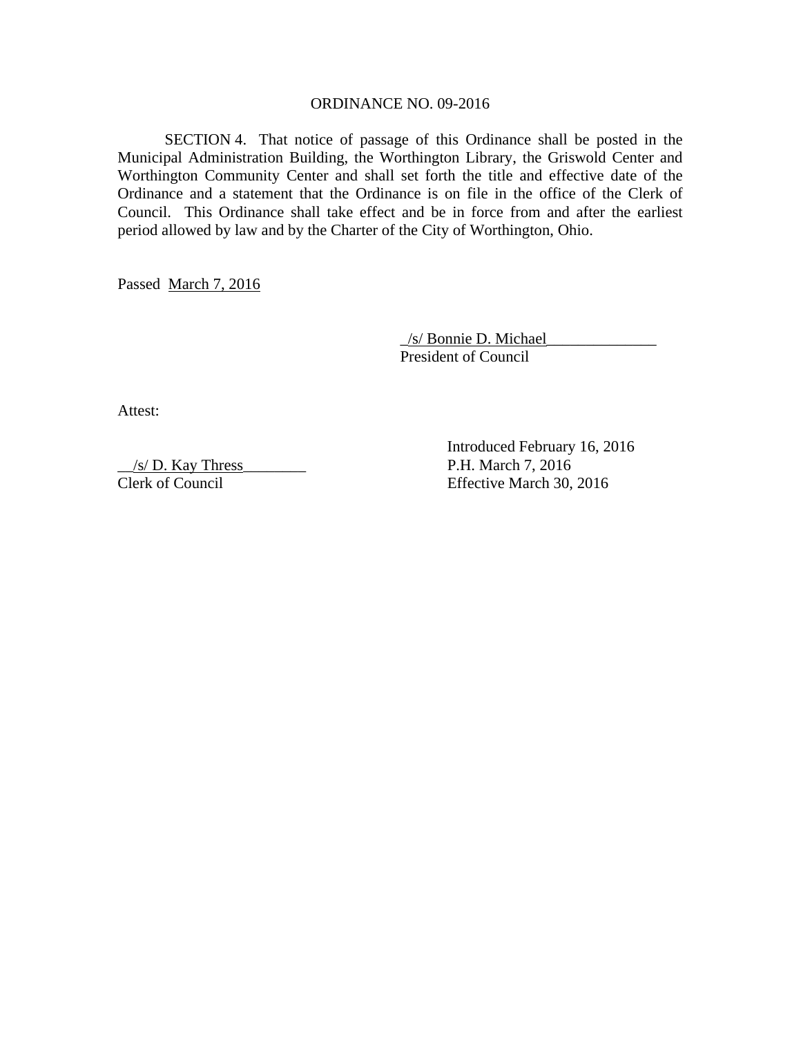ORDINANCE NO. 09-2016

SECTION 4. That notice of passage of this Ordinance shall be posted in the Municipal Administration Building, the Worthington Library, the Griswold Center and Worthington Community Center and shall set forth the title and effective date of the Ordinance and a statement that the Ordinance is on file in the office of the Clerk of Council. This Ordinance shall take effect and be in force from and after the earliest period allowed by law and by the Charter of the City of Worthington, Ohio.

Passed March 7, 2016

_/s/ Bonnie D. Michael______________
President of Council

Attest:

__/s/ D. Kay Thress________
Clerk of Council

Introduced February 16, 2016
P.H. March 7, 2016
Effective March 30, 2016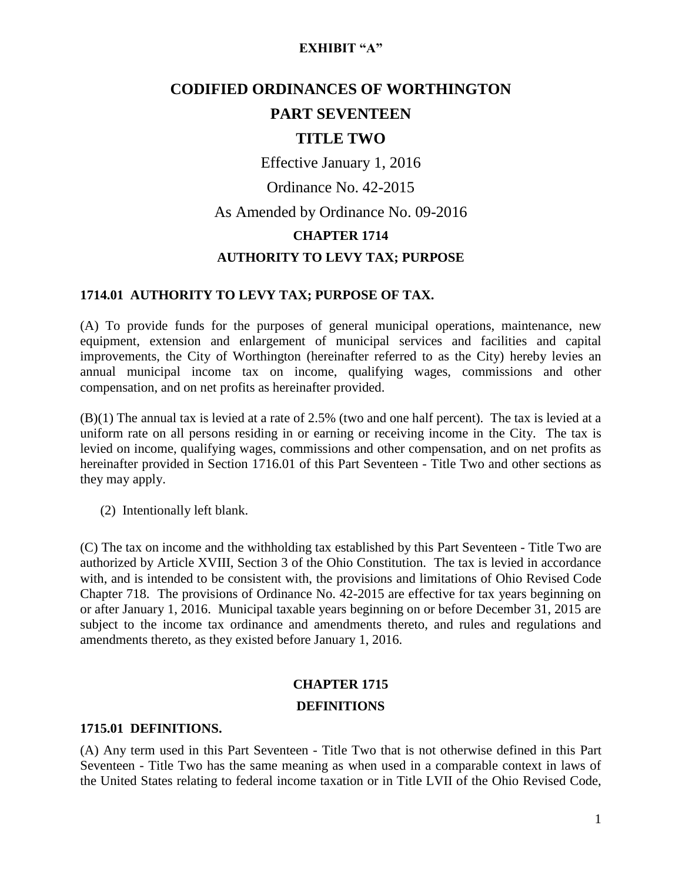**EXHIBIT "A"**

# CODIFIED ORDINANCES OF WORTHINGTON

## PART SEVENTEEN

## TITLE TWO

Effective January 1, 2016

Ordinance No. 42-2015

As Amended by Ordinance No. 09-2016

### CHAPTER 1714

### AUTHORITY TO LEVY TAX; PURPOSE

#### 1714.01 AUTHORITY TO LEVY TAX; PURPOSE OF TAX.

(A) To provide funds for the purposes of general municipal operations, maintenance, new equipment, extension and enlargement of municipal services and facilities and capital improvements, the City of Worthington (hereinafter referred to as the City) hereby levies an annual municipal income tax on income, qualifying wages, commissions and other compensation, and on net profits as hereinafter provided.

(B)(1) The annual tax is levied at a rate of 2.5% (two and one half percent). The tax is levied at a uniform rate on all persons residing in or earning or receiving income in the City. The tax is levied on income, qualifying wages, commissions and other compensation, and on net profits as hereinafter provided in Section 1716.01 of this Part Seventeen - Title Two and other sections as they may apply.

(2) Intentionally left blank.

(C) The tax on income and the withholding tax established by this Part Seventeen - Title Two are authorized by Article XVIII, Section 3 of the Ohio Constitution. The tax is levied in accordance with, and is intended to be consistent with, the provisions and limitations of Ohio Revised Code Chapter 718. The provisions of Ordinance No. 42-2015 are effective for tax years beginning on or after January 1, 2016. Municipal taxable years beginning on or before December 31, 2015 are subject to the income tax ordinance and amendments thereto, and rules and regulations and amendments thereto, as they existed before January 1, 2016.

### CHAPTER 1715

### DEFINITIONS

#### 1715.01 DEFINITIONS.

(A) Any term used in this Part Seventeen - Title Two that is not otherwise defined in this Part Seventeen - Title Two has the same meaning as when used in a comparable context in laws of the United States relating to federal income taxation or in Title LVII of the Ohio Revised Code,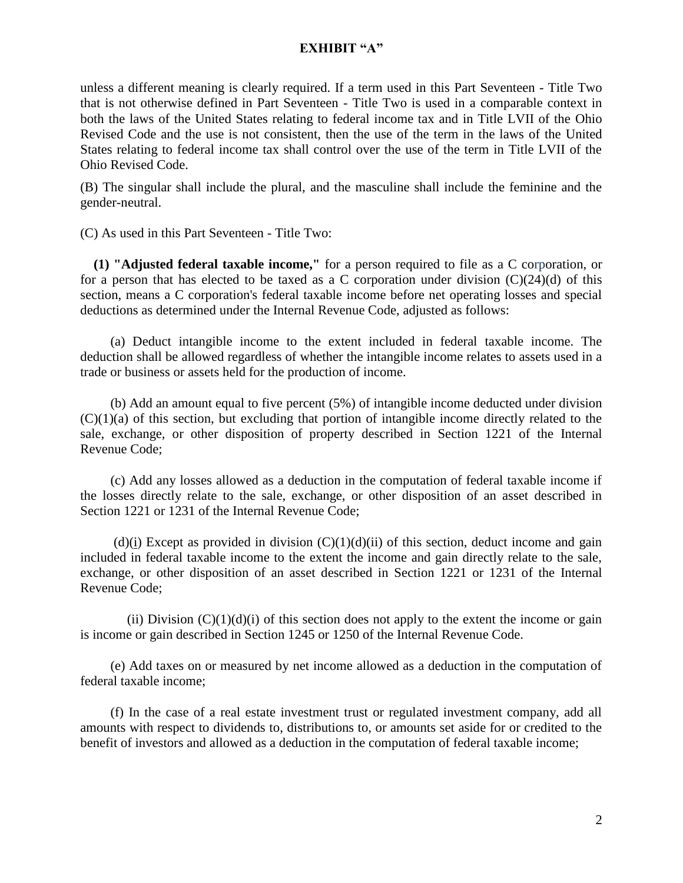unless a different meaning is clearly required. If a term used in this Part Seventeen - Title Two that is not otherwise defined in Part Seventeen - Title Two is used in a comparable context in both the laws of the United States relating to federal income tax and in Title LVII of the Ohio Revised Code and the use is not consistent, then the use of the term in the laws of the United States relating to federal income tax shall control over the use of the term in Title LVII of the Ohio Revised Code.

(B) The singular shall include the plural, and the masculine shall include the feminine and the gender-neutral.

(C) As used in this Part Seventeen - Title Two:

**(1) "Adjusted federal taxable income,"** for a person required to file as a C corporation, or for a person that has elected to be taxed as a C corporation under division (C)(24)(d) of this section, means a C corporation's federal taxable income before net operating losses and special deductions as determined under the Internal Revenue Code, adjusted as follows:

(a) Deduct intangible income to the extent included in federal taxable income. The deduction shall be allowed regardless of whether the intangible income relates to assets used in a trade or business or assets held for the production of income.

(b) Add an amount equal to five percent (5%) of intangible income deducted under division (C)(1)(a) of this section, but excluding that portion of intangible income directly related to the sale, exchange, or other disposition of property described in Section 1221 of the Internal Revenue Code;

(c) Add any losses allowed as a deduction in the computation of federal taxable income if the losses directly relate to the sale, exchange, or other disposition of an asset described in Section 1221 or 1231 of the Internal Revenue Code;

(d)(i) Except as provided in division (C)(1)(d)(ii) of this section, deduct income and gain included in federal taxable income to the extent the income and gain directly relate to the sale, exchange, or other disposition of an asset described in Section 1221 or 1231 of the Internal Revenue Code;

(ii) Division (C)(1)(d)(i) of this section does not apply to the extent the income or gain is income or gain described in Section 1245 or 1250 of the Internal Revenue Code.

(e) Add taxes on or measured by net income allowed as a deduction in the computation of federal taxable income;

(f) In the case of a real estate investment trust or regulated investment company, add all amounts with respect to dividends to, distributions to, or amounts set aside for or credited to the benefit of investors and allowed as a deduction in the computation of federal taxable income;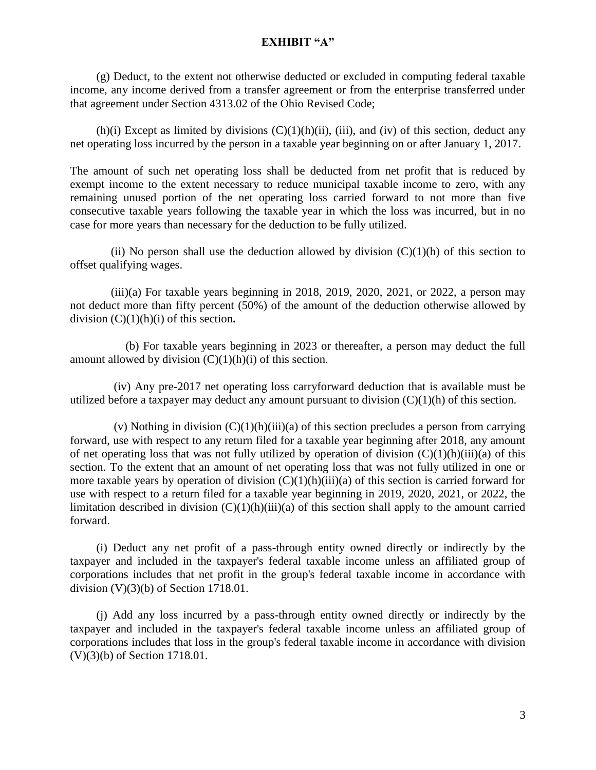**EXHIBIT "A"**

(g) Deduct, to the extent not otherwise deducted or excluded in computing federal taxable income, any income derived from a transfer agreement or from the enterprise transferred under that agreement under Section 4313.02 of the Ohio Revised Code;

(h)(i) Except as limited by divisions (C)(1)(h)(ii), (iii), and (iv) of this section, deduct any net operating loss incurred by the person in a taxable year beginning on or after January 1, 2017.

The amount of such net operating loss shall be deducted from net profit that is reduced by exempt income to the extent necessary to reduce municipal taxable income to zero, with any remaining unused portion of the net operating loss carried forward to not more than five consecutive taxable years following the taxable year in which the loss was incurred, but in no case for more years than necessary for the deduction to be fully utilized.

(ii) No person shall use the deduction allowed by division (C)(1)(h) of this section to offset qualifying wages.

(iii)(a) For taxable years beginning in 2018, 2019, 2020, 2021, or 2022, a person may not deduct more than fifty percent (50%) of the amount of the deduction otherwise allowed by division (C)(1)(h)(i) of this section**.**

(b) For taxable years beginning in 2023 or thereafter, a person may deduct the full amount allowed by division (C)(1)(h)(i) of this section.

(iv) Any pre-2017 net operating loss carryforward deduction that is available must be utilized before a taxpayer may deduct any amount pursuant to division (C)(1)(h) of this section.

(v) Nothing in division (C)(1)(h)(iii)(a) of this section precludes a person from carrying forward, use with respect to any return filed for a taxable year beginning after 2018, any amount of net operating loss that was not fully utilized by operation of division (C)(1)(h)(iii)(a) of this section. To the extent that an amount of net operating loss that was not fully utilized in one or more taxable years by operation of division (C)(1)(h)(iii)(a) of this section is carried forward for use with respect to a return filed for a taxable year beginning in 2019, 2020, 2021, or 2022, the limitation described in division (C)(1)(h)(iii)(a) of this section shall apply to the amount carried forward.

(i) Deduct any net profit of a pass-through entity owned directly or indirectly by the taxpayer and included in the taxpayer's federal taxable income unless an affiliated group of corporations includes that net profit in the group's federal taxable income in accordance with division (V)(3)(b) of Section 1718.01.

(j) Add any loss incurred by a pass-through entity owned directly or indirectly by the taxpayer and included in the taxpayer's federal taxable income unless an affiliated group of corporations includes that loss in the group's federal taxable income in accordance with division (V)(3)(b) of Section 1718.01.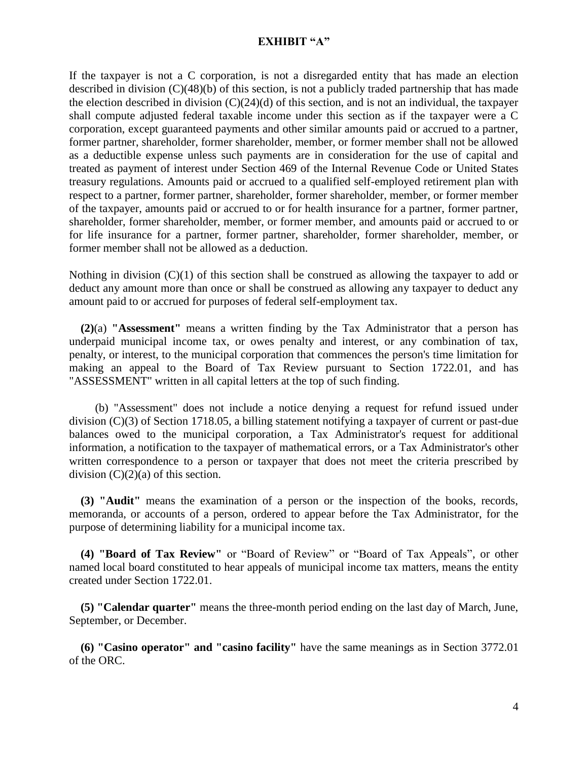**EXHIBIT "A"**

If the taxpayer is not a C corporation, is not a disregarded entity that has made an election described in division (C)(48)(b) of this section, is not a publicly traded partnership that has made the election described in division (C)(24)(d) of this section, and is not an individual, the taxpayer shall compute adjusted federal taxable income under this section as if the taxpayer were a C corporation, except guaranteed payments and other similar amounts paid or accrued to a partner, former partner, shareholder, former shareholder, member, or former member shall not be allowed as a deductible expense unless such payments are in consideration for the use of capital and treated as payment of interest under Section 469 of the Internal Revenue Code or United States treasury regulations. Amounts paid or accrued to a qualified self-employed retirement plan with respect to a partner, former partner, shareholder, former shareholder, member, or former member of the taxpayer, amounts paid or accrued to or for health insurance for a partner, former partner, shareholder, former shareholder, member, or former member, and amounts paid or accrued to or for life insurance for a partner, former partner, shareholder, former shareholder, member, or former member shall not be allowed as a deduction.

Nothing in division (C)(1) of this section shall be construed as allowing the taxpayer to add or deduct any amount more than once or shall be construed as allowing any taxpayer to deduct any amount paid to or accrued for purposes of federal self-employment tax.

**(2)**(a) **"Assessment"** means a written finding by the Tax Administrator that a person has underpaid municipal income tax, or owes penalty and interest, or any combination of tax, penalty, or interest, to the municipal corporation that commences the person's time limitation for making an appeal to the Board of Tax Review pursuant to Section 1722.01, and has "ASSESSMENT" written in all capital letters at the top of such finding.

(b) "Assessment" does not include a notice denying a request for refund issued under division (C)(3) of Section 1718.05, a billing statement notifying a taxpayer of current or past-due balances owed to the municipal corporation, a Tax Administrator's request for additional information, a notification to the taxpayer of mathematical errors, or a Tax Administrator's other written correspondence to a person or taxpayer that does not meet the criteria prescribed by division (C)(2)(a) of this section.

**(3) "Audit"** means the examination of a person or the inspection of the books, records, memoranda, or accounts of a person, ordered to appear before the Tax Administrator, for the purpose of determining liability for a municipal income tax.

**(4) "Board of Tax Review"** or "Board of Review" or "Board of Tax Appeals", or other named local board constituted to hear appeals of municipal income tax matters, means the entity created under Section 1722.01.

**(5) "Calendar quarter"** means the three-month period ending on the last day of March, June, September, or December.

**(6) "Casino operator" and "casino facility"** have the same meanings as in Section 3772.01 of the ORC.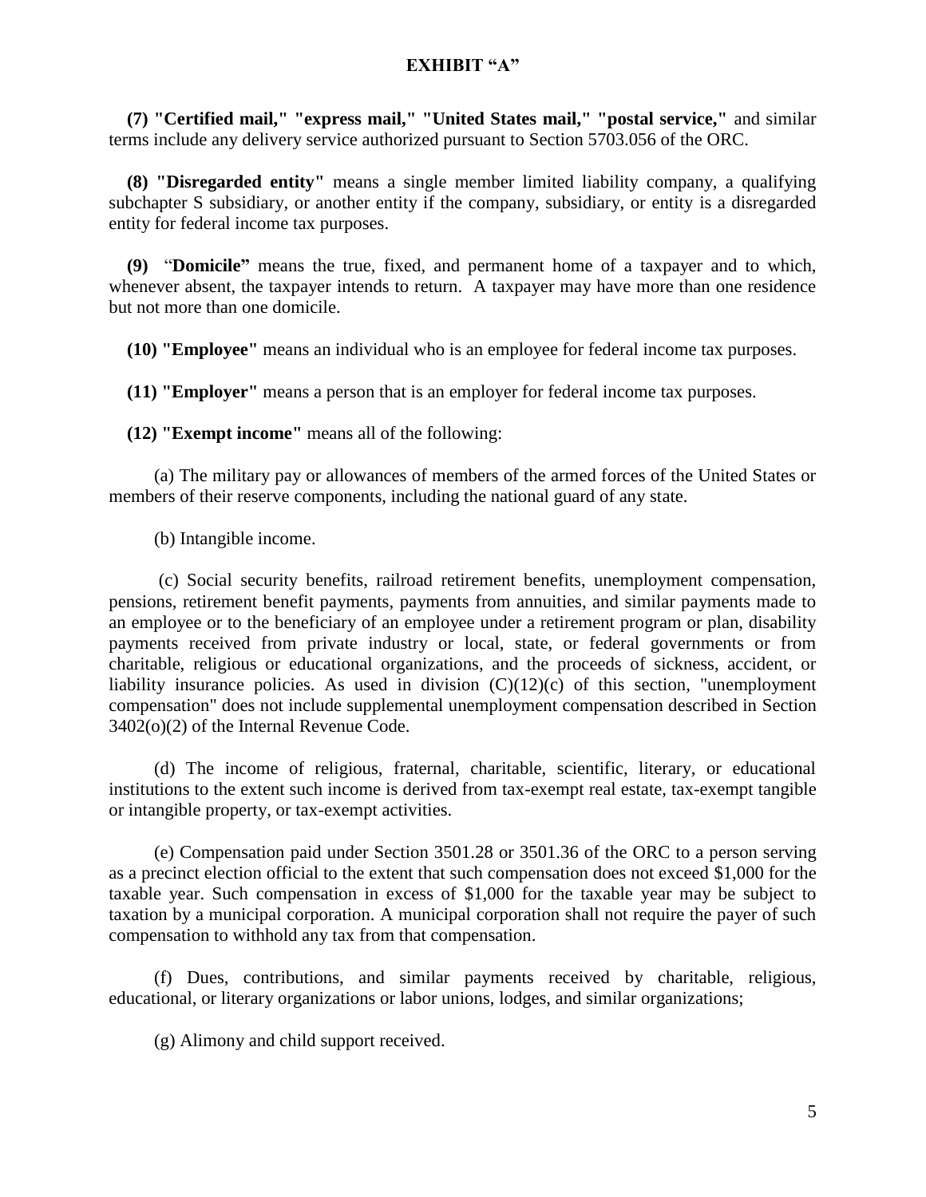**EXHIBIT "A"**

**(7) "Certified mail," "express mail," "United States mail," "postal service,"** and similar terms include any delivery service authorized pursuant to Section 5703.056 of the ORC.

**(8) "Disregarded entity"** means a single member limited liability company, a qualifying subchapter S subsidiary, or another entity if the company, subsidiary, or entity is a disregarded entity for federal income tax purposes.

**(9)** "**Domicile"** means the true, fixed, and permanent home of a taxpayer and to which, whenever absent, the taxpayer intends to return. A taxpayer may have more than one residence but not more than one domicile.

**(10) "Employee"** means an individual who is an employee for federal income tax purposes.

**(11) "Employer"** means a person that is an employer for federal income tax purposes.

**(12) "Exempt income"** means all of the following:

(a) The military pay or allowances of members of the armed forces of the United States or members of their reserve components, including the national guard of any state.

(b) Intangible income.

(c) Social security benefits, railroad retirement benefits, unemployment compensation, pensions, retirement benefit payments, payments from annuities, and similar payments made to an employee or to the beneficiary of an employee under a retirement program or plan, disability payments received from private industry or local, state, or federal governments or from charitable, religious or educational organizations, and the proceeds of sickness, accident, or liability insurance policies. As used in division (C)(12)(c) of this section, "unemployment compensation" does not include supplemental unemployment compensation described in Section 3402(o)(2) of the Internal Revenue Code.

(d) The income of religious, fraternal, charitable, scientific, literary, or educational institutions to the extent such income is derived from tax-exempt real estate, tax-exempt tangible or intangible property, or tax-exempt activities.

(e) Compensation paid under Section 3501.28 or 3501.36 of the ORC to a person serving as a precinct election official to the extent that such compensation does not exceed $1,000 for the taxable year. Such compensation in excess of $1,000 for the taxable year may be subject to taxation by a municipal corporation. A municipal corporation shall not require the payer of such compensation to withhold any tax from that compensation.

(f) Dues, contributions, and similar payments received by charitable, religious, educational, or literary organizations or labor unions, lodges, and similar organizations;

(g) Alimony and child support received.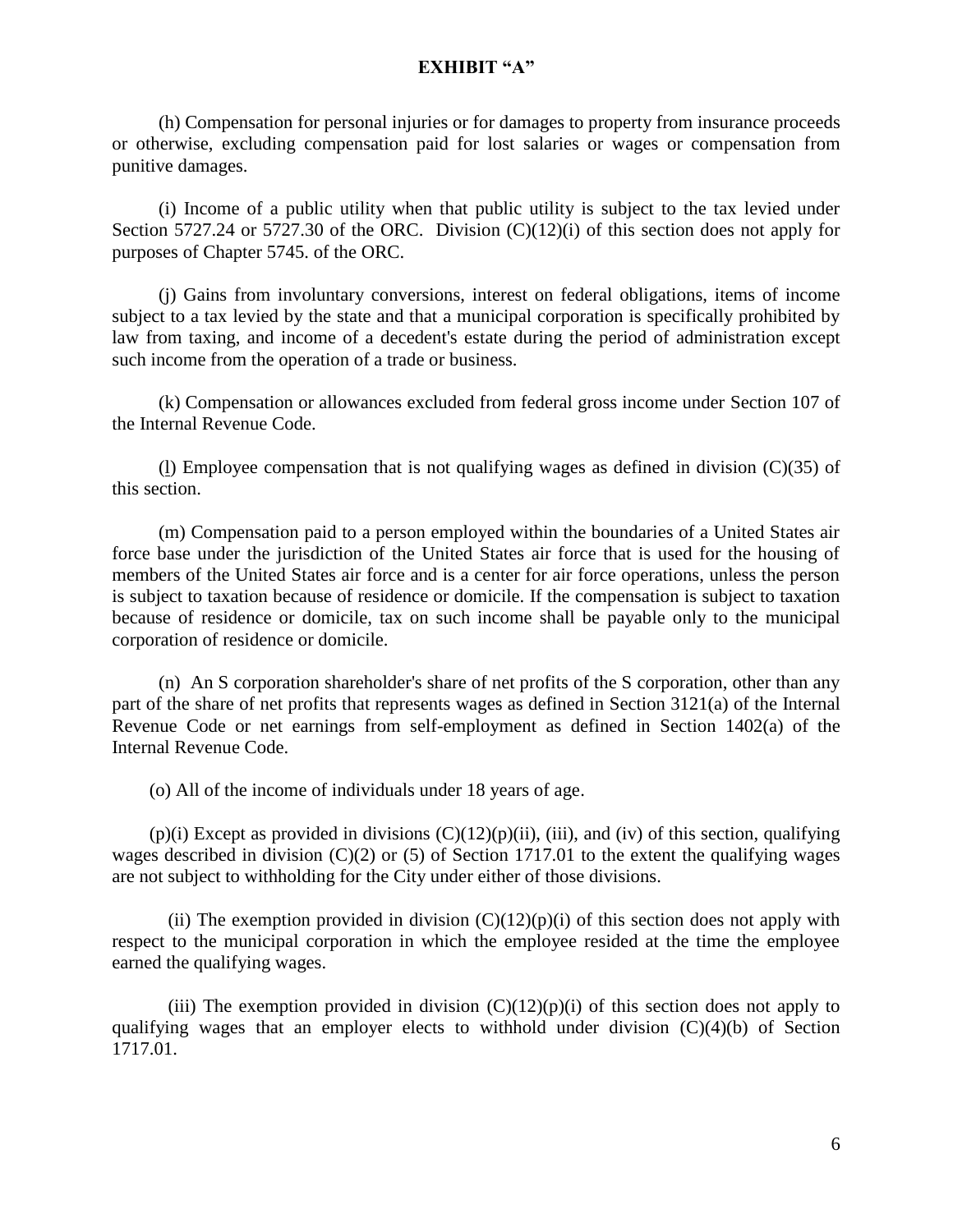**EXHIBIT "A"**

(h) Compensation for personal injuries or for damages to property from insurance proceeds or otherwise, excluding compensation paid for lost salaries or wages or compensation from punitive damages.

(i) Income of a public utility when that public utility is subject to the tax levied under Section 5727.24 or 5727.30 of the ORC. Division (C)(12)(i) of this section does not apply for purposes of Chapter 5745. of the ORC.

(j) Gains from involuntary conversions, interest on federal obligations, items of income subject to a tax levied by the state and that a municipal corporation is specifically prohibited by law from taxing, and income of a decedent's estate during the period of administration except such income from the operation of a trade or business.

(k) Compensation or allowances excluded from federal gross income under Section 107 of the Internal Revenue Code.

(l) Employee compensation that is not qualifying wages as defined in division (C)(35) of this section.

(m) Compensation paid to a person employed within the boundaries of a United States air force base under the jurisdiction of the United States air force that is used for the housing of members of the United States air force and is a center for air force operations, unless the person is subject to taxation because of residence or domicile. If the compensation is subject to taxation because of residence or domicile, tax on such income shall be payable only to the municipal corporation of residence or domicile.

(n) An S corporation shareholder's share of net profits of the S corporation, other than any part of the share of net profits that represents wages as defined in Section 3121(a) of the Internal Revenue Code or net earnings from self-employment as defined in Section 1402(a) of the Internal Revenue Code.

(o) All of the income of individuals under 18 years of age.

(p)(i) Except as provided in divisions (C)(12)(p)(ii), (iii), and (iv) of this section, qualifying wages described in division (C)(2) or (5) of Section 1717.01 to the extent the qualifying wages are not subject to withholding for the City under either of those divisions.

(ii) The exemption provided in division (C)(12)(p)(i) of this section does not apply with respect to the municipal corporation in which the employee resided at the time the employee earned the qualifying wages.

(iii) The exemption provided in division (C)(12)(p)(i) of this section does not apply to qualifying wages that an employer elects to withhold under division (C)(4)(b) of Section 1717.01.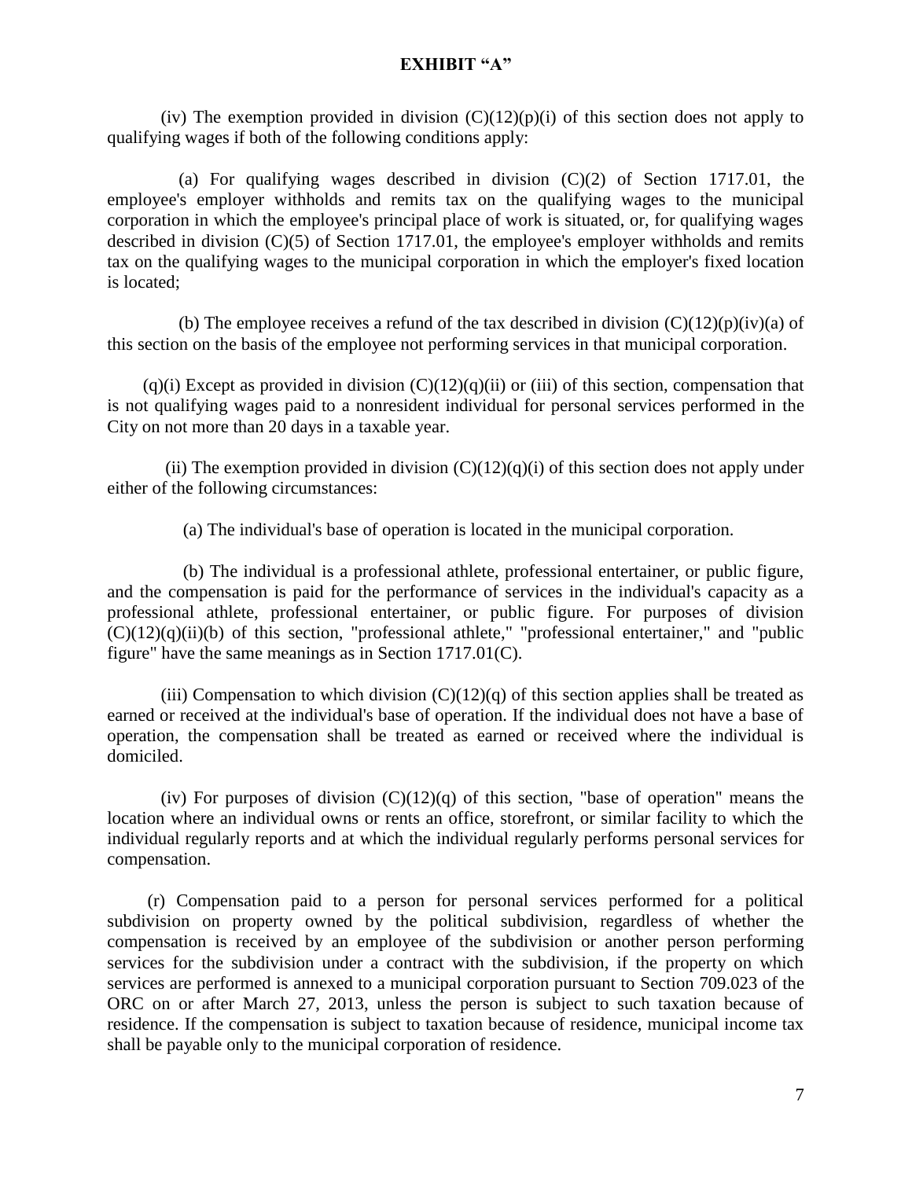**EXHIBIT "A"**

(iv) The exemption provided in division (C)(12)(p)(i) of this section does not apply to qualifying wages if both of the following conditions apply:

(a) For qualifying wages described in division (C)(2) of Section 1717.01, the employee's employer withholds and remits tax on the qualifying wages to the municipal corporation in which the employee's principal place of work is situated, or, for qualifying wages described in division (C)(5) of Section 1717.01, the employee's employer withholds and remits tax on the qualifying wages to the municipal corporation in which the employer's fixed location is located;

(b) The employee receives a refund of the tax described in division (C)(12)(p)(iv)(a) of this section on the basis of the employee not performing services in that municipal corporation.

(q)(i) Except as provided in division (C)(12)(q)(ii) or (iii) of this section, compensation that is not qualifying wages paid to a nonresident individual for personal services performed in the City on not more than 20 days in a taxable year.

(ii) The exemption provided in division (C)(12)(q)(i) of this section does not apply under either of the following circumstances:

(a) The individual's base of operation is located in the municipal corporation.

(b) The individual is a professional athlete, professional entertainer, or public figure, and the compensation is paid for the performance of services in the individual's capacity as a professional athlete, professional entertainer, or public figure. For purposes of division (C)(12)(q)(ii)(b) of this section, "professional athlete," "professional entertainer," and "public figure" have the same meanings as in Section 1717.01(C).

(iii) Compensation to which division (C)(12)(q) of this section applies shall be treated as earned or received at the individual's base of operation. If the individual does not have a base of operation, the compensation shall be treated as earned or received where the individual is domiciled.

(iv) For purposes of division (C)(12)(q) of this section, "base of operation" means the location where an individual owns or rents an office, storefront, or similar facility to which the individual regularly reports and at which the individual regularly performs personal services for compensation.

(r) Compensation paid to a person for personal services performed for a political subdivision on property owned by the political subdivision, regardless of whether the compensation is received by an employee of the subdivision or another person performing services for the subdivision under a contract with the subdivision, if the property on which services are performed is annexed to a municipal corporation pursuant to Section 709.023 of the ORC on or after March 27, 2013, unless the person is subject to such taxation because of residence. If the compensation is subject to taxation because of residence, municipal income tax shall be payable only to the municipal corporation of residence.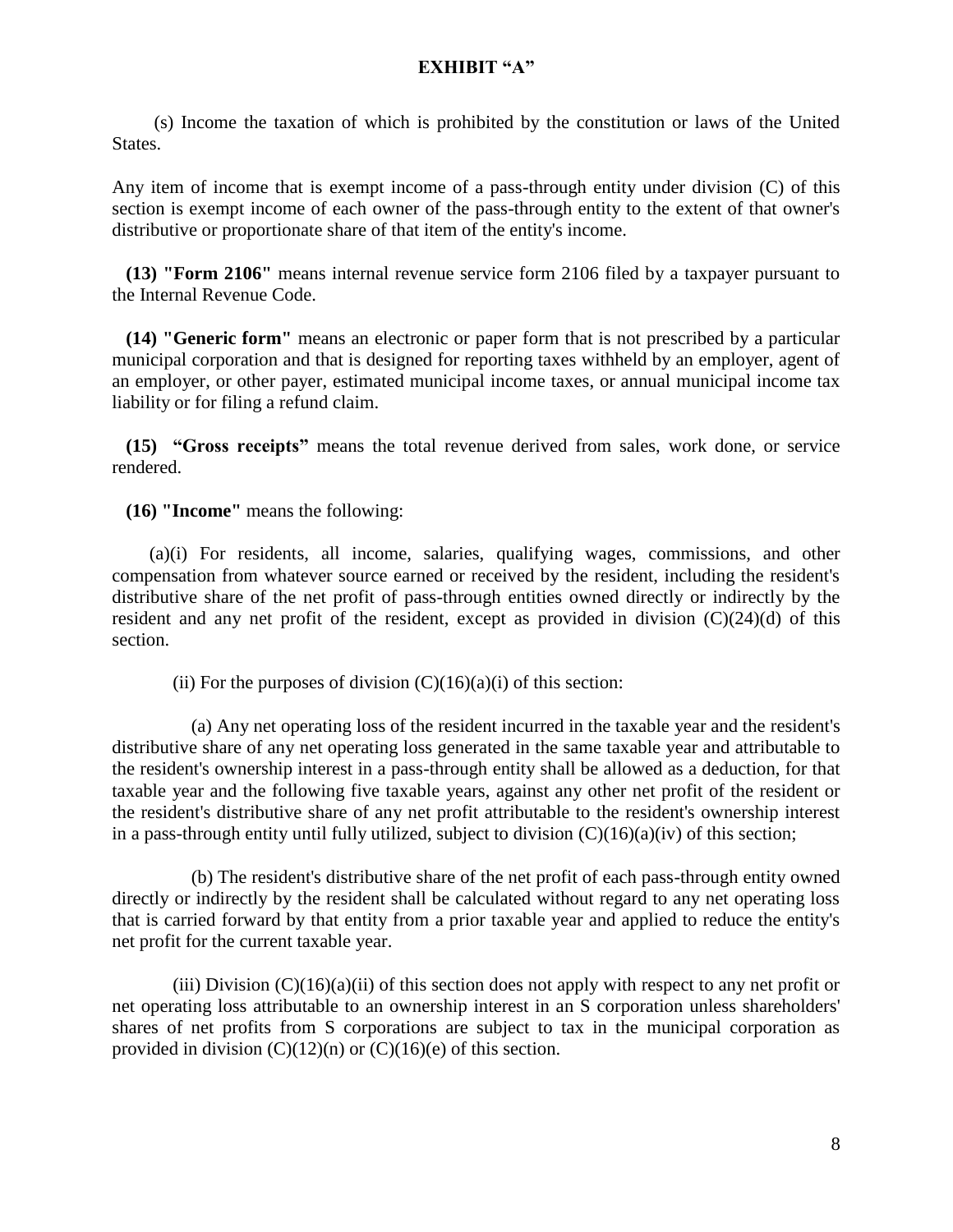**EXHIBIT "A"**

(s) Income the taxation of which is prohibited by the constitution or laws of the United States.

Any item of income that is exempt income of a pass-through entity under division (C) of this section is exempt income of each owner of the pass-through entity to the extent of that owner's distributive or proportionate share of that item of the entity's income.

**(13) "Form 2106"** means internal revenue service form 2106 filed by a taxpayer pursuant to the Internal Revenue Code.

**(14) "Generic form"** means an electronic or paper form that is not prescribed by a particular municipal corporation and that is designed for reporting taxes withheld by an employer, agent of an employer, or other payer, estimated municipal income taxes, or annual municipal income tax liability or for filing a refund claim.

**(15) "Gross receipts"** means the total revenue derived from sales, work done, or service rendered.

**(16) "Income"** means the following:

(a)(i) For residents, all income, salaries, qualifying wages, commissions, and other compensation from whatever source earned or received by the resident, including the resident's distributive share of the net profit of pass-through entities owned directly or indirectly by the resident and any net profit of the resident, except as provided in division (C)(24)(d) of this section.

(ii) For the purposes of division (C)(16)(a)(i) of this section:

(a) Any net operating loss of the resident incurred in the taxable year and the resident's distributive share of any net operating loss generated in the same taxable year and attributable to the resident's ownership interest in a pass-through entity shall be allowed as a deduction, for that taxable year and the following five taxable years, against any other net profit of the resident or the resident's distributive share of any net profit attributable to the resident's ownership interest in a pass-through entity until fully utilized, subject to division (C)(16)(a)(iv) of this section;

(b) The resident's distributive share of the net profit of each pass-through entity owned directly or indirectly by the resident shall be calculated without regard to any net operating loss that is carried forward by that entity from a prior taxable year and applied to reduce the entity's net profit for the current taxable year.

(iii) Division (C)(16)(a)(ii) of this section does not apply with respect to any net profit or net operating loss attributable to an ownership interest in an S corporation unless shareholders' shares of net profits from S corporations are subject to tax in the municipal corporation as provided in division (C)(12)(n) or (C)(16)(e) of this section.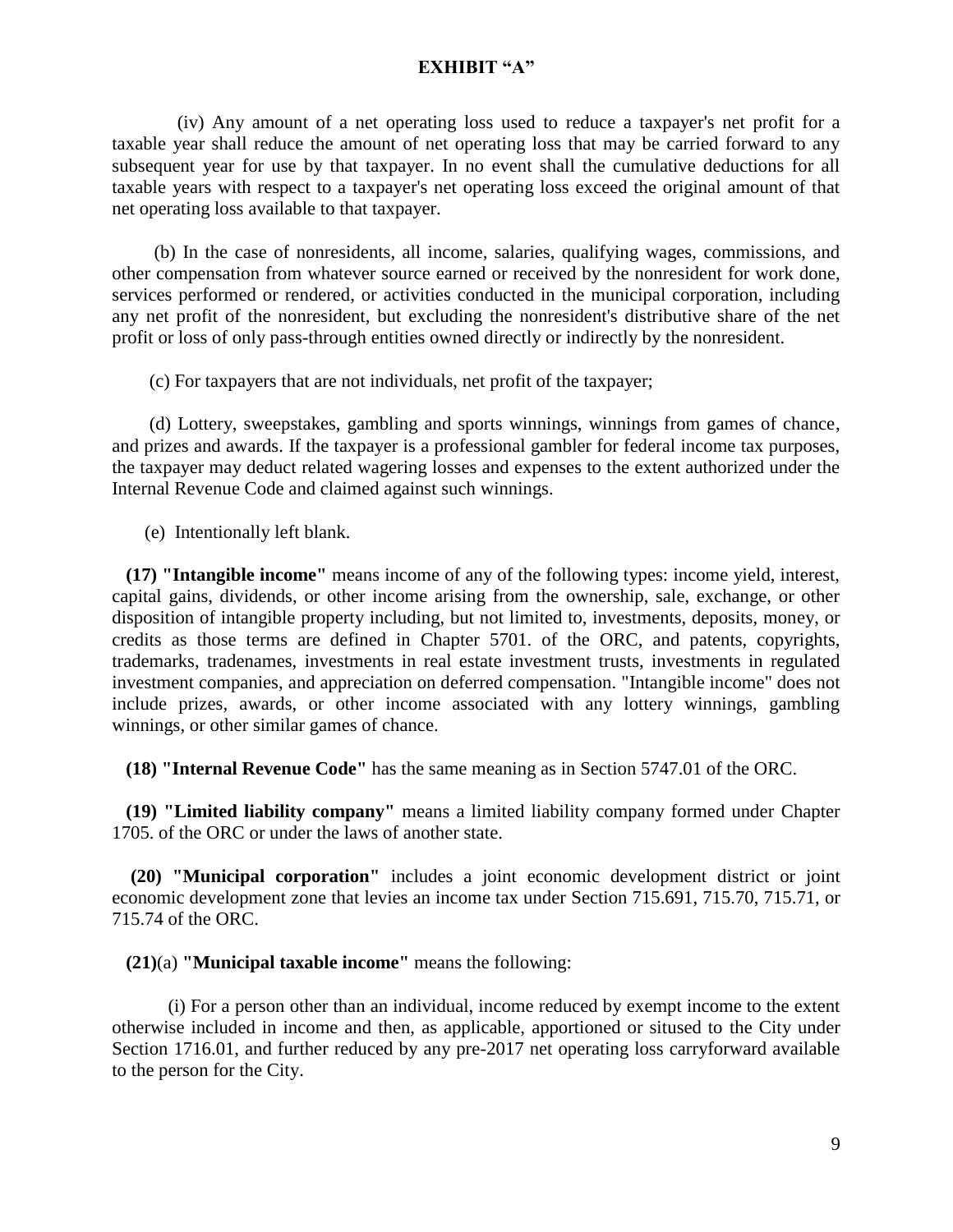**EXHIBIT "A"**

(iv) Any amount of a net operating loss used to reduce a taxpayer's net profit for a taxable year shall reduce the amount of net operating loss that may be carried forward to any subsequent year for use by that taxpayer. In no event shall the cumulative deductions for all taxable years with respect to a taxpayer's net operating loss exceed the original amount of that net operating loss available to that taxpayer.

(b) In the case of nonresidents, all income, salaries, qualifying wages, commissions, and other compensation from whatever source earned or received by the nonresident for work done, services performed or rendered, or activities conducted in the municipal corporation, including any net profit of the nonresident, but excluding the nonresident's distributive share of the net profit or loss of only pass-through entities owned directly or indirectly by the nonresident.

(c) For taxpayers that are not individuals, net profit of the taxpayer;

(d) Lottery, sweepstakes, gambling and sports winnings, winnings from games of chance, and prizes and awards. If the taxpayer is a professional gambler for federal income tax purposes, the taxpayer may deduct related wagering losses and expenses to the extent authorized under the Internal Revenue Code and claimed against such winnings.

(e) Intentionally left blank.

**(17) "Intangible income"** means income of any of the following types: income yield, interest, capital gains, dividends, or other income arising from the ownership, sale, exchange, or other disposition of intangible property including, but not limited to, investments, deposits, money, or credits as those terms are defined in Chapter 5701. of the ORC, and patents, copyrights, trademarks, tradenames, investments in real estate investment trusts, investments in regulated investment companies, and appreciation on deferred compensation. "Intangible income" does not include prizes, awards, or other income associated with any lottery winnings, gambling winnings, or other similar games of chance.

**(18) "Internal Revenue Code"** has the same meaning as in Section 5747.01 of the ORC.

**(19) "Limited liability company"** means a limited liability company formed under Chapter 1705. of the ORC or under the laws of another state.

**(20) "Municipal corporation"** includes a joint economic development district or joint economic development zone that levies an income tax under Section 715.691, 715.70, 715.71, or 715.74 of the ORC.

**(21)**(a) **"Municipal taxable income"** means the following:

(i) For a person other than an individual, income reduced by exempt income to the extent otherwise included in income and then, as applicable, apportioned or sitused to the City under Section 1716.01, and further reduced by any pre-2017 net operating loss carryforward available to the person for the City.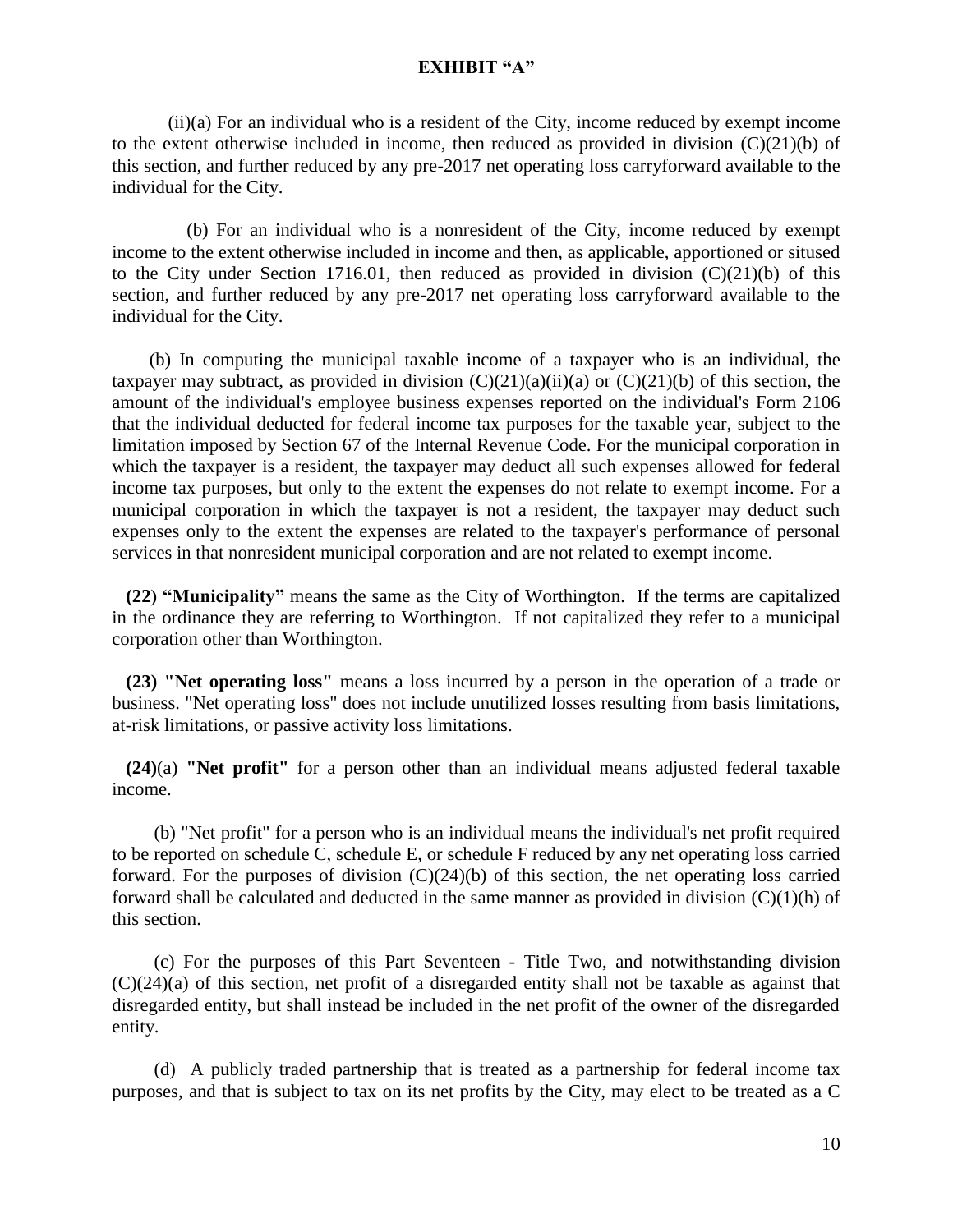**EXHIBIT "A"**

(ii)(a) For an individual who is a resident of the City, income reduced by exempt income to the extent otherwise included in income, then reduced as provided in division (C)(21)(b) of this section, and further reduced by any pre-2017 net operating loss carryforward available to the individual for the City.

(b) For an individual who is a nonresident of the City, income reduced by exempt income to the extent otherwise included in income and then, as applicable, apportioned or sitused to the City under Section 1716.01, then reduced as provided in division (C)(21)(b) of this section, and further reduced by any pre-2017 net operating loss carryforward available to the individual for the City.

(b) In computing the municipal taxable income of a taxpayer who is an individual, the taxpayer may subtract, as provided in division (C)(21)(a)(ii)(a) or (C)(21)(b) of this section, the amount of the individual's employee business expenses reported on the individual's Form 2106 that the individual deducted for federal income tax purposes for the taxable year, subject to the limitation imposed by Section 67 of the Internal Revenue Code. For the municipal corporation in which the taxpayer is a resident, the taxpayer may deduct all such expenses allowed for federal income tax purposes, but only to the extent the expenses do not relate to exempt income. For a municipal corporation in which the taxpayer is not a resident, the taxpayer may deduct such expenses only to the extent the expenses are related to the taxpayer's performance of personal services in that nonresident municipal corporation and are not related to exempt income.

**(22) "Municipality"** means the same as the City of Worthington. If the terms are capitalized in the ordinance they are referring to Worthington. If not capitalized they refer to a municipal corporation other than Worthington.

**(23) "Net operating loss"** means a loss incurred by a person in the operation of a trade or business. "Net operating loss" does not include unutilized losses resulting from basis limitations, at-risk limitations, or passive activity loss limitations.

**(24)**(a) **"Net profit"** for a person other than an individual means adjusted federal taxable income.

(b) "Net profit" for a person who is an individual means the individual's net profit required to be reported on schedule C, schedule E, or schedule F reduced by any net operating loss carried forward. For the purposes of division (C)(24)(b) of this section, the net operating loss carried forward shall be calculated and deducted in the same manner as provided in division (C)(1)(h) of this section.

(c) For the purposes of this Part Seventeen - Title Two, and notwithstanding division (C)(24)(a) of this section, net profit of a disregarded entity shall not be taxable as against that disregarded entity, but shall instead be included in the net profit of the owner of the disregarded entity.

(d) A publicly traded partnership that is treated as a partnership for federal income tax purposes, and that is subject to tax on its net profits by the City, may elect to be treated as a C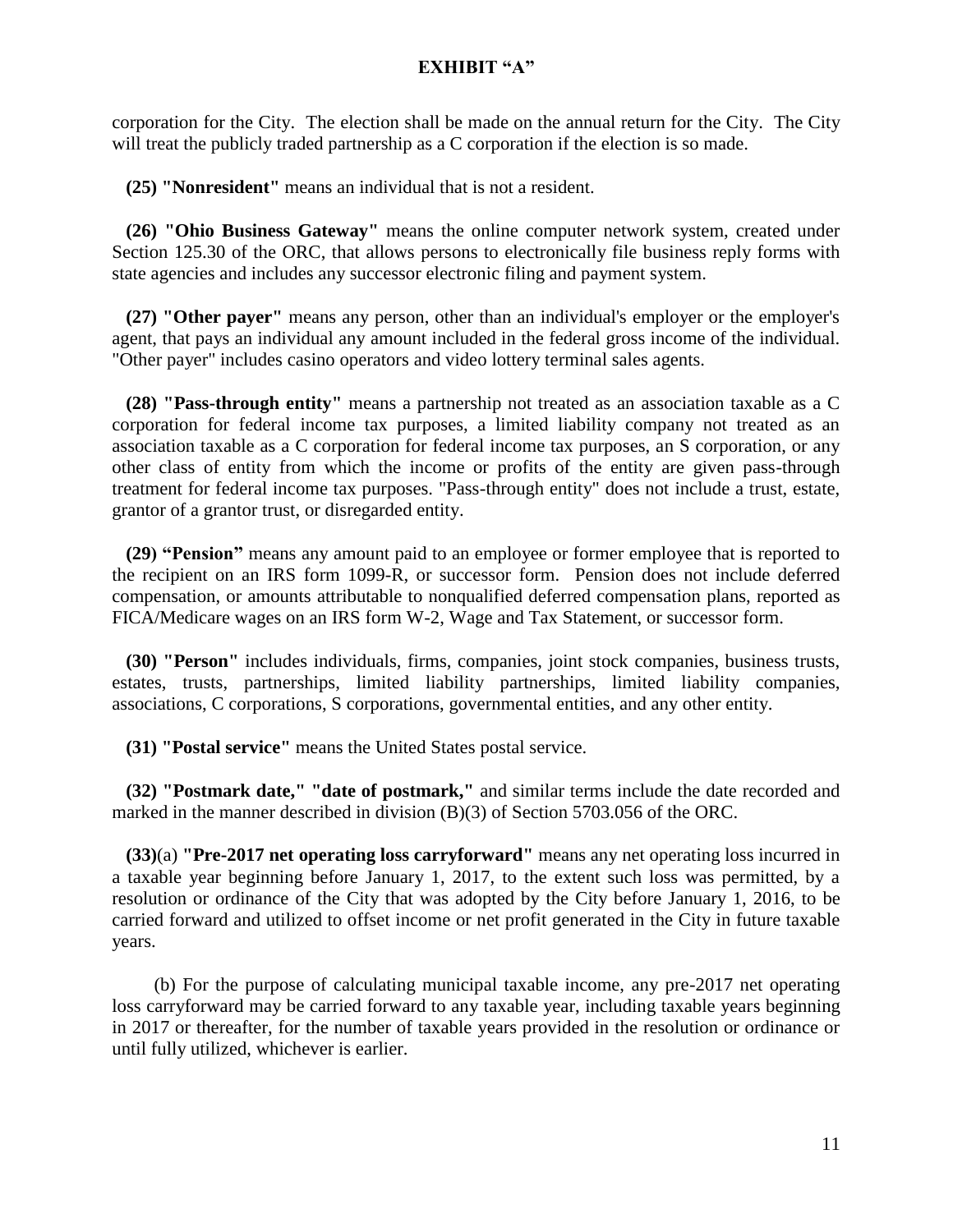corporation for the City. The election shall be made on the annual return for the City. The City will treat the publicly traded partnership as a C corporation if the election is so made.

**(25) "Nonresident"** means an individual that is not a resident.

**(26) "Ohio Business Gateway"** means the online computer network system, created under Section 125.30 of the ORC, that allows persons to electronically file business reply forms with state agencies and includes any successor electronic filing and payment system.

**(27) "Other payer"** means any person, other than an individual's employer or the employer's agent, that pays an individual any amount included in the federal gross income of the individual. "Other payer" includes casino operators and video lottery terminal sales agents.

**(28) "Pass-through entity"** means a partnership not treated as an association taxable as a C corporation for federal income tax purposes, a limited liability company not treated as an association taxable as a C corporation for federal income tax purposes, an S corporation, or any other class of entity from which the income or profits of the entity are given pass-through treatment for federal income tax purposes. "Pass-through entity" does not include a trust, estate, grantor of a grantor trust, or disregarded entity.

**(29) "Pension"** means any amount paid to an employee or former employee that is reported to the recipient on an IRS form 1099-R, or successor form. Pension does not include deferred compensation, or amounts attributable to nonqualified deferred compensation plans, reported as FICA/Medicare wages on an IRS form W-2, Wage and Tax Statement, or successor form.

**(30) "Person"** includes individuals, firms, companies, joint stock companies, business trusts, estates, trusts, partnerships, limited liability partnerships, limited liability companies, associations, C corporations, S corporations, governmental entities, and any other entity.

**(31) "Postal service"** means the United States postal service.

**(32) "Postmark date," "date of postmark,"** and similar terms include the date recorded and marked in the manner described in division (B)(3) of Section 5703.056 of the ORC.

**(33)**(a) **"Pre-2017 net operating loss carryforward"** means any net operating loss incurred in a taxable year beginning before January 1, 2017, to the extent such loss was permitted, by a resolution or ordinance of the City that was adopted by the City before January 1, 2016, to be carried forward and utilized to offset income or net profit generated in the City in future taxable years.

(b) For the purpose of calculating municipal taxable income, any pre-2017 net operating loss carryforward may be carried forward to any taxable year, including taxable years beginning in 2017 or thereafter, for the number of taxable years provided in the resolution or ordinance or until fully utilized, whichever is earlier.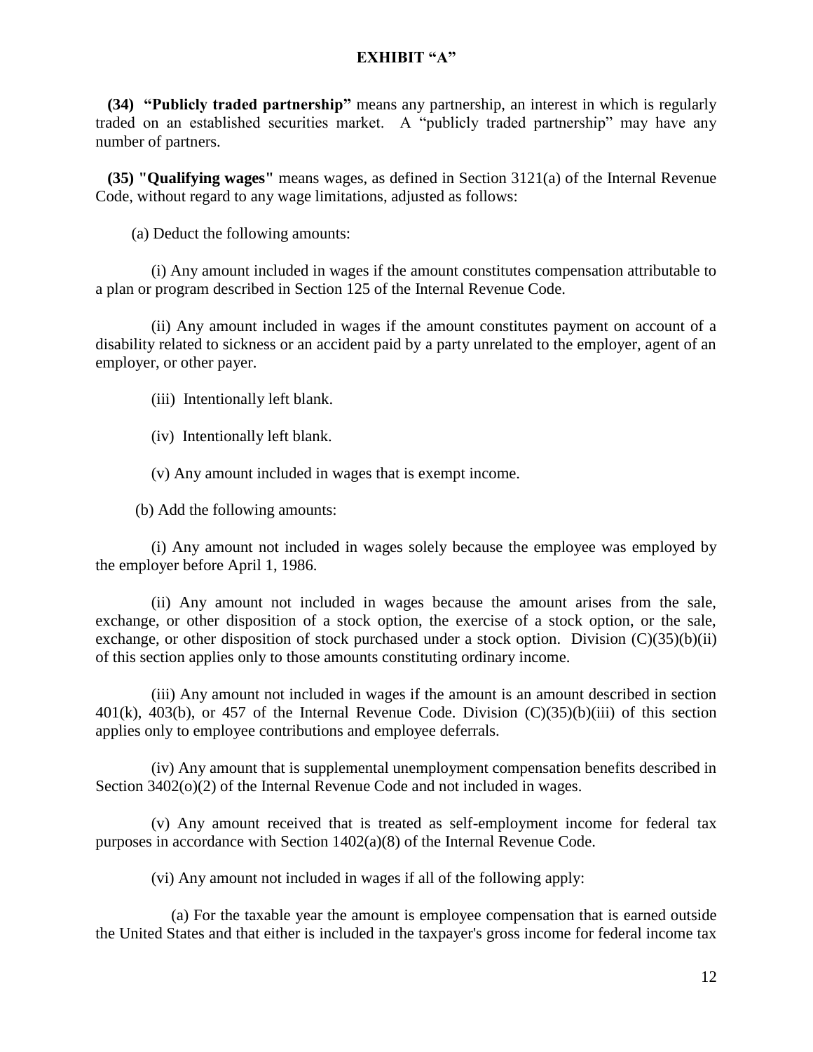**EXHIBIT "A"**

**(34) "Publicly traded partnership"** means any partnership, an interest in which is regularly traded on an established securities market. A "publicly traded partnership" may have any number of partners.

**(35) "Qualifying wages"** means wages, as defined in Section 3121(a) of the Internal Revenue Code, without regard to any wage limitations, adjusted as follows:

(a) Deduct the following amounts:

(i) Any amount included in wages if the amount constitutes compensation attributable to a plan or program described in Section 125 of the Internal Revenue Code.

(ii) Any amount included in wages if the amount constitutes payment on account of a disability related to sickness or an accident paid by a party unrelated to the employer, agent of an employer, or other payer.

(iii) Intentionally left blank.

(iv) Intentionally left blank.

(v) Any amount included in wages that is exempt income.

(b) Add the following amounts:

(i) Any amount not included in wages solely because the employee was employed by the employer before April 1, 1986.

(ii) Any amount not included in wages because the amount arises from the sale, exchange, or other disposition of a stock option, the exercise of a stock option, or the sale, exchange, or other disposition of stock purchased under a stock option. Division (C)(35)(b)(ii) of this section applies only to those amounts constituting ordinary income.

(iii) Any amount not included in wages if the amount is an amount described in section 401(k), 403(b), or 457 of the Internal Revenue Code. Division (C)(35)(b)(iii) of this section applies only to employee contributions and employee deferrals.

(iv) Any amount that is supplemental unemployment compensation benefits described in Section 3402(o)(2) of the Internal Revenue Code and not included in wages.

(v) Any amount received that is treated as self-employment income for federal tax purposes in accordance with Section 1402(a)(8) of the Internal Revenue Code.

(vi) Any amount not included in wages if all of the following apply:

(a) For the taxable year the amount is employee compensation that is earned outside the United States and that either is included in the taxpayer's gross income for federal income tax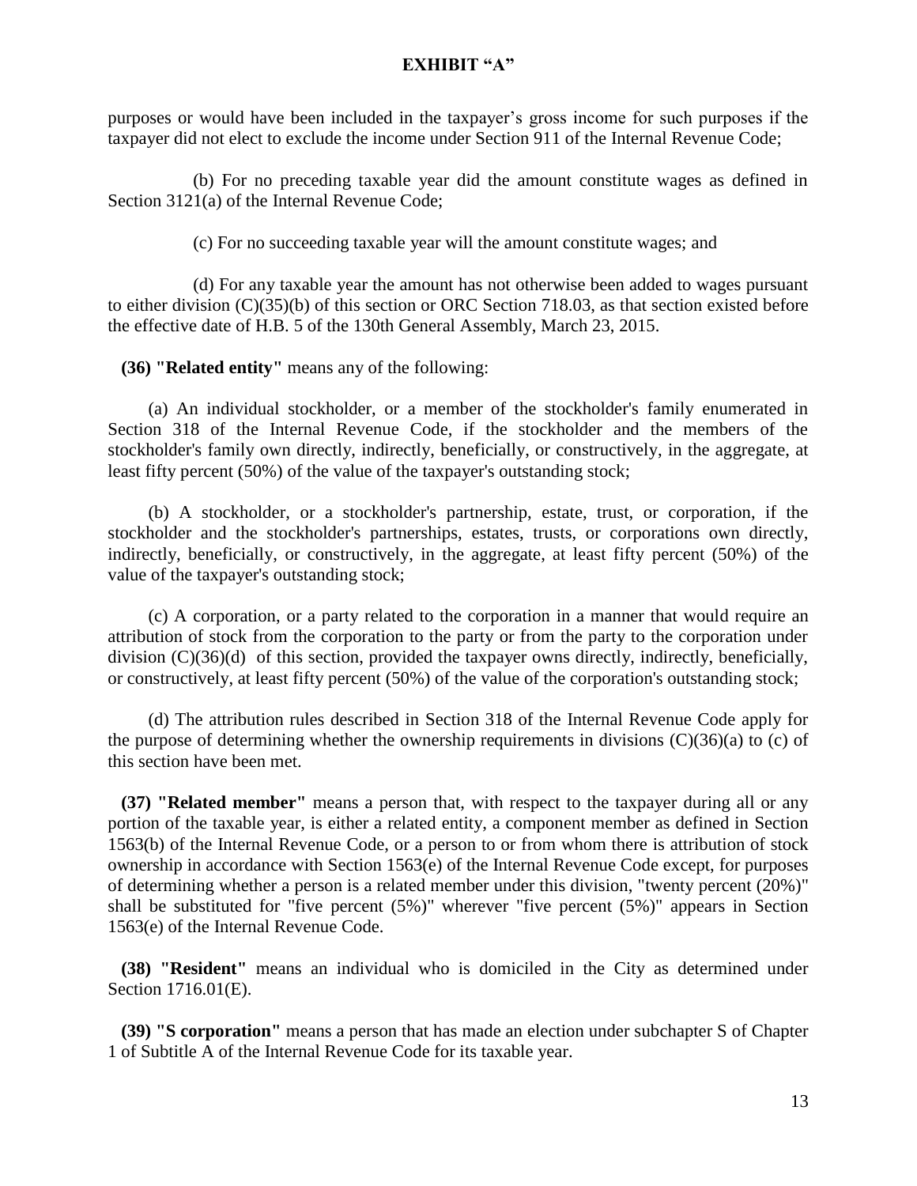purposes or would have been included in the taxpayer's gross income for such purposes if the taxpayer did not elect to exclude the income under Section 911 of the Internal Revenue Code;

(b) For no preceding taxable year did the amount constitute wages as defined in Section 3121(a) of the Internal Revenue Code;

(c) For no succeeding taxable year will the amount constitute wages; and

(d) For any taxable year the amount has not otherwise been added to wages pursuant to either division (C)(35)(b) of this section or ORC Section 718.03, as that section existed before the effective date of H.B. 5 of the 130th General Assembly, March 23, 2015.

**(36) "Related entity"** means any of the following:

(a) An individual stockholder, or a member of the stockholder's family enumerated in Section 318 of the Internal Revenue Code, if the stockholder and the members of the stockholder's family own directly, indirectly, beneficially, or constructively, in the aggregate, at least fifty percent (50%) of the value of the taxpayer's outstanding stock;

(b) A stockholder, or a stockholder's partnership, estate, trust, or corporation, if the stockholder and the stockholder's partnerships, estates, trusts, or corporations own directly, indirectly, beneficially, or constructively, in the aggregate, at least fifty percent (50%) of the value of the taxpayer's outstanding stock;

(c) A corporation, or a party related to the corporation in a manner that would require an attribution of stock from the corporation to the party or from the party to the corporation under division (C)(36)(d) of this section, provided the taxpayer owns directly, indirectly, beneficially, or constructively, at least fifty percent (50%) of the value of the corporation's outstanding stock;

(d) The attribution rules described in Section 318 of the Internal Revenue Code apply for the purpose of determining whether the ownership requirements in divisions (C)(36)(a) to (c) of this section have been met.

**(37) "Related member"** means a person that, with respect to the taxpayer during all or any portion of the taxable year, is either a related entity, a component member as defined in Section 1563(b) of the Internal Revenue Code, or a person to or from whom there is attribution of stock ownership in accordance with Section 1563(e) of the Internal Revenue Code except, for purposes of determining whether a person is a related member under this division, "twenty percent (20%)" shall be substituted for "five percent (5%)" wherever "five percent (5%)" appears in Section 1563(e) of the Internal Revenue Code.

**(38) "Resident"** means an individual who is domiciled in the City as determined under Section 1716.01(E).

**(39) "S corporation"** means a person that has made an election under subchapter S of Chapter 1 of Subtitle A of the Internal Revenue Code for its taxable year.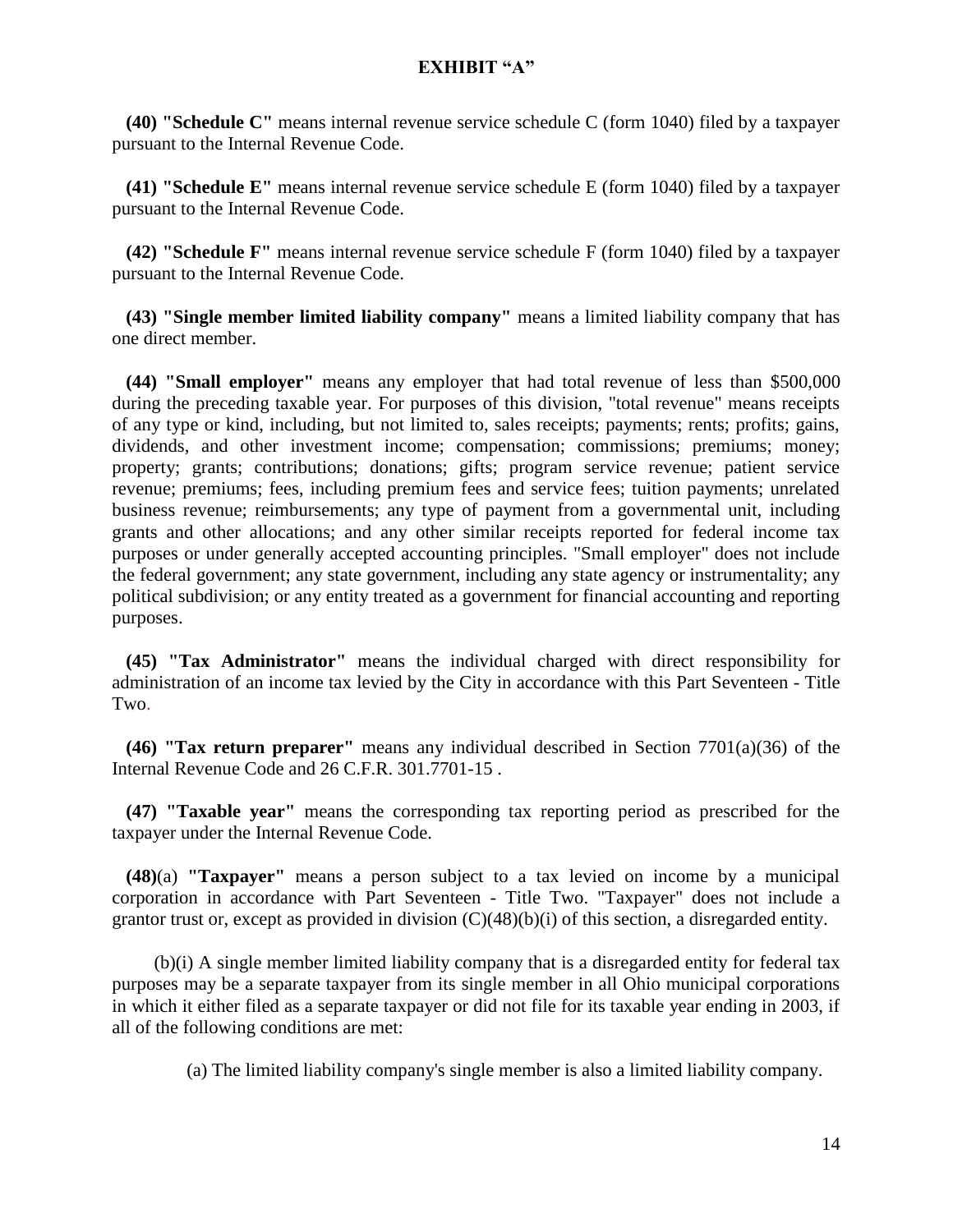**EXHIBIT "A"**

**(40) "Schedule C"** means internal revenue service schedule C (form 1040) filed by a taxpayer pursuant to the Internal Revenue Code.

**(41) "Schedule E"** means internal revenue service schedule E (form 1040) filed by a taxpayer pursuant to the Internal Revenue Code.

**(42) "Schedule F"** means internal revenue service schedule F (form 1040) filed by a taxpayer pursuant to the Internal Revenue Code.

**(43) "Single member limited liability company"** means a limited liability company that has one direct member.

**(44) "Small employer"** means any employer that had total revenue of less than $500,000 during the preceding taxable year. For purposes of this division, "total revenue" means receipts of any type or kind, including, but not limited to, sales receipts; payments; rents; profits; gains, dividends, and other investment income; compensation; commissions; premiums; money; property; grants; contributions; donations; gifts; program service revenue; patient service revenue; premiums; fees, including premium fees and service fees; tuition payments; unrelated business revenue; reimbursements; any type of payment from a governmental unit, including grants and other allocations; and any other similar receipts reported for federal income tax purposes or under generally accepted accounting principles. "Small employer" does not include the federal government; any state government, including any state agency or instrumentality; any political subdivision; or any entity treated as a government for financial accounting and reporting purposes.

**(45) "Tax Administrator"** means the individual charged with direct responsibility for administration of an income tax levied by the City in accordance with this Part Seventeen - Title Two.

**(46) "Tax return preparer"** means any individual described in Section 7701(a)(36) of the Internal Revenue Code and 26 C.F.R. 301.7701-15 .

**(47) "Taxable year"** means the corresponding tax reporting period as prescribed for the taxpayer under the Internal Revenue Code.

**(48)**(a) **"Taxpayer"** means a person subject to a tax levied on income by a municipal corporation in accordance with Part Seventeen - Title Two. "Taxpayer" does not include a grantor trust or, except as provided in division (C)(48)(b)(i) of this section, a disregarded entity.

(b)(i) A single member limited liability company that is a disregarded entity for federal tax purposes may be a separate taxpayer from its single member in all Ohio municipal corporations in which it either filed as a separate taxpayer or did not file for its taxable year ending in 2003, if all of the following conditions are met:

(a) The limited liability company's single member is also a limited liability company.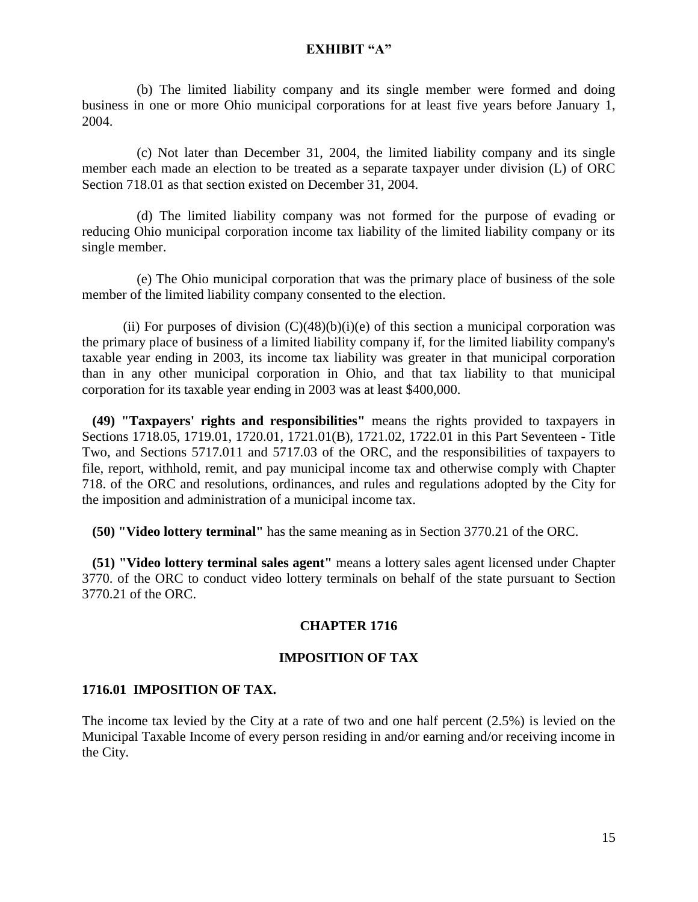**EXHIBIT "A"**

(b) The limited liability company and its single member were formed and doing business in one or more Ohio municipal corporations for at least five years before January 1, 2004.

(c) Not later than December 31, 2004, the limited liability company and its single member each made an election to be treated as a separate taxpayer under division (L) of ORC Section 718.01 as that section existed on December 31, 2004.

(d) The limited liability company was not formed for the purpose of evading or reducing Ohio municipal corporation income tax liability of the limited liability company or its single member.

(e) The Ohio municipal corporation that was the primary place of business of the sole member of the limited liability company consented to the election.

(ii) For purposes of division (C)(48)(b)(i)(e) of this section a municipal corporation was the primary place of business of a limited liability company if, for the limited liability company's taxable year ending in 2003, its income tax liability was greater in that municipal corporation than in any other municipal corporation in Ohio, and that tax liability to that municipal corporation for its taxable year ending in 2003 was at least $400,000.

**(49) "Taxpayers' rights and responsibilities"** means the rights provided to taxpayers in Sections 1718.05, 1719.01, 1720.01, 1721.01(B), 1721.02, 1722.01 in this Part Seventeen - Title Two, and Sections 5717.011 and 5717.03 of the ORC, and the responsibilities of taxpayers to file, report, withhold, remit, and pay municipal income tax and otherwise comply with Chapter 718. of the ORC and resolutions, ordinances, and rules and regulations adopted by the City for the imposition and administration of a municipal income tax.

**(50) "Video lottery terminal"** has the same meaning as in Section 3770.21 of the ORC.

**(51) "Video lottery terminal sales agent"** means a lottery sales agent licensed under Chapter 3770. of the ORC to conduct video lottery terminals on behalf of the state pursuant to Section 3770.21 of the ORC.

## CHAPTER 1716

## IMPOSITION OF TAX

### 1716.01 IMPOSITION OF TAX.

The income tax levied by the City at a rate of two and one half percent (2.5%) is levied on the Municipal Taxable Income of every person residing in and/or earning and/or receiving income in the City.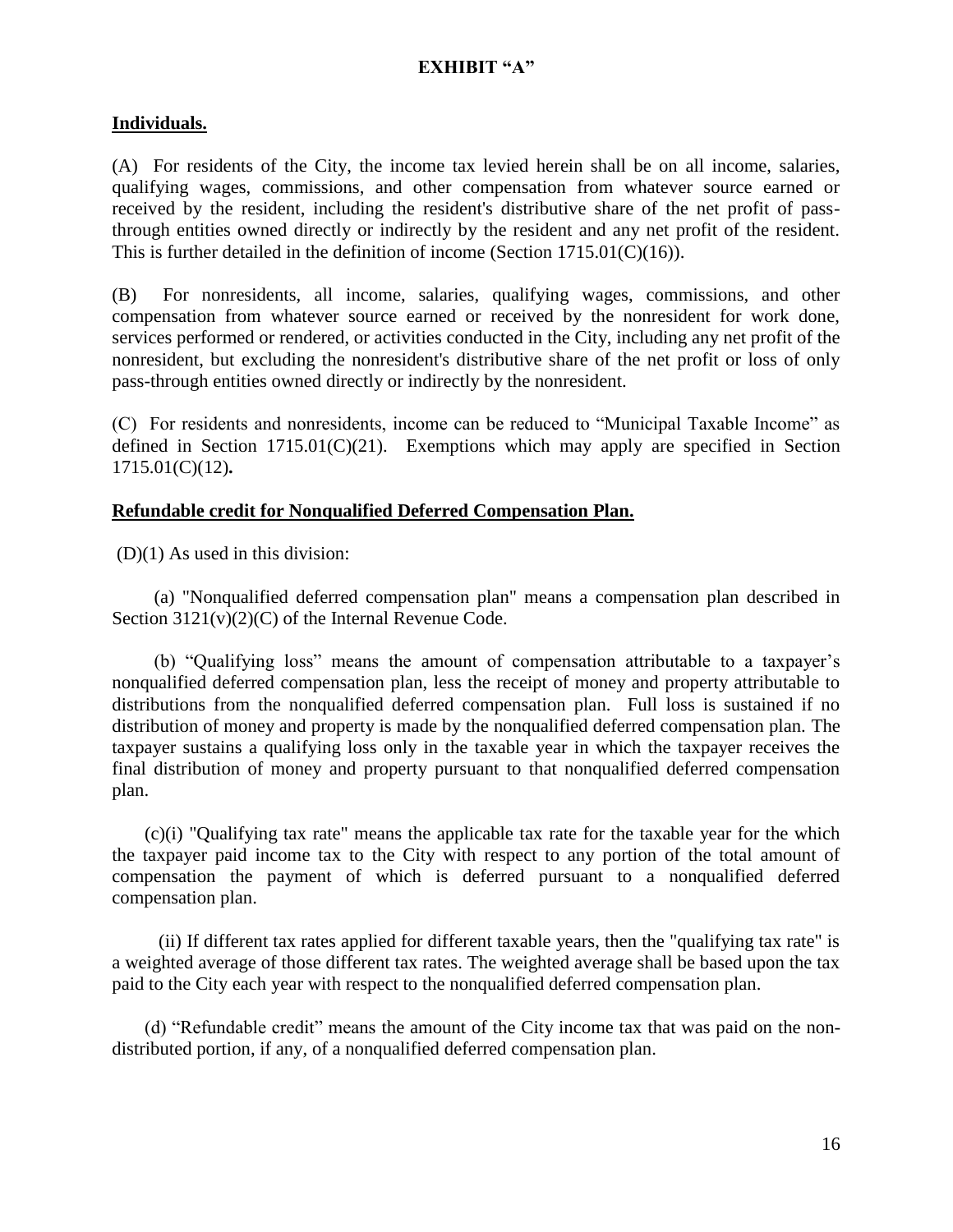**EXHIBIT "A"**

**Individuals.**

(A) For residents of the City, the income tax levied herein shall be on all income, salaries, qualifying wages, commissions, and other compensation from whatever source earned or received by the resident, including the resident's distributive share of the net profit of pass-through entities owned directly or indirectly by the resident and any net profit of the resident. This is further detailed in the definition of income (Section 1715.01(C)(16)).

(B) For nonresidents, all income, salaries, qualifying wages, commissions, and other compensation from whatever source earned or received by the nonresident for work done, services performed or rendered, or activities conducted in the City, including any net profit of the nonresident, but excluding the nonresident's distributive share of the net profit or loss of only pass-through entities owned directly or indirectly by the nonresident.

(C) For residents and nonresidents, income can be reduced to "Municipal Taxable Income" as defined in Section 1715.01(C)(21). Exemptions which may apply are specified in Section 1715.01(C)(12)**.**

**Refundable credit for Nonqualified Deferred Compensation Plan.**

(D)(1) As used in this division:

(a) "Nonqualified deferred compensation plan" means a compensation plan described in Section 3121(v)(2)(C) of the Internal Revenue Code.

(b) "Qualifying loss" means the amount of compensation attributable to a taxpayer's nonqualified deferred compensation plan, less the receipt of money and property attributable to distributions from the nonqualified deferred compensation plan. Full loss is sustained if no distribution of money and property is made by the nonqualified deferred compensation plan. The taxpayer sustains a qualifying loss only in the taxable year in which the taxpayer receives the final distribution of money and property pursuant to that nonqualified deferred compensation plan.

(c)(i) "Qualifying tax rate" means the applicable tax rate for the taxable year for the which the taxpayer paid income tax to the City with respect to any portion of the total amount of compensation the payment of which is deferred pursuant to a nonqualified deferred compensation plan.

(ii) If different tax rates applied for different taxable years, then the "qualifying tax rate" is a weighted average of those different tax rates. The weighted average shall be based upon the tax paid to the City each year with respect to the nonqualified deferred compensation plan.

(d) "Refundable credit" means the amount of the City income tax that was paid on the non-distributed portion, if any, of a nonqualified deferred compensation plan.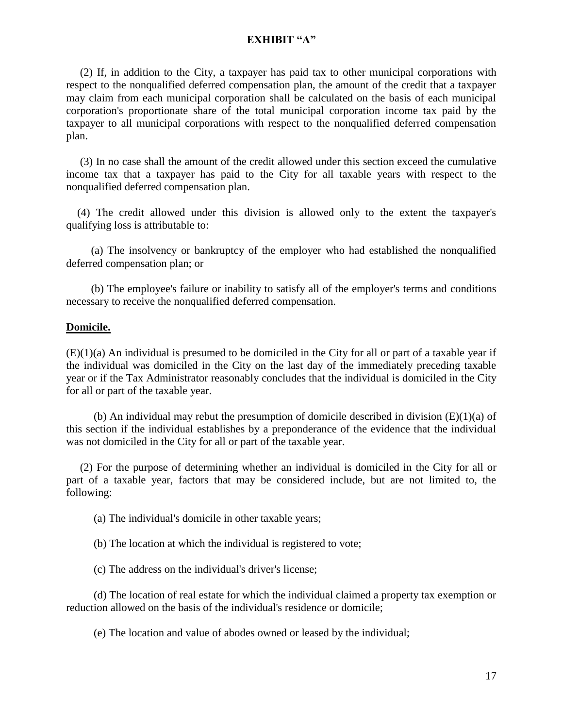**EXHIBIT "A"**

(2) If, in addition to the City, a taxpayer has paid tax to other municipal corporations with respect to the nonqualified deferred compensation plan, the amount of the credit that a taxpayer may claim from each municipal corporation shall be calculated on the basis of each municipal corporation's proportionate share of the total municipal corporation income tax paid by the taxpayer to all municipal corporations with respect to the nonqualified deferred compensation plan.

(3) In no case shall the amount of the credit allowed under this section exceed the cumulative income tax that a taxpayer has paid to the City for all taxable years with respect to the nonqualified deferred compensation plan.

(4) The credit allowed under this division is allowed only to the extent the taxpayer's qualifying loss is attributable to:

(a) The insolvency or bankruptcy of the employer who had established the nonqualified deferred compensation plan; or

(b) The employee's failure or inability to satisfy all of the employer's terms and conditions necessary to receive the nonqualified deferred compensation.

**Domicile.**

(E)(1)(a) An individual is presumed to be domiciled in the City for all or part of a taxable year if the individual was domiciled in the City on the last day of the immediately preceding taxable year or if the Tax Administrator reasonably concludes that the individual is domiciled in the City for all or part of the taxable year.

(b) An individual may rebut the presumption of domicile described in division (E)(1)(a) of this section if the individual establishes by a preponderance of the evidence that the individual was not domiciled in the City for all or part of the taxable year.

(2) For the purpose of determining whether an individual is domiciled in the City for all or part of a taxable year, factors that may be considered include, but are not limited to, the following:

(a) The individual's domicile in other taxable years;

(b) The location at which the individual is registered to vote;

(c) The address on the individual's driver's license;

(d) The location of real estate for which the individual claimed a property tax exemption or reduction allowed on the basis of the individual's residence or domicile;

(e) The location and value of abodes owned or leased by the individual;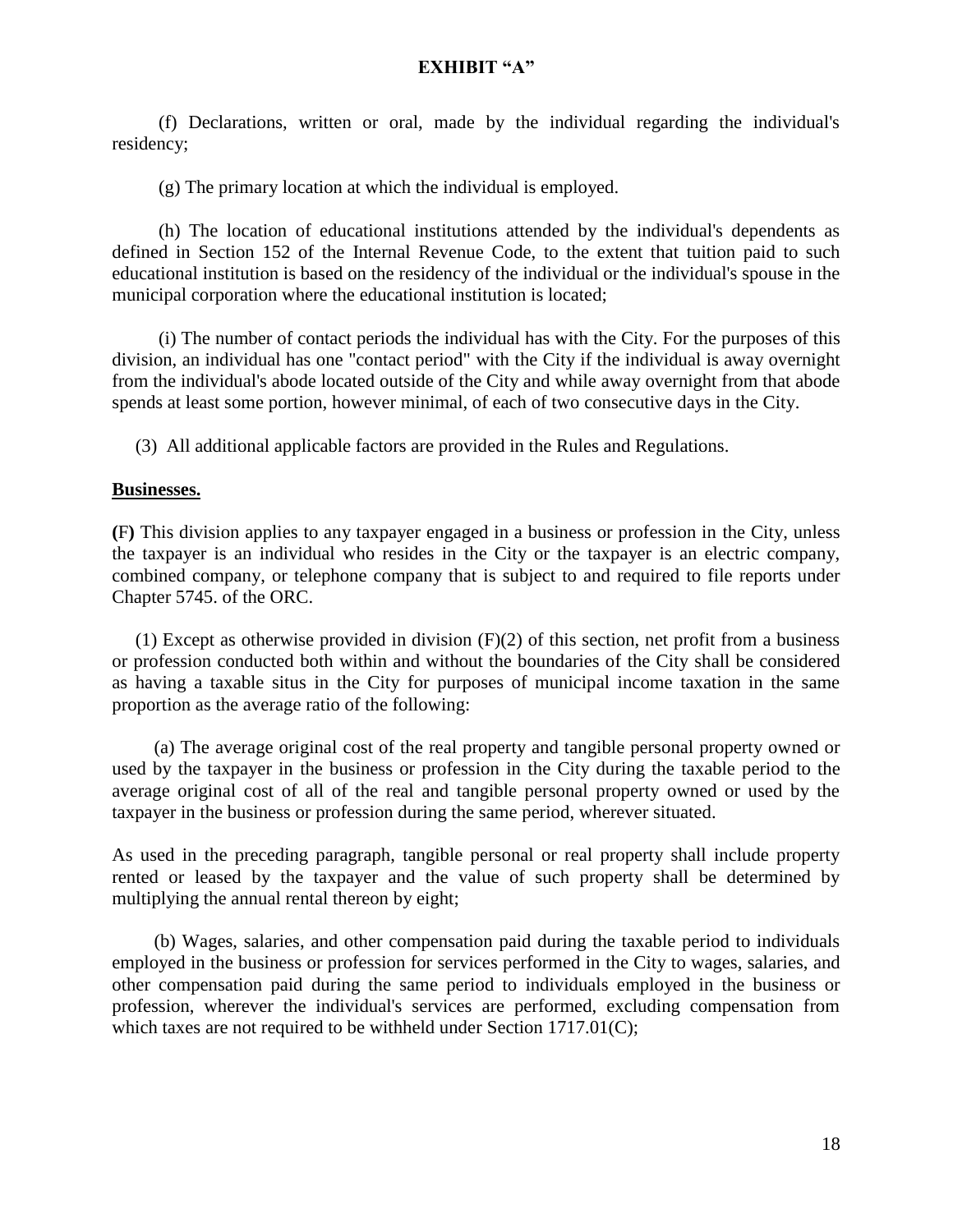**EXHIBIT "A"**

(f) Declarations, written or oral, made by the individual regarding the individual's residency;

(g) The primary location at which the individual is employed.

(h) The location of educational institutions attended by the individual's dependents as defined in Section 152 of the Internal Revenue Code, to the extent that tuition paid to such educational institution is based on the residency of the individual or the individual's spouse in the municipal corporation where the educational institution is located;

(i) The number of contact periods the individual has with the City. For the purposes of this division, an individual has one "contact period" with the City if the individual is away overnight from the individual's abode located outside of the City and while away overnight from that abode spends at least some portion, however minimal, of each of two consecutive days in the City.

(3) All additional applicable factors are provided in the Rules and Regulations.

**Businesses.**

**(F)** This division applies to any taxpayer engaged in a business or profession in the City, unless the taxpayer is an individual who resides in the City or the taxpayer is an electric company, combined company, or telephone company that is subject to and required to file reports under Chapter 5745. of the ORC.

(1) Except as otherwise provided in division (F)(2) of this section, net profit from a business or profession conducted both within and without the boundaries of the City shall be considered as having a taxable situs in the City for purposes of municipal income taxation in the same proportion as the average ratio of the following:

(a) The average original cost of the real property and tangible personal property owned or used by the taxpayer in the business or profession in the City during the taxable period to the average original cost of all of the real and tangible personal property owned or used by the taxpayer in the business or profession during the same period, wherever situated.

As used in the preceding paragraph, tangible personal or real property shall include property rented or leased by the taxpayer and the value of such property shall be determined by multiplying the annual rental thereon by eight;

(b) Wages, salaries, and other compensation paid during the taxable period to individuals employed in the business or profession for services performed in the City to wages, salaries, and other compensation paid during the same period to individuals employed in the business or profession, wherever the individual's services are performed, excluding compensation from which taxes are not required to be withheld under Section 1717.01(C);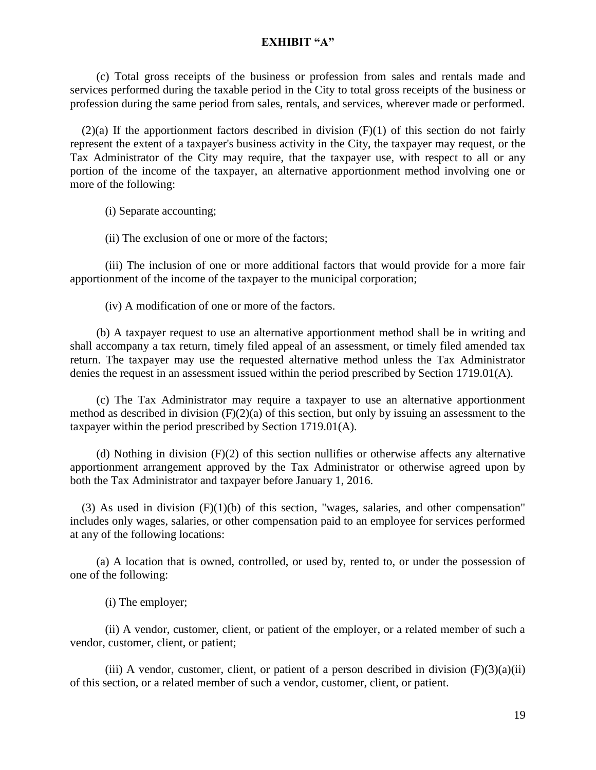**EXHIBIT "A"**

(c) Total gross receipts of the business or profession from sales and rentals made and services performed during the taxable period in the City to total gross receipts of the business or profession during the same period from sales, rentals, and services, wherever made or performed.

(2)(a) If the apportionment factors described in division (F)(1) of this section do not fairly represent the extent of a taxpayer's business activity in the City, the taxpayer may request, or the Tax Administrator of the City may require, that the taxpayer use, with respect to all or any portion of the income of the taxpayer, an alternative apportionment method involving one or more of the following:

(i) Separate accounting;

(ii) The exclusion of one or more of the factors;

(iii) The inclusion of one or more additional factors that would provide for a more fair apportionment of the income of the taxpayer to the municipal corporation;

(iv) A modification of one or more of the factors.

(b) A taxpayer request to use an alternative apportionment method shall be in writing and shall accompany a tax return, timely filed appeal of an assessment, or timely filed amended tax return. The taxpayer may use the requested alternative method unless the Tax Administrator denies the request in an assessment issued within the period prescribed by Section 1719.01(A).

(c) The Tax Administrator may require a taxpayer to use an alternative apportionment method as described in division (F)(2)(a) of this section, but only by issuing an assessment to the taxpayer within the period prescribed by Section 1719.01(A).

(d) Nothing in division (F)(2) of this section nullifies or otherwise affects any alternative apportionment arrangement approved by the Tax Administrator or otherwise agreed upon by both the Tax Administrator and taxpayer before January 1, 2016.

(3) As used in division (F)(1)(b) of this section, "wages, salaries, and other compensation" includes only wages, salaries, or other compensation paid to an employee for services performed at any of the following locations:

(a) A location that is owned, controlled, or used by, rented to, or under the possession of one of the following:

(i) The employer;

(ii) A vendor, customer, client, or patient of the employer, or a related member of such a vendor, customer, client, or patient;

(iii) A vendor, customer, client, or patient of a person described in division (F)(3)(a)(ii) of this section, or a related member of such a vendor, customer, client, or patient.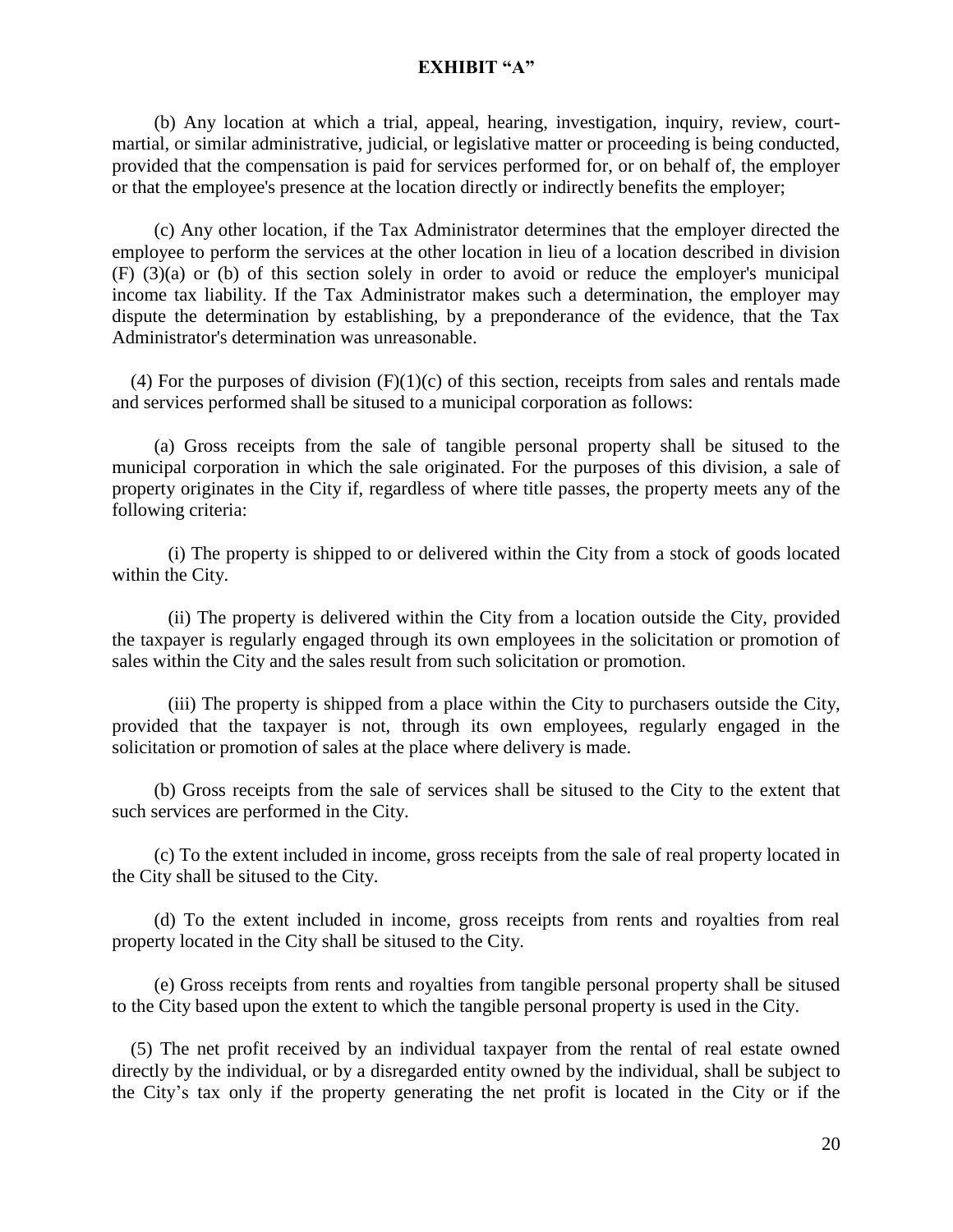**EXHIBIT "A"**

(b) Any location at which a trial, appeal, hearing, investigation, inquiry, review, court-martial, or similar administrative, judicial, or legislative matter or proceeding is being conducted, provided that the compensation is paid for services performed for, or on behalf of, the employer or that the employee's presence at the location directly or indirectly benefits the employer;

(c) Any other location, if the Tax Administrator determines that the employer directed the employee to perform the services at the other location in lieu of a location described in division (F) (3)(a) or (b) of this section solely in order to avoid or reduce the employer's municipal income tax liability. If the Tax Administrator makes such a determination, the employer may dispute the determination by establishing, by a preponderance of the evidence, that the Tax Administrator's determination was unreasonable.

(4) For the purposes of division (F)(1)(c) of this section, receipts from sales and rentals made and services performed shall be sitused to a municipal corporation as follows:

(a) Gross receipts from the sale of tangible personal property shall be sitused to the municipal corporation in which the sale originated. For the purposes of this division, a sale of property originates in the City if, regardless of where title passes, the property meets any of the following criteria:

(i) The property is shipped to or delivered within the City from a stock of goods located within the City.

(ii) The property is delivered within the City from a location outside the City, provided the taxpayer is regularly engaged through its own employees in the solicitation or promotion of sales within the City and the sales result from such solicitation or promotion.

(iii) The property is shipped from a place within the City to purchasers outside the City, provided that the taxpayer is not, through its own employees, regularly engaged in the solicitation or promotion of sales at the place where delivery is made.

(b) Gross receipts from the sale of services shall be sitused to the City to the extent that such services are performed in the City.

(c) To the extent included in income, gross receipts from the sale of real property located in the City shall be sitused to the City.

(d) To the extent included in income, gross receipts from rents and royalties from real property located in the City shall be sitused to the City.

(e) Gross receipts from rents and royalties from tangible personal property shall be sitused to the City based upon the extent to which the tangible personal property is used in the City.

(5) The net profit received by an individual taxpayer from the rental of real estate owned directly by the individual, or by a disregarded entity owned by the individual, shall be subject to the City's tax only if the property generating the net profit is located in the City or if the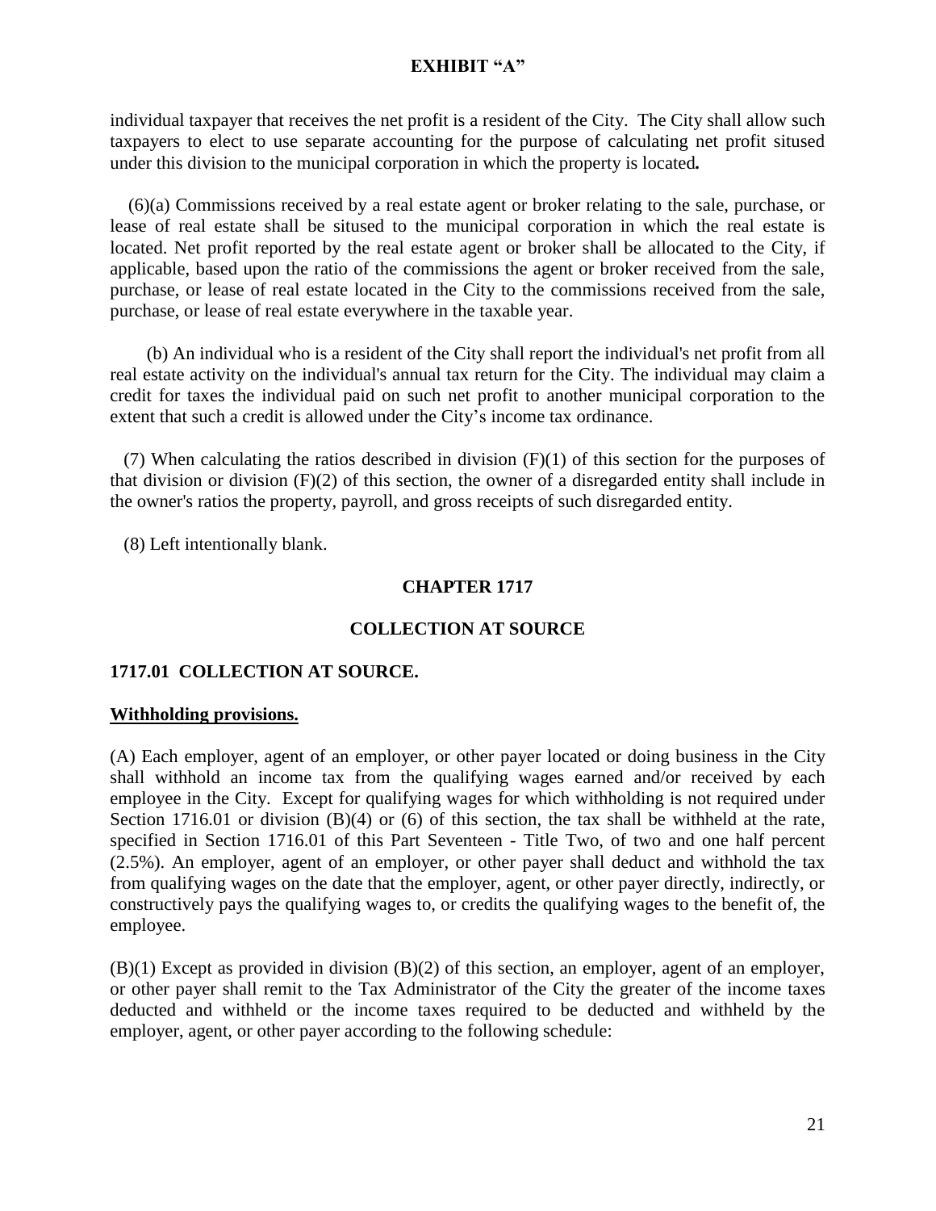individual taxpayer that receives the net profit is a resident of the City. The City shall allow such taxpayers to elect to use separate accounting for the purpose of calculating net profit sitused under this division to the municipal corporation in which the property is located**.**

(6)(a) Commissions received by a real estate agent or broker relating to the sale, purchase, or lease of real estate shall be sitused to the municipal corporation in which the real estate is located. Net profit reported by the real estate agent or broker shall be allocated to the City, if applicable, based upon the ratio of the commissions the agent or broker received from the sale, purchase, or lease of real estate located in the City to the commissions received from the sale, purchase, or lease of real estate everywhere in the taxable year.

(b) An individual who is a resident of the City shall report the individual's net profit from all real estate activity on the individual's annual tax return for the City. The individual may claim a credit for taxes the individual paid on such net profit to another municipal corporation to the extent that such a credit is allowed under the City's income tax ordinance.

(7) When calculating the ratios described in division (F)(1) of this section for the purposes of that division or division (F)(2) of this section, the owner of a disregarded entity shall include in the owner's ratios the property, payroll, and gross receipts of such disregarded entity.

(8) Left intentionally blank.

## CHAPTER 1717

## COLLECTION AT SOURCE

### 1717.01 COLLECTION AT SOURCE.

**Withholding provisions.**

(A) Each employer, agent of an employer, or other payer located or doing business in the City shall withhold an income tax from the qualifying wages earned and/or received by each employee in the City. Except for qualifying wages for which withholding is not required under Section 1716.01 or division (B)(4) or (6) of this section, the tax shall be withheld at the rate, specified in Section 1716.01 of this Part Seventeen - Title Two, of two and one half percent (2.5%). An employer, agent of an employer, or other payer shall deduct and withhold the tax from qualifying wages on the date that the employer, agent, or other payer directly, indirectly, or constructively pays the qualifying wages to, or credits the qualifying wages to the benefit of, the employee.

(B)(1) Except as provided in division (B)(2) of this section, an employer, agent of an employer, or other payer shall remit to the Tax Administrator of the City the greater of the income taxes deducted and withheld or the income taxes required to be deducted and withheld by the employer, agent, or other payer according to the following schedule: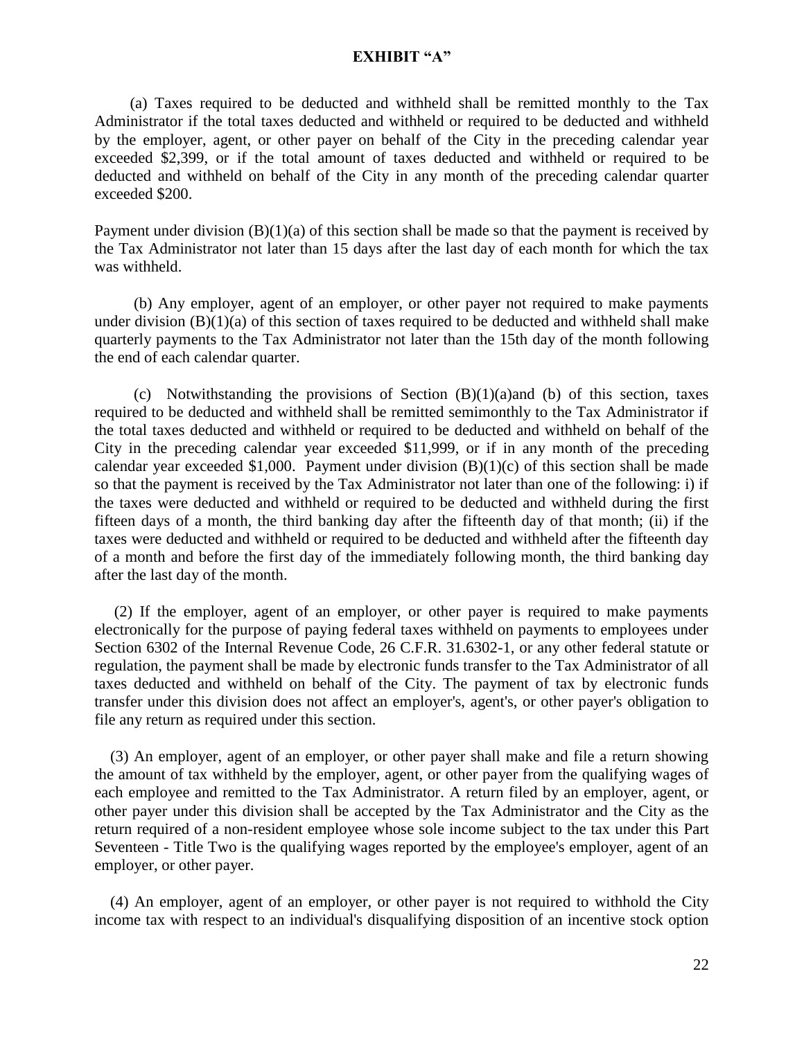# EXHIBIT "A"

(a) Taxes required to be deducted and withheld shall be remitted monthly to the Tax Administrator if the total taxes deducted and withheld or required to be deducted and withheld by the employer, agent, or other payer on behalf of the City in the preceding calendar year exceeded $2,399, or if the total amount of taxes deducted and withheld or required to be deducted and withheld on behalf of the City in any month of the preceding calendar quarter exceeded $200.

Payment under division (B)(1)(a) of this section shall be made so that the payment is received by the Tax Administrator not later than 15 days after the last day of each month for which the tax was withheld.

(b) Any employer, agent of an employer, or other payer not required to make payments under division (B)(1)(a) of this section of taxes required to be deducted and withheld shall make quarterly payments to the Tax Administrator not later than the 15th day of the month following the end of each calendar quarter.

(c) Notwithstanding the provisions of Section (B)(1)(a)and (b) of this section, taxes required to be deducted and withheld shall be remitted semimonthly to the Tax Administrator if the total taxes deducted and withheld or required to be deducted and withheld on behalf of the City in the preceding calendar year exceeded $11,999, or if in any month of the preceding calendar year exceeded $1,000. Payment under division (B)(1)(c) of this section shall be made so that the payment is received by the Tax Administrator not later than one of the following: i) if the taxes were deducted and withheld or required to be deducted and withheld during the first fifteen days of a month, the third banking day after the fifteenth day of that month; (ii) if the taxes were deducted and withheld or required to be deducted and withheld after the fifteenth day of a month and before the first day of the immediately following month, the third banking day after the last day of the month.

(2) If the employer, agent of an employer, or other payer is required to make payments electronically for the purpose of paying federal taxes withheld on payments to employees under Section 6302 of the Internal Revenue Code, 26 C.F.R. 31.6302-1, or any other federal statute or regulation, the payment shall be made by electronic funds transfer to the Tax Administrator of all taxes deducted and withheld on behalf of the City. The payment of tax by electronic funds transfer under this division does not affect an employer's, agent's, or other payer's obligation to file any return as required under this section.

(3) An employer, agent of an employer, or other payer shall make and file a return showing the amount of tax withheld by the employer, agent, or other payer from the qualifying wages of each employee and remitted to the Tax Administrator. A return filed by an employer, agent, or other payer under this division shall be accepted by the Tax Administrator and the City as the return required of a non-resident employee whose sole income subject to the tax under this Part Seventeen - Title Two is the qualifying wages reported by the employee's employer, agent of an employer, or other payer.

(4) An employer, agent of an employer, or other payer is not required to withhold the City income tax with respect to an individual's disqualifying disposition of an incentive stock option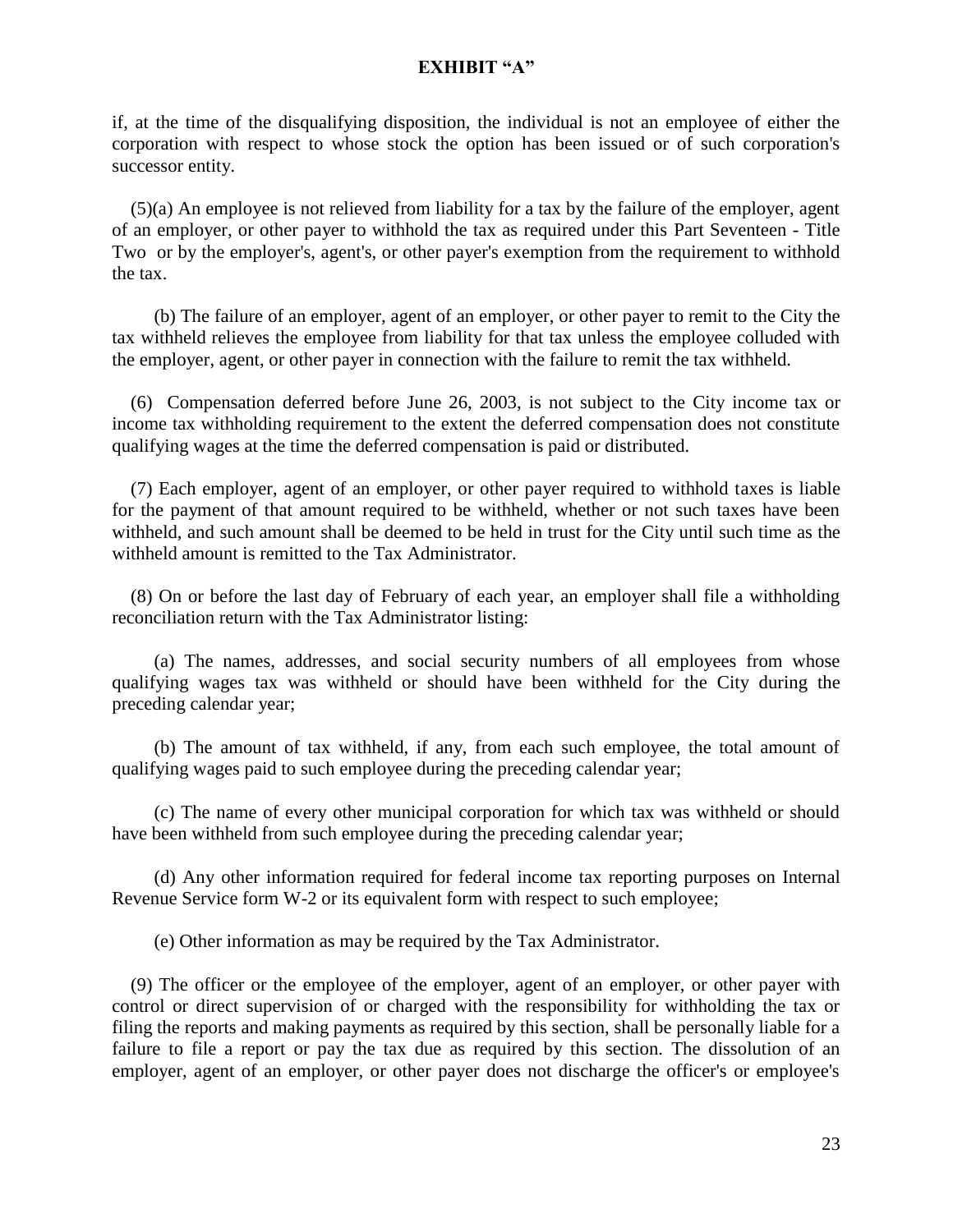if, at the time of the disqualifying disposition, the individual is not an employee of either the corporation with respect to whose stock the option has been issued or of such corporation's successor entity.

(5)(a) An employee is not relieved from liability for a tax by the failure of the employer, agent of an employer, or other payer to withhold the tax as required under this Part Seventeen - Title Two or by the employer's, agent's, or other payer's exemption from the requirement to withhold the tax.

(b) The failure of an employer, agent of an employer, or other payer to remit to the City the tax withheld relieves the employee from liability for that tax unless the employee colluded with the employer, agent, or other payer in connection with the failure to remit the tax withheld.

(6) Compensation deferred before June 26, 2003, is not subject to the City income tax or income tax withholding requirement to the extent the deferred compensation does not constitute qualifying wages at the time the deferred compensation is paid or distributed.

(7) Each employer, agent of an employer, or other payer required to withhold taxes is liable for the payment of that amount required to be withheld, whether or not such taxes have been withheld, and such amount shall be deemed to be held in trust for the City until such time as the withheld amount is remitted to the Tax Administrator.

(8) On or before the last day of February of each year, an employer shall file a withholding reconciliation return with the Tax Administrator listing:

(a) The names, addresses, and social security numbers of all employees from whose qualifying wages tax was withheld or should have been withheld for the City during the preceding calendar year;

(b) The amount of tax withheld, if any, from each such employee, the total amount of qualifying wages paid to such employee during the preceding calendar year;

(c) The name of every other municipal corporation for which tax was withheld or should have been withheld from such employee during the preceding calendar year;

(d) Any other information required for federal income tax reporting purposes on Internal Revenue Service form W-2 or its equivalent form with respect to such employee;

(e) Other information as may be required by the Tax Administrator.

(9) The officer or the employee of the employer, agent of an employer, or other payer with control or direct supervision of or charged with the responsibility for withholding the tax or filing the reports and making payments as required by this section, shall be personally liable for a failure to file a report or pay the tax due as required by this section. The dissolution of an employer, agent of an employer, or other payer does not discharge the officer's or employee's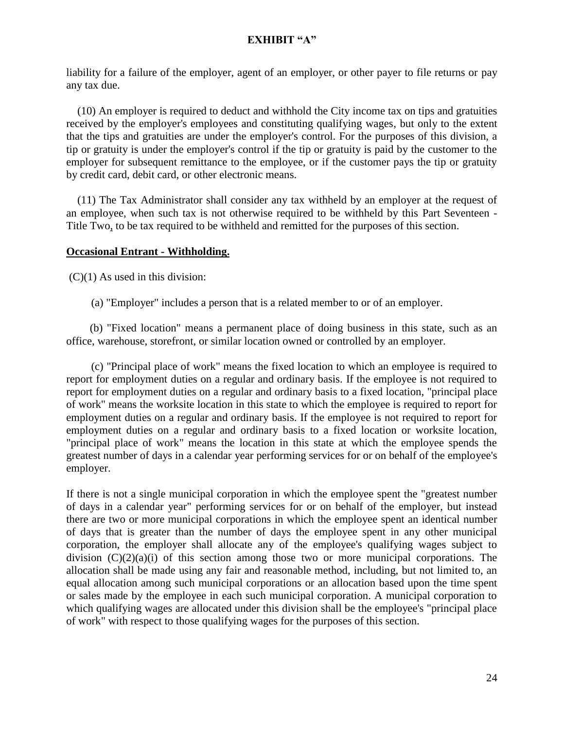liability for a failure of the employer, agent of an employer, or other payer to file returns or pay any tax due.

(10) An employer is required to deduct and withhold the City income tax on tips and gratuities received by the employer's employees and constituting qualifying wages, but only to the extent that the tips and gratuities are under the employer's control. For the purposes of this division, a tip or gratuity is under the employer's control if the tip or gratuity is paid by the customer to the employer for subsequent remittance to the employee, or if the customer pays the tip or gratuity by credit card, debit card, or other electronic means.

(11) The Tax Administrator shall consider any tax withheld by an employer at the request of an employee, when such tax is not otherwise required to be withheld by this Part Seventeen - Title Two, to be tax required to be withheld and remitted for the purposes of this section.

**Occasional Entrant - Withholding.**

(C)(1) As used in this division:

(a) "Employer" includes a person that is a related member to or of an employer.

(b) "Fixed location" means a permanent place of doing business in this state, such as an office, warehouse, storefront, or similar location owned or controlled by an employer.

(c) "Principal place of work" means the fixed location to which an employee is required to report for employment duties on a regular and ordinary basis. If the employee is not required to report for employment duties on a regular and ordinary basis to a fixed location, "principal place of work" means the worksite location in this state to which the employee is required to report for employment duties on a regular and ordinary basis. If the employee is not required to report for employment duties on a regular and ordinary basis to a fixed location or worksite location, "principal place of work" means the location in this state at which the employee spends the greatest number of days in a calendar year performing services for or on behalf of the employee's employer.

If there is not a single municipal corporation in which the employee spent the "greatest number of days in a calendar year" performing services for or on behalf of the employer, but instead there are two or more municipal corporations in which the employee spent an identical number of days that is greater than the number of days the employee spent in any other municipal corporation, the employer shall allocate any of the employee's qualifying wages subject to division (C)(2)(a)(i) of this section among those two or more municipal corporations. The allocation shall be made using any fair and reasonable method, including, but not limited to, an equal allocation among such municipal corporations or an allocation based upon the time spent or sales made by the employee in each such municipal corporation. A municipal corporation to which qualifying wages are allocated under this division shall be the employee's "principal place of work" with respect to those qualifying wages for the purposes of this section.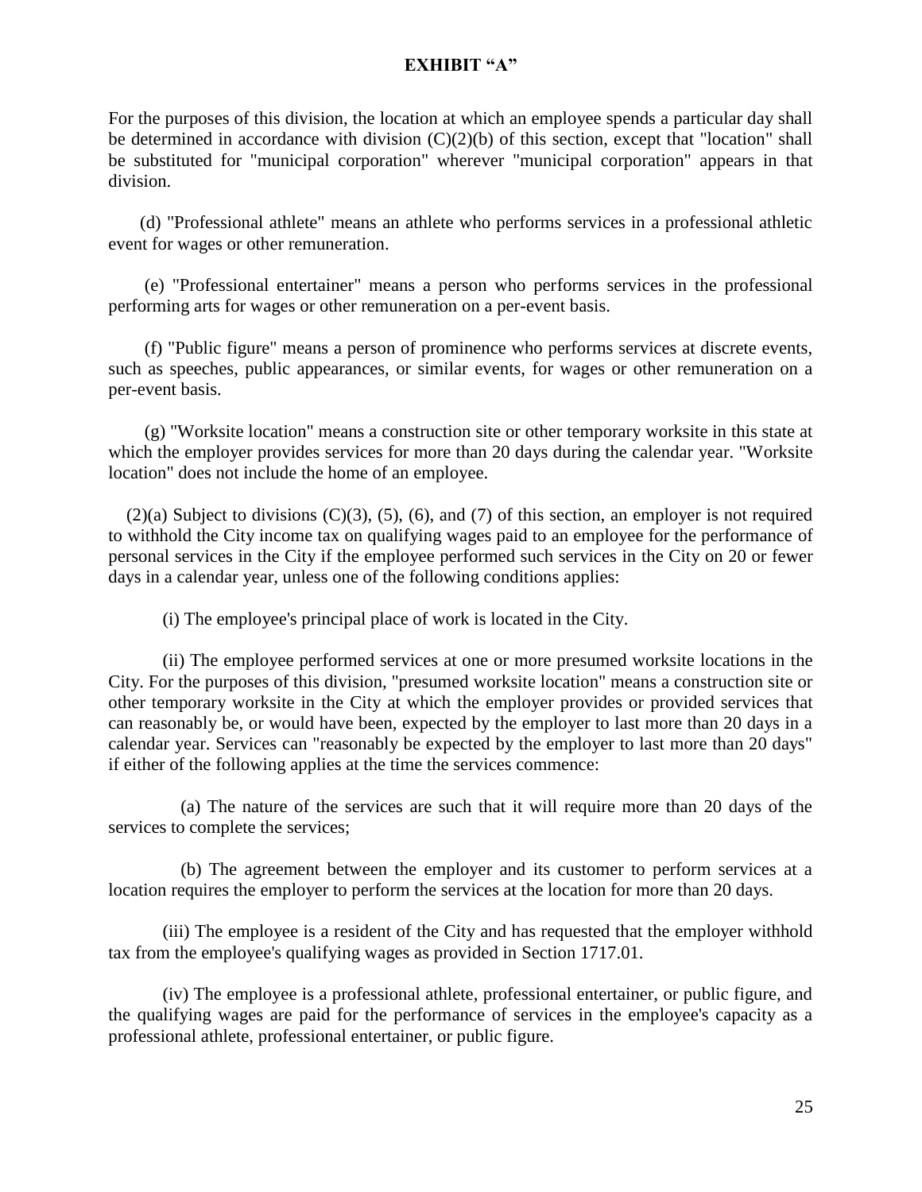**EXHIBIT "A"**

For the purposes of this division, the location at which an employee spends a particular day shall be determined in accordance with division (C)(2)(b) of this section, except that "location" shall be substituted for "municipal corporation" wherever "municipal corporation" appears in that division.

(d) "Professional athlete" means an athlete who performs services in a professional athletic event for wages or other remuneration.

(e) "Professional entertainer" means a person who performs services in the professional performing arts for wages or other remuneration on a per-event basis.

(f) "Public figure" means a person of prominence who performs services at discrete events, such as speeches, public appearances, or similar events, for wages or other remuneration on a per-event basis.

(g) "Worksite location" means a construction site or other temporary worksite in this state at which the employer provides services for more than 20 days during the calendar year. "Worksite location" does not include the home of an employee.

(2)(a) Subject to divisions (C)(3), (5), (6), and (7) of this section, an employer is not required to withhold the City income tax on qualifying wages paid to an employee for the performance of personal services in the City if the employee performed such services in the City on 20 or fewer days in a calendar year, unless one of the following conditions applies:

(i) The employee's principal place of work is located in the City.

(ii) The employee performed services at one or more presumed worksite locations in the City. For the purposes of this division, "presumed worksite location" means a construction site or other temporary worksite in the City at which the employer provides or provided services that can reasonably be, or would have been, expected by the employer to last more than 20 days in a calendar year. Services can "reasonably be expected by the employer to last more than 20 days" if either of the following applies at the time the services commence:

(a) The nature of the services are such that it will require more than 20 days of the services to complete the services;

(b) The agreement between the employer and its customer to perform services at a location requires the employer to perform the services at the location for more than 20 days.

(iii) The employee is a resident of the City and has requested that the employer withhold tax from the employee's qualifying wages as provided in Section 1717.01.

(iv) The employee is a professional athlete, professional entertainer, or public figure, and the qualifying wages are paid for the performance of services in the employee's capacity as a professional athlete, professional entertainer, or public figure.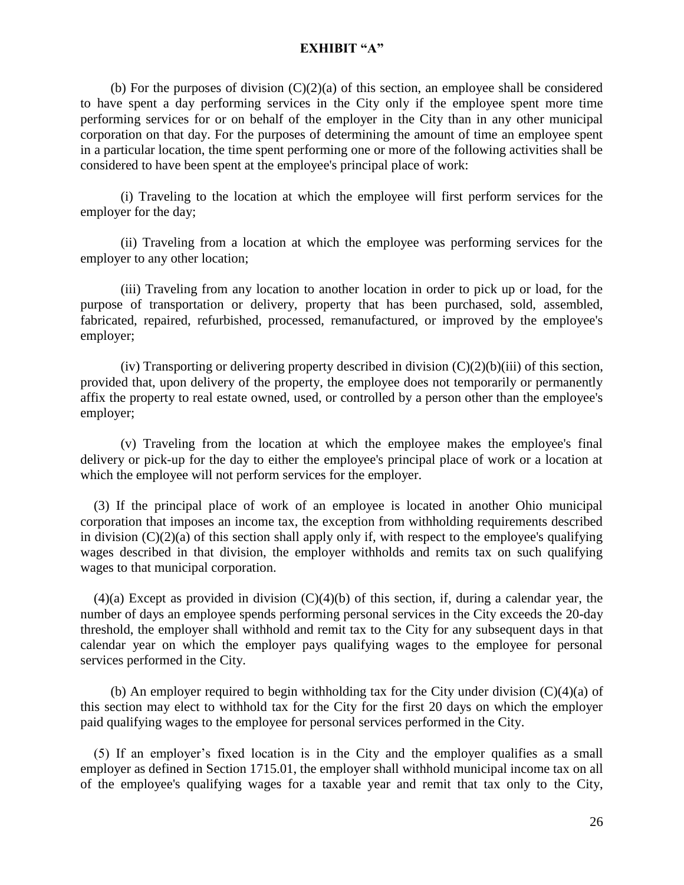**EXHIBIT "A"**

(b) For the purposes of division (C)(2)(a) of this section, an employee shall be considered to have spent a day performing services in the City only if the employee spent more time performing services for or on behalf of the employer in the City than in any other municipal corporation on that day. For the purposes of determining the amount of time an employee spent in a particular location, the time spent performing one or more of the following activities shall be considered to have been spent at the employee's principal place of work:

(i) Traveling to the location at which the employee will first perform services for the employer for the day;

(ii) Traveling from a location at which the employee was performing services for the employer to any other location;

(iii) Traveling from any location to another location in order to pick up or load, for the purpose of transportation or delivery, property that has been purchased, sold, assembled, fabricated, repaired, refurbished, processed, remanufactured, or improved by the employee's employer;

(iv) Transporting or delivering property described in division (C)(2)(b)(iii) of this section, provided that, upon delivery of the property, the employee does not temporarily or permanently affix the property to real estate owned, used, or controlled by a person other than the employee's employer;

(v) Traveling from the location at which the employee makes the employee's final delivery or pick-up for the day to either the employee's principal place of work or a location at which the employee will not perform services for the employer.

(3) If the principal place of work of an employee is located in another Ohio municipal corporation that imposes an income tax, the exception from withholding requirements described in division (C)(2)(a) of this section shall apply only if, with respect to the employee's qualifying wages described in that division, the employer withholds and remits tax on such qualifying wages to that municipal corporation.

(4)(a) Except as provided in division (C)(4)(b) of this section, if, during a calendar year, the number of days an employee spends performing personal services in the City exceeds the 20-day threshold, the employer shall withhold and remit tax to the City for any subsequent days in that calendar year on which the employer pays qualifying wages to the employee for personal services performed in the City.

(b) An employer required to begin withholding tax for the City under division (C)(4)(a) of this section may elect to withhold tax for the City for the first 20 days on which the employer paid qualifying wages to the employee for personal services performed in the City.

(5) If an employer's fixed location is in the City and the employer qualifies as a small employer as defined in Section 1715.01, the employer shall withhold municipal income tax on all of the employee's qualifying wages for a taxable year and remit that tax only to the City,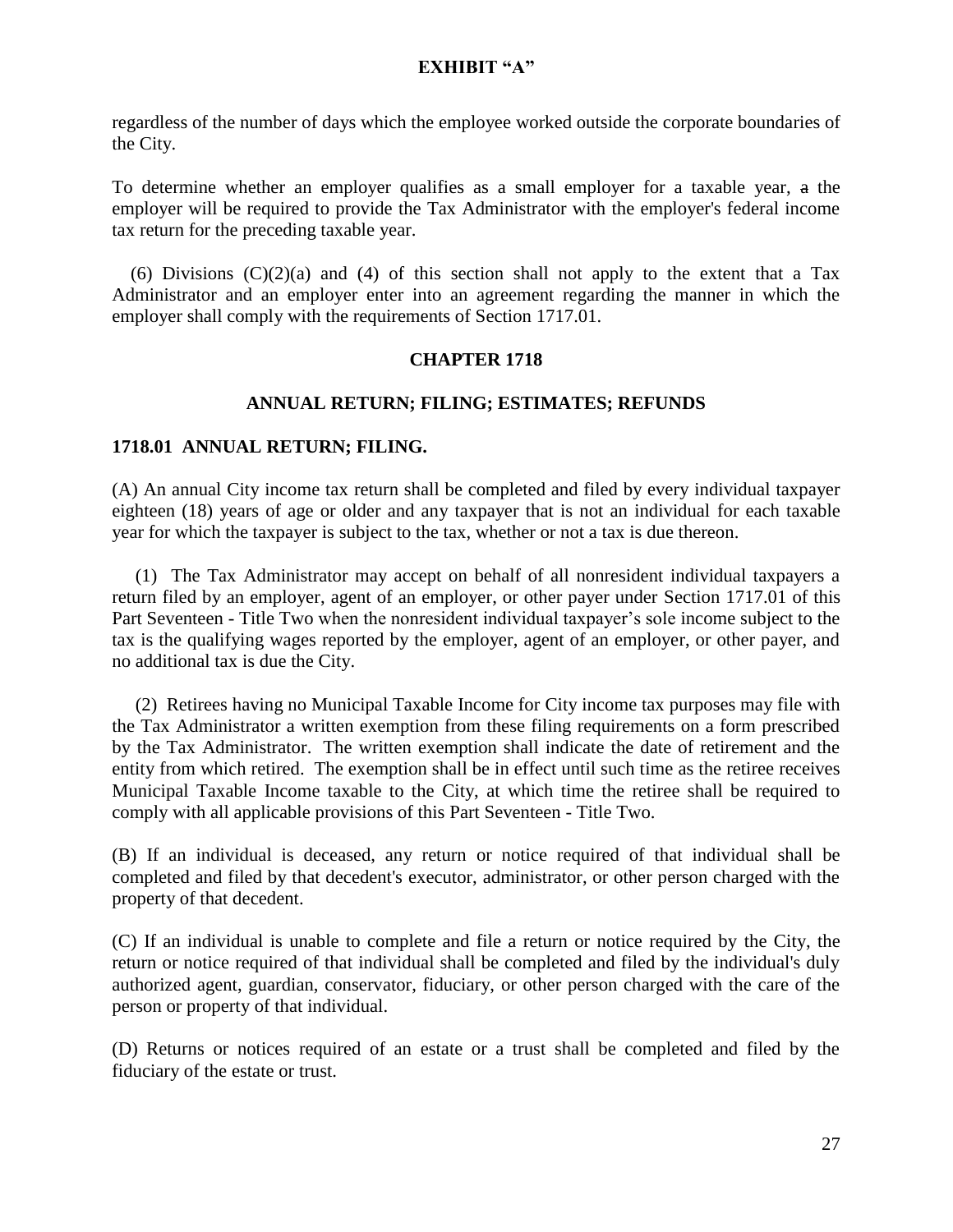regardless of the number of days which the employee worked outside the corporate boundaries of the City.

To determine whether an employer qualifies as a small employer for a taxable year, ~~a~~ the employer will be required to provide the Tax Administrator with the employer's federal income tax return for the preceding taxable year.

(6) Divisions (C)(2)(a) and (4) of this section shall not apply to the extent that a Tax Administrator and an employer enter into an agreement regarding the manner in which the employer shall comply with the requirements of Section 1717.01.

## CHAPTER 1718

## ANNUAL RETURN; FILING; ESTIMATES; REFUNDS

### 1718.01 ANNUAL RETURN; FILING.

(A) An annual City income tax return shall be completed and filed by every individual taxpayer eighteen (18) years of age or older and any taxpayer that is not an individual for each taxable year for which the taxpayer is subject to the tax, whether or not a tax is due thereon.

(1) The Tax Administrator may accept on behalf of all nonresident individual taxpayers a return filed by an employer, agent of an employer, or other payer under Section 1717.01 of this Part Seventeen - Title Two when the nonresident individual taxpayer's sole income subject to the tax is the qualifying wages reported by the employer, agent of an employer, or other payer, and no additional tax is due the City.

(2) Retirees having no Municipal Taxable Income for City income tax purposes may file with the Tax Administrator a written exemption from these filing requirements on a form prescribed by the Tax Administrator. The written exemption shall indicate the date of retirement and the entity from which retired. The exemption shall be in effect until such time as the retiree receives Municipal Taxable Income taxable to the City, at which time the retiree shall be required to comply with all applicable provisions of this Part Seventeen - Title Two.

(B) If an individual is deceased, any return or notice required of that individual shall be completed and filed by that decedent's executor, administrator, or other person charged with the property of that decedent.

(C) If an individual is unable to complete and file a return or notice required by the City, the return or notice required of that individual shall be completed and filed by the individual's duly authorized agent, guardian, conservator, fiduciary, or other person charged with the care of the person or property of that individual.

(D) Returns or notices required of an estate or a trust shall be completed and filed by the fiduciary of the estate or trust.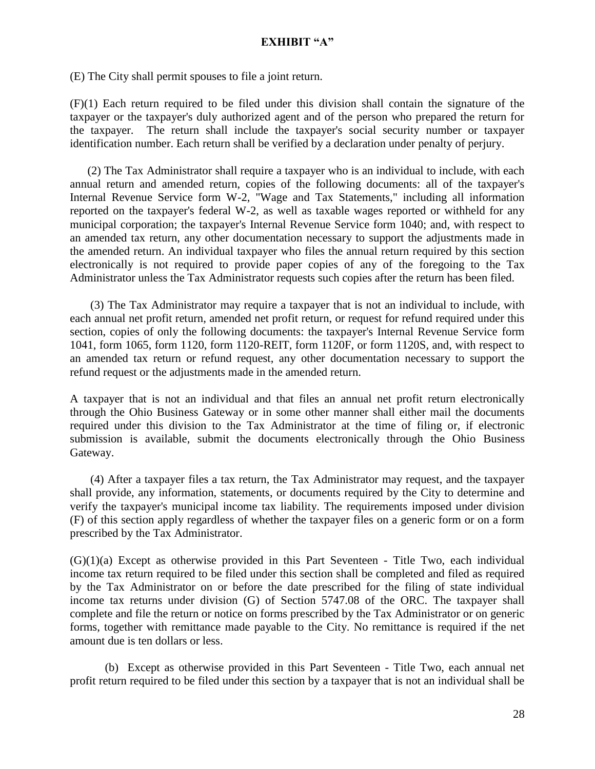**EXHIBIT "A"**

(E) The City shall permit spouses to file a joint return.

(F)(1) Each return required to be filed under this division shall contain the signature of the taxpayer or the taxpayer's duly authorized agent and of the person who prepared the return for the taxpayer. The return shall include the taxpayer's social security number or taxpayer identification number. Each return shall be verified by a declaration under penalty of perjury.

(2) The Tax Administrator shall require a taxpayer who is an individual to include, with each annual return and amended return, copies of the following documents: all of the taxpayer's Internal Revenue Service form W-2, "Wage and Tax Statements," including all information reported on the taxpayer's federal W-2, as well as taxable wages reported or withheld for any municipal corporation; the taxpayer's Internal Revenue Service form 1040; and, with respect to an amended tax return, any other documentation necessary to support the adjustments made in the amended return. An individual taxpayer who files the annual return required by this section electronically is not required to provide paper copies of any of the foregoing to the Tax Administrator unless the Tax Administrator requests such copies after the return has been filed.

(3) The Tax Administrator may require a taxpayer that is not an individual to include, with each annual net profit return, amended net profit return, or request for refund required under this section, copies of only the following documents: the taxpayer's Internal Revenue Service form 1041, form 1065, form 1120, form 1120-REIT, form 1120F, or form 1120S, and, with respect to an amended tax return or refund request, any other documentation necessary to support the refund request or the adjustments made in the amended return.

A taxpayer that is not an individual and that files an annual net profit return electronically through the Ohio Business Gateway or in some other manner shall either mail the documents required under this division to the Tax Administrator at the time of filing or, if electronic submission is available, submit the documents electronically through the Ohio Business Gateway.

(4) After a taxpayer files a tax return, the Tax Administrator may request, and the taxpayer shall provide, any information, statements, or documents required by the City to determine and verify the taxpayer's municipal income tax liability. The requirements imposed under division (F) of this section apply regardless of whether the taxpayer files on a generic form or on a form prescribed by the Tax Administrator.

(G)(1)(a) Except as otherwise provided in this Part Seventeen - Title Two, each individual income tax return required to be filed under this section shall be completed and filed as required by the Tax Administrator on or before the date prescribed for the filing of state individual income tax returns under division (G) of Section 5747.08 of the ORC. The taxpayer shall complete and file the return or notice on forms prescribed by the Tax Administrator or on generic forms, together with remittance made payable to the City. No remittance is required if the net amount due is ten dollars or less.

(b) Except as otherwise provided in this Part Seventeen - Title Two, each annual net profit return required to be filed under this section by a taxpayer that is not an individual shall be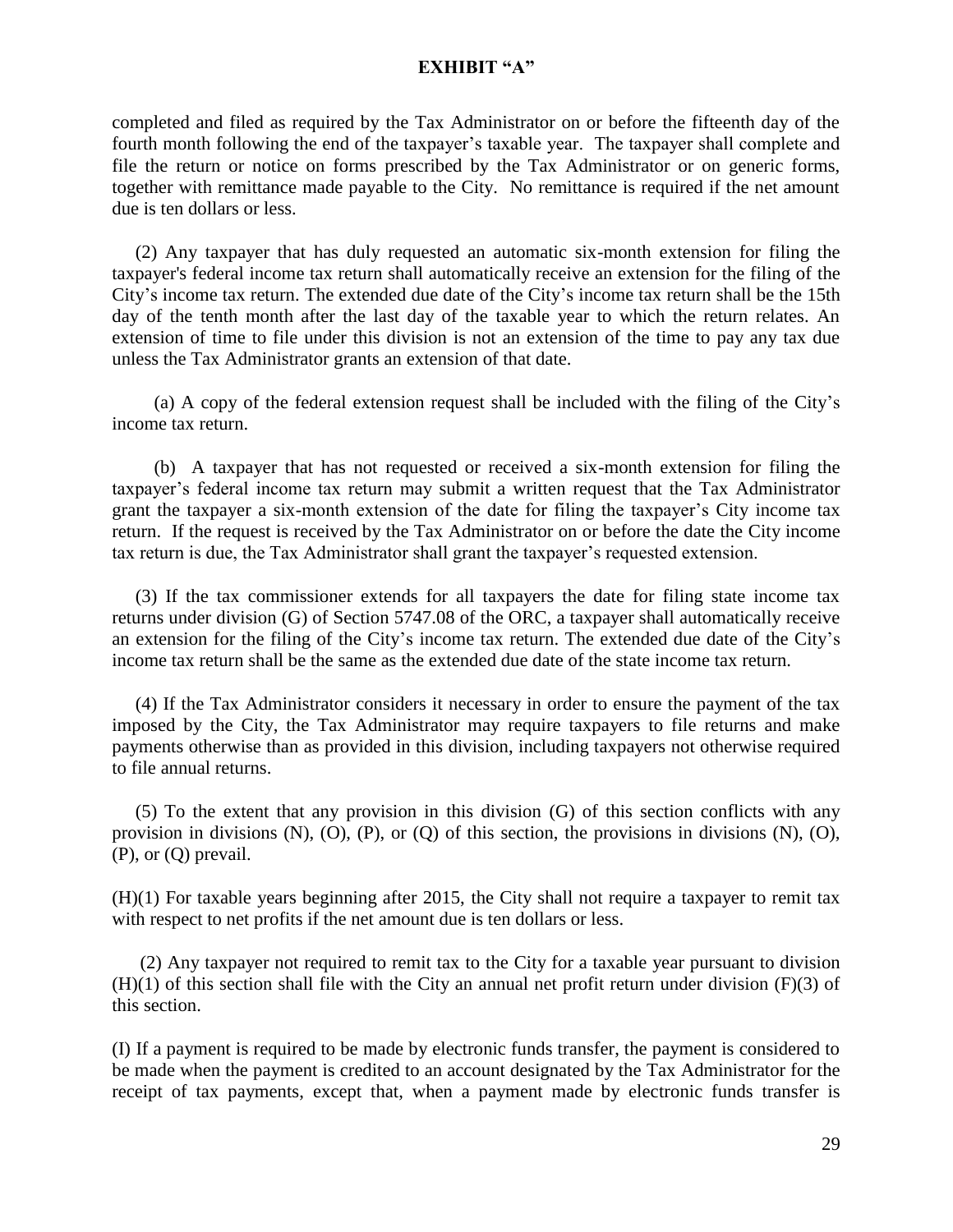**EXHIBIT "A"**

completed and filed as required by the Tax Administrator on or before the fifteenth day of the fourth month following the end of the taxpayer's taxable year. The taxpayer shall complete and file the return or notice on forms prescribed by the Tax Administrator or on generic forms, together with remittance made payable to the City. No remittance is required if the net amount due is ten dollars or less.

(2) Any taxpayer that has duly requested an automatic six-month extension for filing the taxpayer's federal income tax return shall automatically receive an extension for the filing of the City's income tax return. The extended due date of the City's income tax return shall be the 15th day of the tenth month after the last day of the taxable year to which the return relates. An extension of time to file under this division is not an extension of the time to pay any tax due unless the Tax Administrator grants an extension of that date.

(a) A copy of the federal extension request shall be included with the filing of the City's income tax return.

(b) A taxpayer that has not requested or received a six-month extension for filing the taxpayer's federal income tax return may submit a written request that the Tax Administrator grant the taxpayer a six-month extension of the date for filing the taxpayer's City income tax return. If the request is received by the Tax Administrator on or before the date the City income tax return is due, the Tax Administrator shall grant the taxpayer's requested extension.

(3) If the tax commissioner extends for all taxpayers the date for filing state income tax returns under division (G) of Section 5747.08 of the ORC, a taxpayer shall automatically receive an extension for the filing of the City's income tax return. The extended due date of the City's income tax return shall be the same as the extended due date of the state income tax return.

(4) If the Tax Administrator considers it necessary in order to ensure the payment of the tax imposed by the City, the Tax Administrator may require taxpayers to file returns and make payments otherwise than as provided in this division, including taxpayers not otherwise required to file annual returns.

(5) To the extent that any provision in this division (G) of this section conflicts with any provision in divisions (N), (O), (P), or (Q) of this section, the provisions in divisions (N), (O), (P), or (Q) prevail.

(H)(1) For taxable years beginning after 2015, the City shall not require a taxpayer to remit tax with respect to net profits if the net amount due is ten dollars or less.

(2) Any taxpayer not required to remit tax to the City for a taxable year pursuant to division (H)(1) of this section shall file with the City an annual net profit return under division (F)(3) of this section.

(I) If a payment is required to be made by electronic funds transfer, the payment is considered to be made when the payment is credited to an account designated by the Tax Administrator for the receipt of tax payments, except that, when a payment made by electronic funds transfer is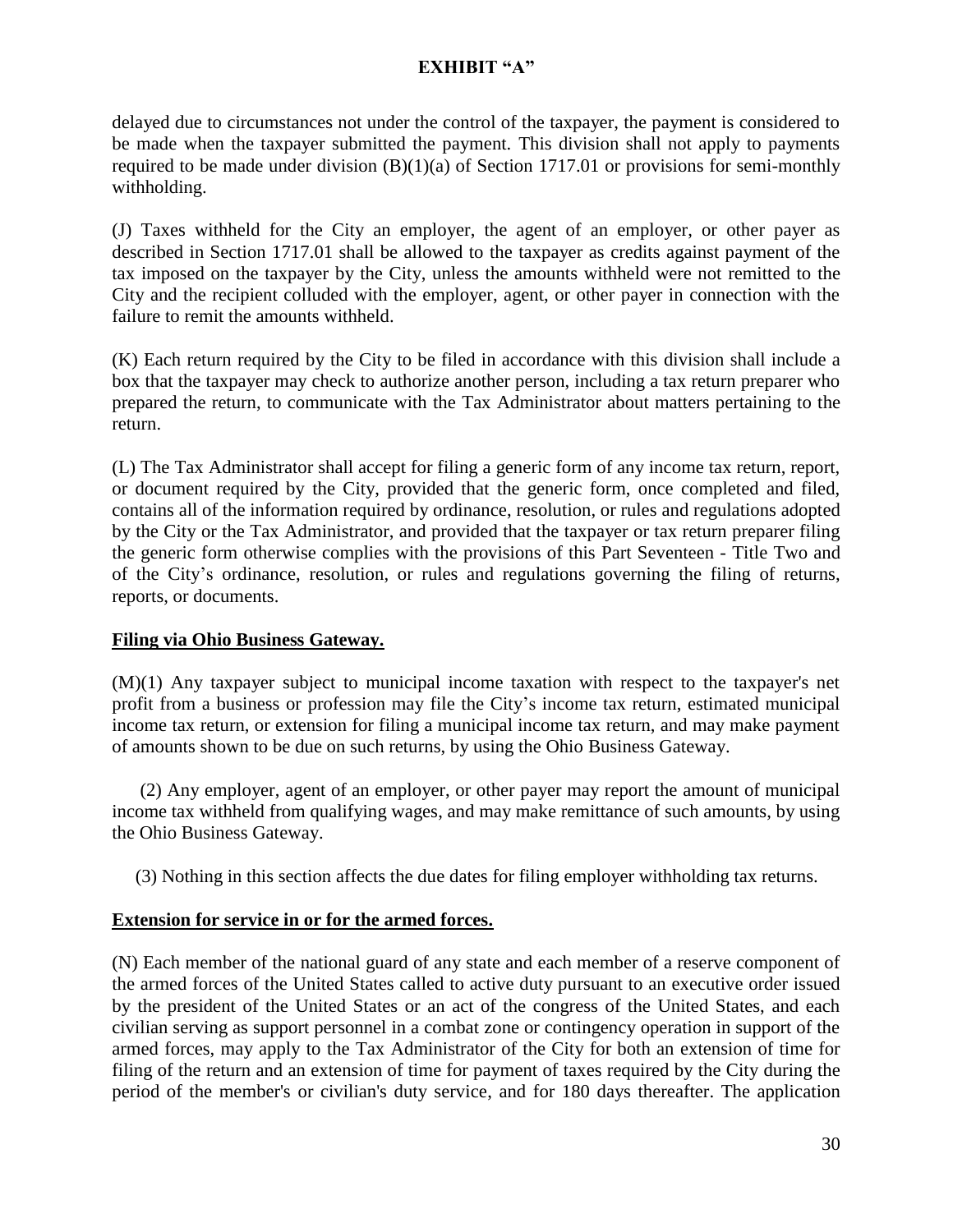delayed due to circumstances not under the control of the taxpayer, the payment is considered to be made when the taxpayer submitted the payment. This division shall not apply to payments required to be made under division (B)(1)(a) of Section 1717.01 or provisions for semi-monthly withholding.

(J) Taxes withheld for the City an employer, the agent of an employer, or other payer as described in Section 1717.01 shall be allowed to the taxpayer as credits against payment of the tax imposed on the taxpayer by the City, unless the amounts withheld were not remitted to the City and the recipient colluded with the employer, agent, or other payer in connection with the failure to remit the amounts withheld.

(K) Each return required by the City to be filed in accordance with this division shall include a box that the taxpayer may check to authorize another person, including a tax return preparer who prepared the return, to communicate with the Tax Administrator about matters pertaining to the return.

(L) The Tax Administrator shall accept for filing a generic form of any income tax return, report, or document required by the City, provided that the generic form, once completed and filed, contains all of the information required by ordinance, resolution, or rules and regulations adopted by the City or the Tax Administrator, and provided that the taxpayer or tax return preparer filing the generic form otherwise complies with the provisions of this Part Seventeen - Title Two and of the City's ordinance, resolution, or rules and regulations governing the filing of returns, reports, or documents.

**Filing via Ohio Business Gateway.**

(M)(1) Any taxpayer subject to municipal income taxation with respect to the taxpayer's net profit from a business or profession may file the City's income tax return, estimated municipal income tax return, or extension for filing a municipal income tax return, and may make payment of amounts shown to be due on such returns, by using the Ohio Business Gateway.

(2) Any employer, agent of an employer, or other payer may report the amount of municipal income tax withheld from qualifying wages, and may make remittance of such amounts, by using the Ohio Business Gateway.

(3) Nothing in this section affects the due dates for filing employer withholding tax returns.

**Extension for service in or for the armed forces.**

(N) Each member of the national guard of any state and each member of a reserve component of the armed forces of the United States called to active duty pursuant to an executive order issued by the president of the United States or an act of the congress of the United States, and each civilian serving as support personnel in a combat zone or contingency operation in support of the armed forces, may apply to the Tax Administrator of the City for both an extension of time for filing of the return and an extension of time for payment of taxes required by the City during the period of the member's or civilian's duty service, and for 180 days thereafter. The application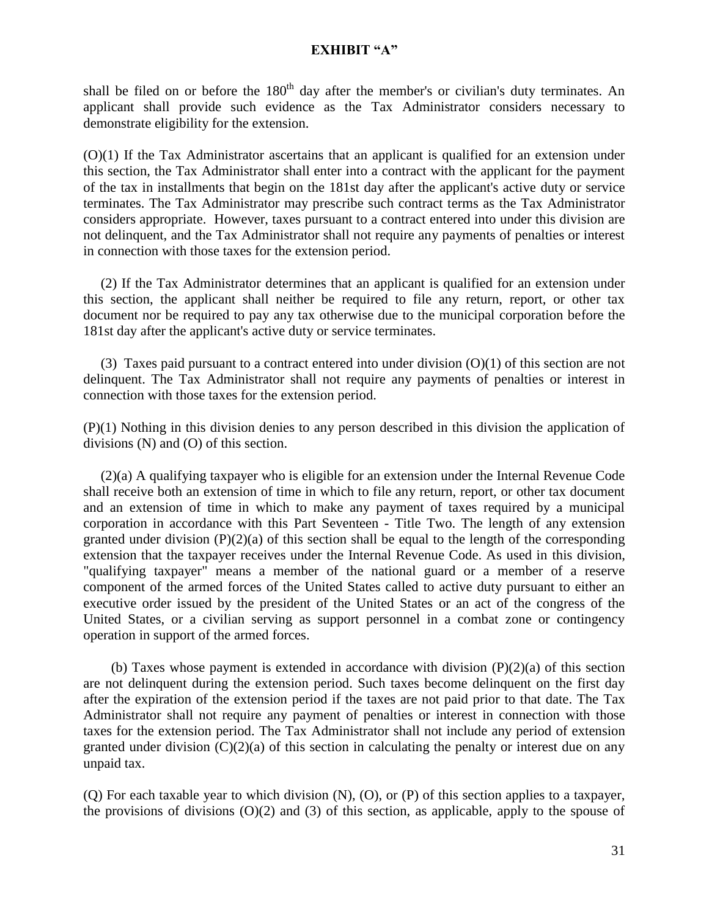# EXHIBIT "A"

shall be filed on or before the 180th day after the member's or civilian's duty terminates. An applicant shall provide such evidence as the Tax Administrator considers necessary to demonstrate eligibility for the extension.

(O)(1) If the Tax Administrator ascertains that an applicant is qualified for an extension under this section, the Tax Administrator shall enter into a contract with the applicant for the payment of the tax in installments that begin on the 181st day after the applicant's active duty or service terminates. The Tax Administrator may prescribe such contract terms as the Tax Administrator considers appropriate. However, taxes pursuant to a contract entered into under this division are not delinquent, and the Tax Administrator shall not require any payments of penalties or interest in connection with those taxes for the extension period.

(2) If the Tax Administrator determines that an applicant is qualified for an extension under this section, the applicant shall neither be required to file any return, report, or other tax document nor be required to pay any tax otherwise due to the municipal corporation before the 181st day after the applicant's active duty or service terminates.

(3) Taxes paid pursuant to a contract entered into under division (O)(1) of this section are not delinquent. The Tax Administrator shall not require any payments of penalties or interest in connection with those taxes for the extension period.

(P)(1) Nothing in this division denies to any person described in this division the application of divisions (N) and (O) of this section.

(2)(a) A qualifying taxpayer who is eligible for an extension under the Internal Revenue Code shall receive both an extension of time in which to file any return, report, or other tax document and an extension of time in which to make any payment of taxes required by a municipal corporation in accordance with this Part Seventeen - Title Two. The length of any extension granted under division (P)(2)(a) of this section shall be equal to the length of the corresponding extension that the taxpayer receives under the Internal Revenue Code. As used in this division, "qualifying taxpayer" means a member of the national guard or a member of a reserve component of the armed forces of the United States called to active duty pursuant to either an executive order issued by the president of the United States or an act of the congress of the United States, or a civilian serving as support personnel in a combat zone or contingency operation in support of the armed forces.

(b) Taxes whose payment is extended in accordance with division (P)(2)(a) of this section are not delinquent during the extension period. Such taxes become delinquent on the first day after the expiration of the extension period if the taxes are not paid prior to that date. The Tax Administrator shall not require any payment of penalties or interest in connection with those taxes for the extension period. The Tax Administrator shall not include any period of extension granted under division (C)(2)(a) of this section in calculating the penalty or interest due on any unpaid tax.

(Q) For each taxable year to which division (N), (O), or (P) of this section applies to a taxpayer, the provisions of divisions (O)(2) and (3) of this section, as applicable, apply to the spouse of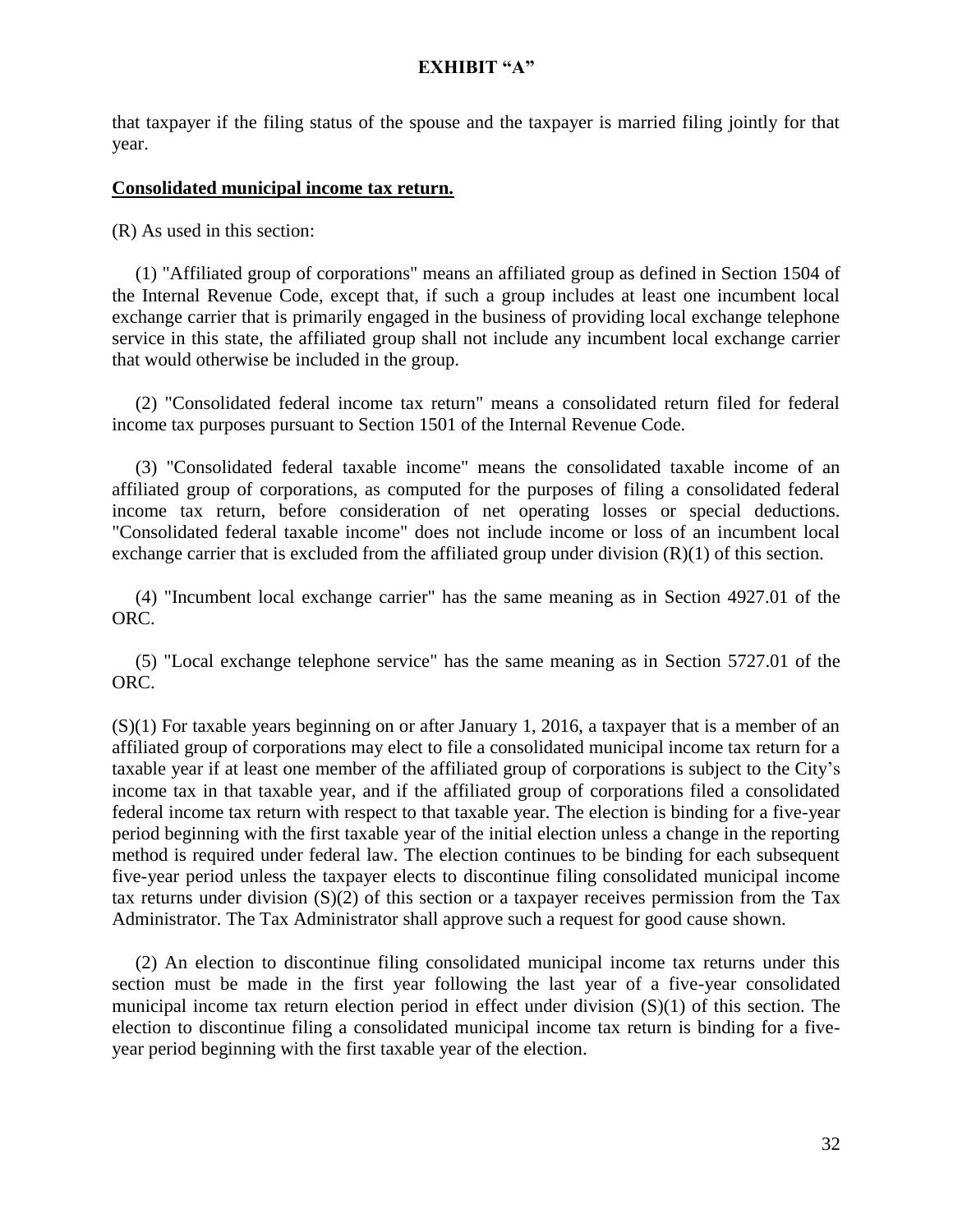that taxpayer if the filing status of the spouse and the taxpayer is married filing jointly for that year.

**Consolidated municipal income tax return.**

(R) As used in this section:

(1) "Affiliated group of corporations" means an affiliated group as defined in Section 1504 of the Internal Revenue Code, except that, if such a group includes at least one incumbent local exchange carrier that is primarily engaged in the business of providing local exchange telephone service in this state, the affiliated group shall not include any incumbent local exchange carrier that would otherwise be included in the group.

(2) "Consolidated federal income tax return" means a consolidated return filed for federal income tax purposes pursuant to Section 1501 of the Internal Revenue Code.

(3) "Consolidated federal taxable income" means the consolidated taxable income of an affiliated group of corporations, as computed for the purposes of filing a consolidated federal income tax return, before consideration of net operating losses or special deductions. "Consolidated federal taxable income" does not include income or loss of an incumbent local exchange carrier that is excluded from the affiliated group under division (R)(1) of this section.

(4) "Incumbent local exchange carrier" has the same meaning as in Section 4927.01 of the ORC.

(5) "Local exchange telephone service" has the same meaning as in Section 5727.01 of the ORC.

(S)(1) For taxable years beginning on or after January 1, 2016, a taxpayer that is a member of an affiliated group of corporations may elect to file a consolidated municipal income tax return for a taxable year if at least one member of the affiliated group of corporations is subject to the City's income tax in that taxable year, and if the affiliated group of corporations filed a consolidated federal income tax return with respect to that taxable year. The election is binding for a five-year period beginning with the first taxable year of the initial election unless a change in the reporting method is required under federal law. The election continues to be binding for each subsequent five-year period unless the taxpayer elects to discontinue filing consolidated municipal income tax returns under division (S)(2) of this section or a taxpayer receives permission from the Tax Administrator. The Tax Administrator shall approve such a request for good cause shown.

(2) An election to discontinue filing consolidated municipal income tax returns under this section must be made in the first year following the last year of a five-year consolidated municipal income tax return election period in effect under division (S)(1) of this section. The election to discontinue filing a consolidated municipal income tax return is binding for a five-year period beginning with the first taxable year of the election.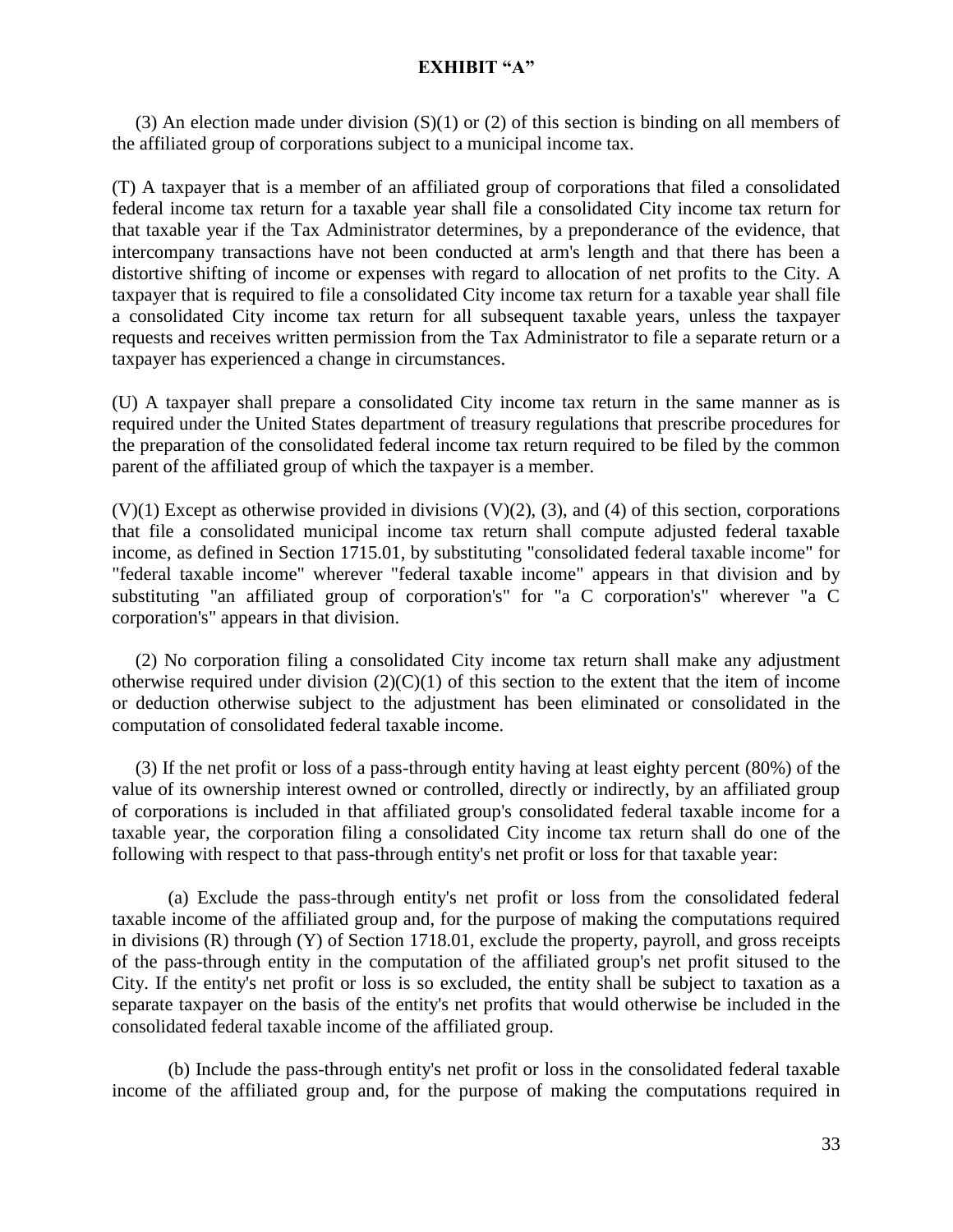**EXHIBIT "A"**

(3) An election made under division (S)(1) or (2) of this section is binding on all members of the affiliated group of corporations subject to a municipal income tax.

(T) A taxpayer that is a member of an affiliated group of corporations that filed a consolidated federal income tax return for a taxable year shall file a consolidated City income tax return for that taxable year if the Tax Administrator determines, by a preponderance of the evidence, that intercompany transactions have not been conducted at arm's length and that there has been a distortive shifting of income or expenses with regard to allocation of net profits to the City. A taxpayer that is required to file a consolidated City income tax return for a taxable year shall file a consolidated City income tax return for all subsequent taxable years, unless the taxpayer requests and receives written permission from the Tax Administrator to file a separate return or a taxpayer has experienced a change in circumstances.

(U) A taxpayer shall prepare a consolidated City income tax return in the same manner as is required under the United States department of treasury regulations that prescribe procedures for the preparation of the consolidated federal income tax return required to be filed by the common parent of the affiliated group of which the taxpayer is a member.

(V)(1) Except as otherwise provided in divisions (V)(2), (3), and (4) of this section, corporations that file a consolidated municipal income tax return shall compute adjusted federal taxable income, as defined in Section 1715.01, by substituting "consolidated federal taxable income" for "federal taxable income" wherever "federal taxable income" appears in that division and by substituting "an affiliated group of corporation's" for "a C corporation's" wherever "a C corporation's" appears in that division.

(2) No corporation filing a consolidated City income tax return shall make any adjustment otherwise required under division (2)(C)(1) of this section to the extent that the item of income or deduction otherwise subject to the adjustment has been eliminated or consolidated in the computation of consolidated federal taxable income.

(3) If the net profit or loss of a pass-through entity having at least eighty percent (80%) of the value of its ownership interest owned or controlled, directly or indirectly, by an affiliated group of corporations is included in that affiliated group's consolidated federal taxable income for a taxable year, the corporation filing a consolidated City income tax return shall do one of the following with respect to that pass-through entity's net profit or loss for that taxable year:

(a) Exclude the pass-through entity's net profit or loss from the consolidated federal taxable income of the affiliated group and, for the purpose of making the computations required in divisions (R) through (Y) of Section 1718.01, exclude the property, payroll, and gross receipts of the pass-through entity in the computation of the affiliated group's net profit sitused to the City. If the entity's net profit or loss is so excluded, the entity shall be subject to taxation as a separate taxpayer on the basis of the entity's net profits that would otherwise be included in the consolidated federal taxable income of the affiliated group.

(b) Include the pass-through entity's net profit or loss in the consolidated federal taxable income of the affiliated group and, for the purpose of making the computations required in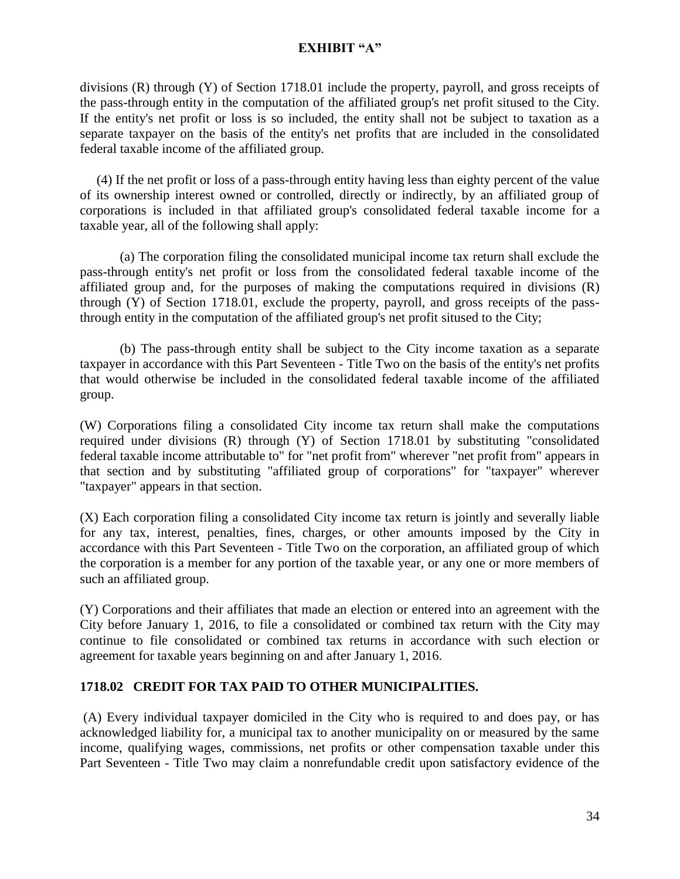divisions (R) through (Y) of Section 1718.01 include the property, payroll, and gross receipts of the pass-through entity in the computation of the affiliated group's net profit sitused to the City. If the entity's net profit or loss is so included, the entity shall not be subject to taxation as a separate taxpayer on the basis of the entity's net profits that are included in the consolidated federal taxable income of the affiliated group.

(4) If the net profit or loss of a pass-through entity having less than eighty percent of the value of its ownership interest owned or controlled, directly or indirectly, by an affiliated group of corporations is included in that affiliated group's consolidated federal taxable income for a taxable year, all of the following shall apply:

(a) The corporation filing the consolidated municipal income tax return shall exclude the pass-through entity's net profit or loss from the consolidated federal taxable income of the affiliated group and, for the purposes of making the computations required in divisions (R) through (Y) of Section 1718.01, exclude the property, payroll, and gross receipts of the pass-through entity in the computation of the affiliated group's net profit sitused to the City;

(b) The pass-through entity shall be subject to the City income taxation as a separate taxpayer in accordance with this Part Seventeen - Title Two on the basis of the entity's net profits that would otherwise be included in the consolidated federal taxable income of the affiliated group.

(W) Corporations filing a consolidated City income tax return shall make the computations required under divisions (R) through (Y) of Section 1718.01 by substituting "consolidated federal taxable income attributable to" for "net profit from" wherever "net profit from" appears in that section and by substituting "affiliated group of corporations" for "taxpayer" wherever "taxpayer" appears in that section.

(X) Each corporation filing a consolidated City income tax return is jointly and severally liable for any tax, interest, penalties, fines, charges, or other amounts imposed by the City in accordance with this Part Seventeen - Title Two on the corporation, an affiliated group of which the corporation is a member for any portion of the taxable year, or any one or more members of such an affiliated group.

(Y) Corporations and their affiliates that made an election or entered into an agreement with the City before January 1, 2016, to file a consolidated or combined tax return with the City may continue to file consolidated or combined tax returns in accordance with such election or agreement for taxable years beginning on and after January 1, 2016.

**1718.02 CREDIT FOR TAX PAID TO OTHER MUNICIPALITIES.**

(A) Every individual taxpayer domiciled in the City who is required to and does pay, or has acknowledged liability for, a municipal tax to another municipality on or measured by the same income, qualifying wages, commissions, net profits or other compensation taxable under this Part Seventeen - Title Two may claim a nonrefundable credit upon satisfactory evidence of the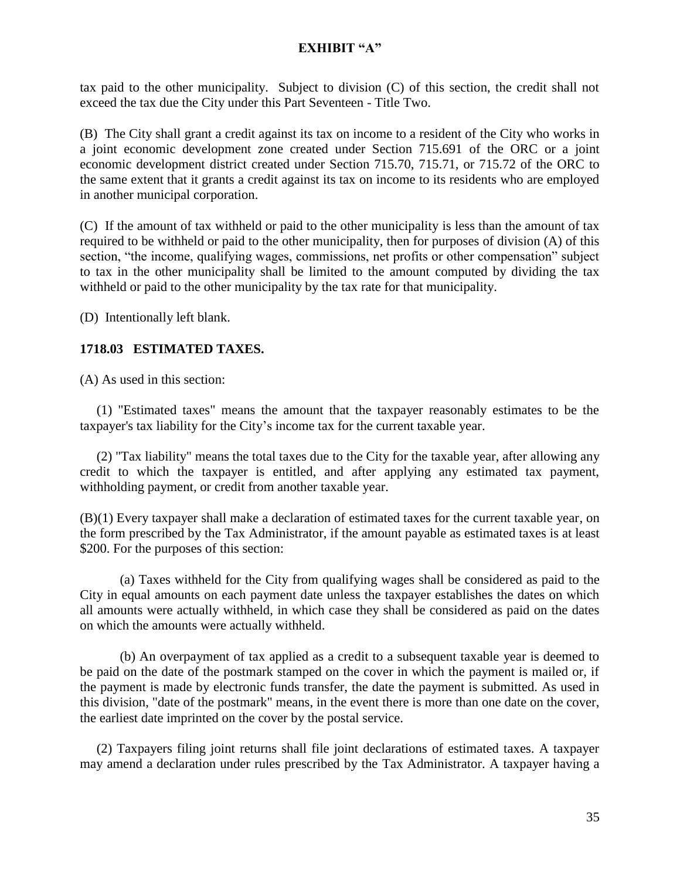tax paid to the other municipality. Subject to division (C) of this section, the credit shall not exceed the tax due the City under this Part Seventeen - Title Two.

(B) The City shall grant a credit against its tax on income to a resident of the City who works in a joint economic development zone created under Section 715.691 of the ORC or a joint economic development district created under Section 715.70, 715.71, or 715.72 of the ORC to the same extent that it grants a credit against its tax on income to its residents who are employed in another municipal corporation.

(C) If the amount of tax withheld or paid to the other municipality is less than the amount of tax required to be withheld or paid to the other municipality, then for purposes of division (A) of this section, "the income, qualifying wages, commissions, net profits or other compensation" subject to tax in the other municipality shall be limited to the amount computed by dividing the tax withheld or paid to the other municipality by the tax rate for that municipality.

(D) Intentionally left blank.

**1718.03 ESTIMATED TAXES.**

(A) As used in this section:

(1) "Estimated taxes" means the amount that the taxpayer reasonably estimates to be the taxpayer's tax liability for the City's income tax for the current taxable year.

(2) "Tax liability" means the total taxes due to the City for the taxable year, after allowing any credit to which the taxpayer is entitled, and after applying any estimated tax payment, withholding payment, or credit from another taxable year.

(B)(1) Every taxpayer shall make a declaration of estimated taxes for the current taxable year, on the form prescribed by the Tax Administrator, if the amount payable as estimated taxes is at least $200. For the purposes of this section:

(a) Taxes withheld for the City from qualifying wages shall be considered as paid to the City in equal amounts on each payment date unless the taxpayer establishes the dates on which all amounts were actually withheld, in which case they shall be considered as paid on the dates on which the amounts were actually withheld.

(b) An overpayment of tax applied as a credit to a subsequent taxable year is deemed to be paid on the date of the postmark stamped on the cover in which the payment is mailed or, if the payment is made by electronic funds transfer, the date the payment is submitted. As used in this division, "date of the postmark" means, in the event there is more than one date on the cover, the earliest date imprinted on the cover by the postal service.

(2) Taxpayers filing joint returns shall file joint declarations of estimated taxes. A taxpayer may amend a declaration under rules prescribed by the Tax Administrator. A taxpayer having a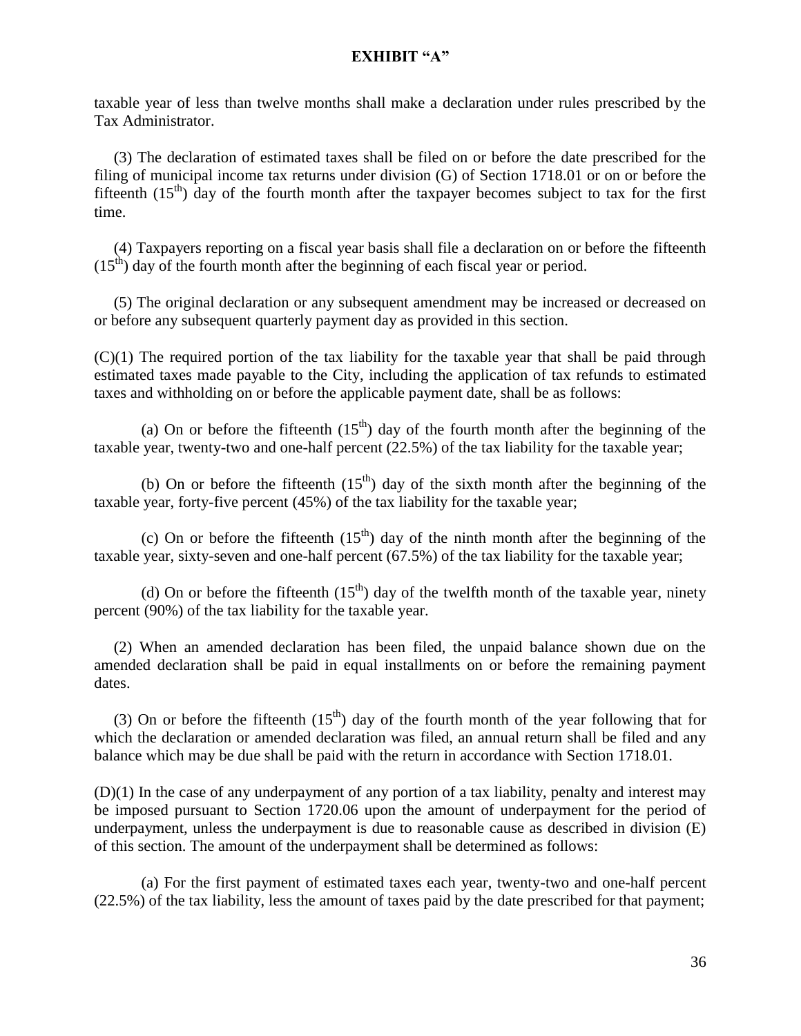**EXHIBIT "A"**

taxable year of less than twelve months shall make a declaration under rules prescribed by the Tax Administrator.

(3) The declaration of estimated taxes shall be filed on or before the date prescribed for the filing of municipal income tax returns under division (G) of Section 1718.01 or on or before the fifteenth (15th) day of the fourth month after the taxpayer becomes subject to tax for the first time.

(4) Taxpayers reporting on a fiscal year basis shall file a declaration on or before the fifteenth (15th) day of the fourth month after the beginning of each fiscal year or period.

(5) The original declaration or any subsequent amendment may be increased or decreased on or before any subsequent quarterly payment day as provided in this section.

(C)(1) The required portion of the tax liability for the taxable year that shall be paid through estimated taxes made payable to the City, including the application of tax refunds to estimated taxes and withholding on or before the applicable payment date, shall be as follows:

(a) On or before the fifteenth (15th) day of the fourth month after the beginning of the taxable year, twenty-two and one-half percent (22.5%) of the tax liability for the taxable year;

(b) On or before the fifteenth (15th) day of the sixth month after the beginning of the taxable year, forty-five percent (45%) of the tax liability for the taxable year;

(c) On or before the fifteenth (15th) day of the ninth month after the beginning of the taxable year, sixty-seven and one-half percent (67.5%) of the tax liability for the taxable year;

(d) On or before the fifteenth (15th) day of the twelfth month of the taxable year, ninety percent (90%) of the tax liability for the taxable year.

(2) When an amended declaration has been filed, the unpaid balance shown due on the amended declaration shall be paid in equal installments on or before the remaining payment dates.

(3) On or before the fifteenth (15th) day of the fourth month of the year following that for which the declaration or amended declaration was filed, an annual return shall be filed and any balance which may be due shall be paid with the return in accordance with Section 1718.01.

(D)(1) In the case of any underpayment of any portion of a tax liability, penalty and interest may be imposed pursuant to Section 1720.06 upon the amount of underpayment for the period of underpayment, unless the underpayment is due to reasonable cause as described in division (E) of this section. The amount of the underpayment shall be determined as follows:

(a) For the first payment of estimated taxes each year, twenty-two and one-half percent (22.5%) of the tax liability, less the amount of taxes paid by the date prescribed for that payment;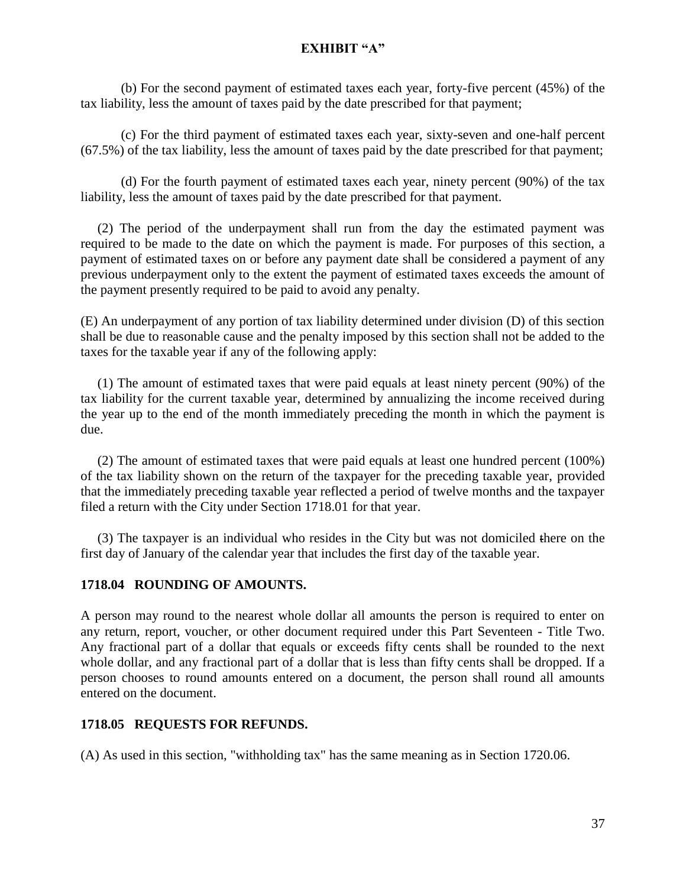**EXHIBIT "A"**

(b) For the second payment of estimated taxes each year, forty-five percent (45%) of the tax liability, less the amount of taxes paid by the date prescribed for that payment;

(c) For the third payment of estimated taxes each year, sixty-seven and one-half percent (67.5%) of the tax liability, less the amount of taxes paid by the date prescribed for that payment;

(d) For the fourth payment of estimated taxes each year, ninety percent (90%) of the tax liability, less the amount of taxes paid by the date prescribed for that payment.

(2) The period of the underpayment shall run from the day the estimated payment was required to be made to the date on which the payment is made. For purposes of this section, a payment of estimated taxes on or before any payment date shall be considered a payment of any previous underpayment only to the extent the payment of estimated taxes exceeds the amount of the payment presently required to be paid to avoid any penalty.

(E) An underpayment of any portion of tax liability determined under division (D) of this section shall be due to reasonable cause and the penalty imposed by this section shall not be added to the taxes for the taxable year if any of the following apply:

(1) The amount of estimated taxes that were paid equals at least ninety percent (90%) of the tax liability for the current taxable year, determined by annualizing the income received during the year up to the end of the month immediately preceding the month in which the payment is due.

(2) The amount of estimated taxes that were paid equals at least one hundred percent (100%) of the tax liability shown on the return of the taxpayer for the preceding taxable year, provided that the immediately preceding taxable year reflected a period of twelve months and the taxpayer filed a return with the City under Section 1718.01 for that year.

(3) The taxpayer is an individual who resides in the City but was not domiciled there on the first day of January of the calendar year that includes the first day of the taxable year.

### 1718.04 ROUNDING OF AMOUNTS.

A person may round to the nearest whole dollar all amounts the person is required to enter on any return, report, voucher, or other document required under this Part Seventeen - Title Two. Any fractional part of a dollar that equals or exceeds fifty cents shall be rounded to the next whole dollar, and any fractional part of a dollar that is less than fifty cents shall be dropped. If a person chooses to round amounts entered on a document, the person shall round all amounts entered on the document.

### 1718.05 REQUESTS FOR REFUNDS.

(A) As used in this section, "withholding tax" has the same meaning as in Section 1720.06.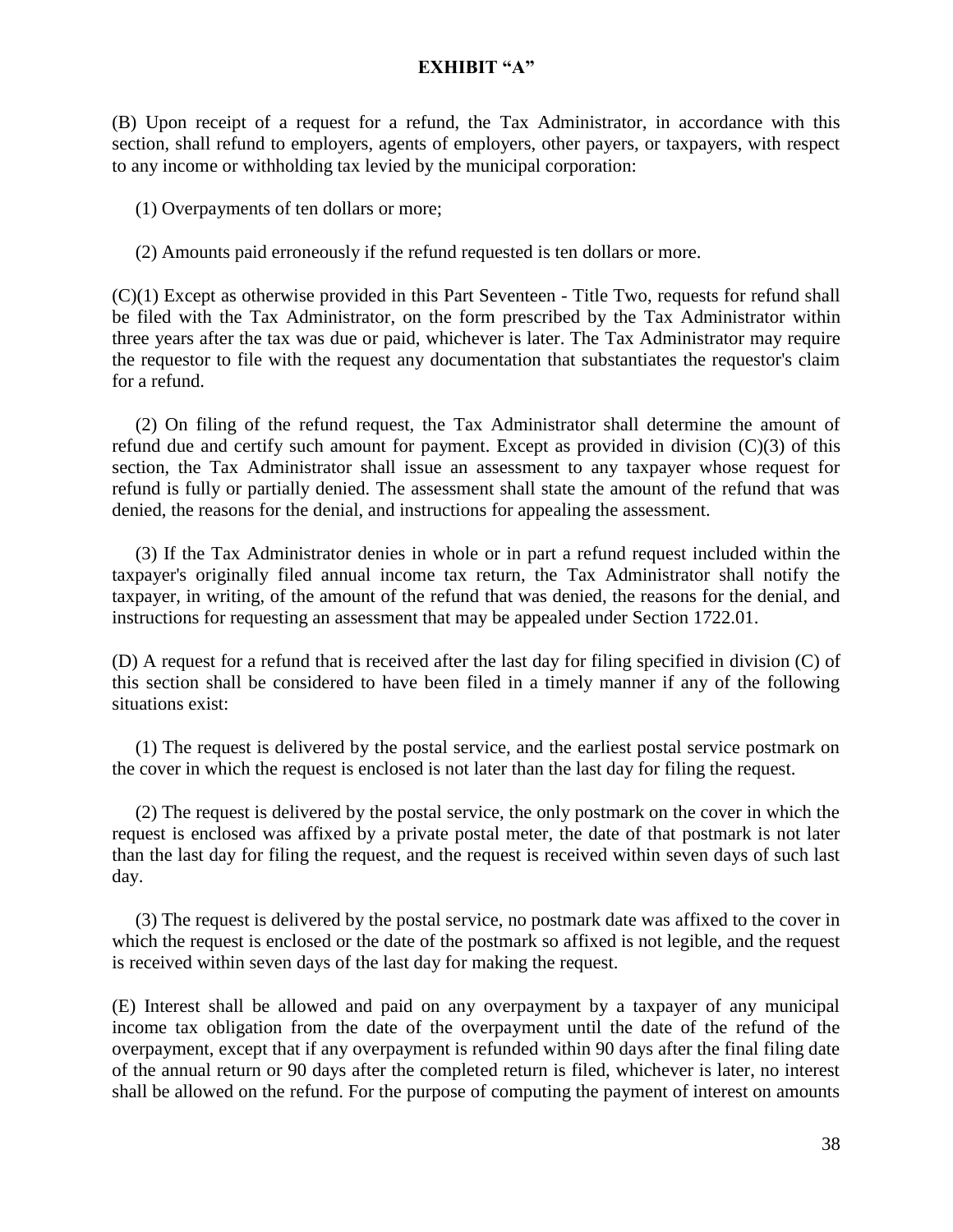**EXHIBIT "A"**

(B) Upon receipt of a request for a refund, the Tax Administrator, in accordance with this section, shall refund to employers, agents of employers, other payers, or taxpayers, with respect to any income or withholding tax levied by the municipal corporation:

(1) Overpayments of ten dollars or more;

(2) Amounts paid erroneously if the refund requested is ten dollars or more.

(C)(1) Except as otherwise provided in this Part Seventeen - Title Two, requests for refund shall be filed with the Tax Administrator, on the form prescribed by the Tax Administrator within three years after the tax was due or paid, whichever is later. The Tax Administrator may require the requestor to file with the request any documentation that substantiates the requestor's claim for a refund.

(2) On filing of the refund request, the Tax Administrator shall determine the amount of refund due and certify such amount for payment. Except as provided in division (C)(3) of this section, the Tax Administrator shall issue an assessment to any taxpayer whose request for refund is fully or partially denied. The assessment shall state the amount of the refund that was denied, the reasons for the denial, and instructions for appealing the assessment.

(3) If the Tax Administrator denies in whole or in part a refund request included within the taxpayer's originally filed annual income tax return, the Tax Administrator shall notify the taxpayer, in writing, of the amount of the refund that was denied, the reasons for the denial, and instructions for requesting an assessment that may be appealed under Section 1722.01.

(D) A request for a refund that is received after the last day for filing specified in division (C) of this section shall be considered to have been filed in a timely manner if any of the following situations exist:

(1) The request is delivered by the postal service, and the earliest postal service postmark on the cover in which the request is enclosed is not later than the last day for filing the request.

(2) The request is delivered by the postal service, the only postmark on the cover in which the request is enclosed was affixed by a private postal meter, the date of that postmark is not later than the last day for filing the request, and the request is received within seven days of such last day.

(3) The request is delivered by the postal service, no postmark date was affixed to the cover in which the request is enclosed or the date of the postmark so affixed is not legible, and the request is received within seven days of the last day for making the request.

(E) Interest shall be allowed and paid on any overpayment by a taxpayer of any municipal income tax obligation from the date of the overpayment until the date of the refund of the overpayment, except that if any overpayment is refunded within 90 days after the final filing date of the annual return or 90 days after the completed return is filed, whichever is later, no interest shall be allowed on the refund. For the purpose of computing the payment of interest on amounts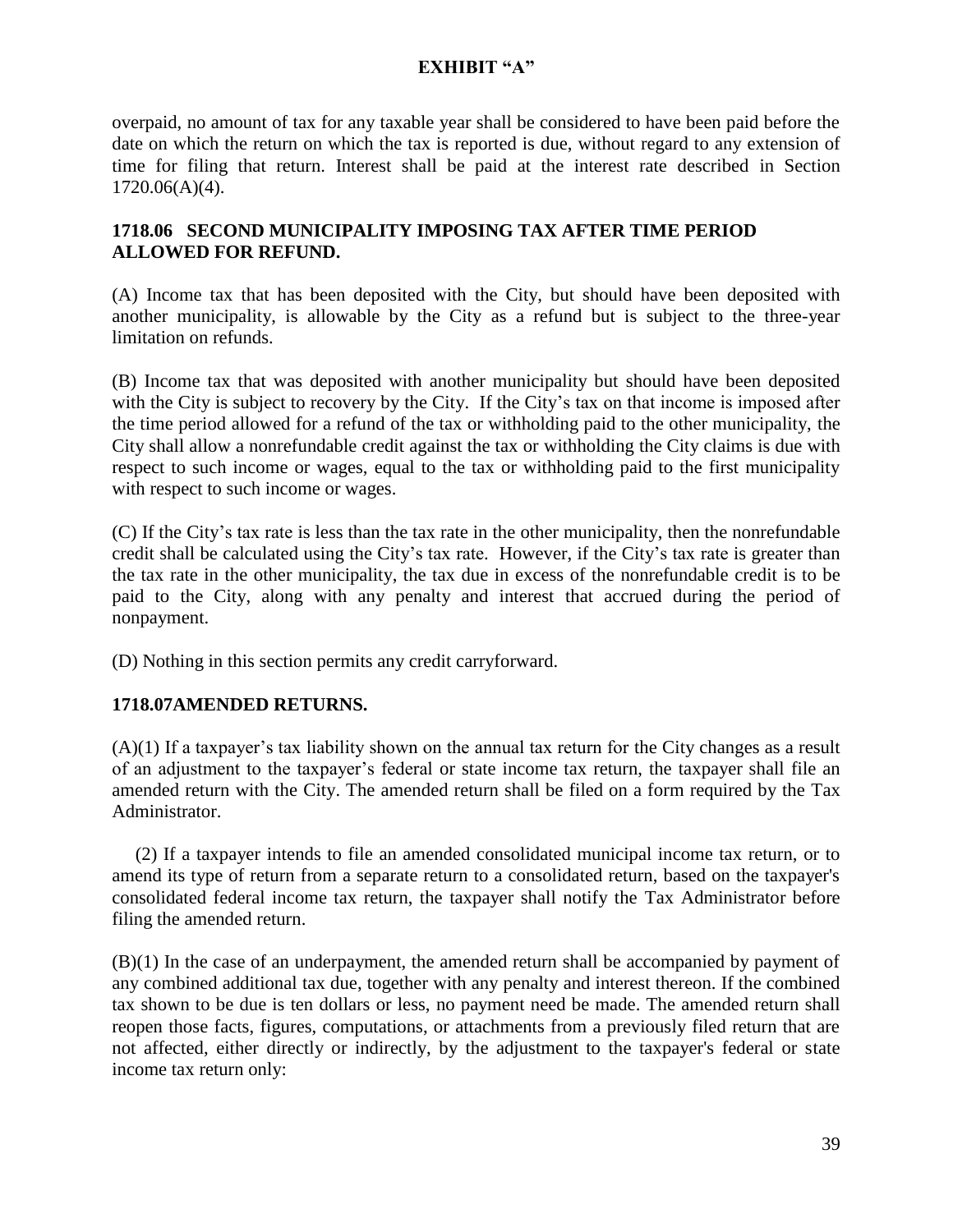overpaid, no amount of tax for any taxable year shall be considered to have been paid before the date on which the return on which the tax is reported is due, without regard to any extension of time for filing that return. Interest shall be paid at the interest rate described in Section 1720.06(A)(4).

### 1718.06 SECOND MUNICIPALITY IMPOSING TAX AFTER TIME PERIOD ALLOWED FOR REFUND.

(A) Income tax that has been deposited with the City, but should have been deposited with another municipality, is allowable by the City as a refund but is subject to the three-year limitation on refunds.

(B) Income tax that was deposited with another municipality but should have been deposited with the City is subject to recovery by the City. If the City's tax on that income is imposed after the time period allowed for a refund of the tax or withholding paid to the other municipality, the City shall allow a nonrefundable credit against the tax or withholding the City claims is due with respect to such income or wages, equal to the tax or withholding paid to the first municipality with respect to such income or wages.

(C) If the City's tax rate is less than the tax rate in the other municipality, then the nonrefundable credit shall be calculated using the City's tax rate. However, if the City's tax rate is greater than the tax rate in the other municipality, the tax due in excess of the nonrefundable credit is to be paid to the City, along with any penalty and interest that accrued during the period of nonpayment.

(D) Nothing in this section permits any credit carryforward.

### 1718.07AMENDED RETURNS.

(A)(1) If a taxpayer's tax liability shown on the annual tax return for the City changes as a result of an adjustment to the taxpayer's federal or state income tax return, the taxpayer shall file an amended return with the City. The amended return shall be filed on a form required by the Tax Administrator.

(2) If a taxpayer intends to file an amended consolidated municipal income tax return, or to amend its type of return from a separate return to a consolidated return, based on the taxpayer's consolidated federal income tax return, the taxpayer shall notify the Tax Administrator before filing the amended return.

(B)(1) In the case of an underpayment, the amended return shall be accompanied by payment of any combined additional tax due, together with any penalty and interest thereon. If the combined tax shown to be due is ten dollars or less, no payment need be made. The amended return shall reopen those facts, figures, computations, or attachments from a previously filed return that are not affected, either directly or indirectly, by the adjustment to the taxpayer's federal or state income tax return only: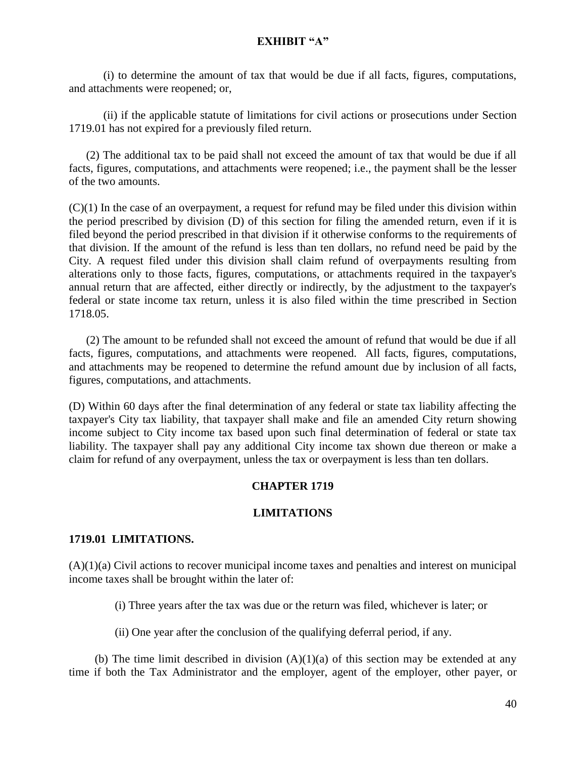**EXHIBIT "A"**

(i) to determine the amount of tax that would be due if all facts, figures, computations, and attachments were reopened; or,

(ii) if the applicable statute of limitations for civil actions or prosecutions under Section 1719.01 has not expired for a previously filed return.

(2) The additional tax to be paid shall not exceed the amount of tax that would be due if all facts, figures, computations, and attachments were reopened; i.e., the payment shall be the lesser of the two amounts.

(C)(1) In the case of an overpayment, a request for refund may be filed under this division within the period prescribed by division (D) of this section for filing the amended return, even if it is filed beyond the period prescribed in that division if it otherwise conforms to the requirements of that division. If the amount of the refund is less than ten dollars, no refund need be paid by the City. A request filed under this division shall claim refund of overpayments resulting from alterations only to those facts, figures, computations, or attachments required in the taxpayer's annual return that are affected, either directly or indirectly, by the adjustment to the taxpayer's federal or state income tax return, unless it is also filed within the time prescribed in Section 1718.05.

(2) The amount to be refunded shall not exceed the amount of refund that would be due if all facts, figures, computations, and attachments were reopened. All facts, figures, computations, and attachments may be reopened to determine the refund amount due by inclusion of all facts, figures, computations, and attachments.

(D) Within 60 days after the final determination of any federal or state tax liability affecting the taxpayer's City tax liability, that taxpayer shall make and file an amended City return showing income subject to City income tax based upon such final determination of federal or state tax liability. The taxpayer shall pay any additional City income tax shown due thereon or make a claim for refund of any overpayment, unless the tax or overpayment is less than ten dollars.

## CHAPTER 1719

## LIMITATIONS

### 1719.01 LIMITATIONS.

(A)(1)(a) Civil actions to recover municipal income taxes and penalties and interest on municipal income taxes shall be brought within the later of:

(i) Three years after the tax was due or the return was filed, whichever is later; or

(ii) One year after the conclusion of the qualifying deferral period, if any.

(b) The time limit described in division (A)(1)(a) of this section may be extended at any time if both the Tax Administrator and the employer, agent of the employer, other payer, or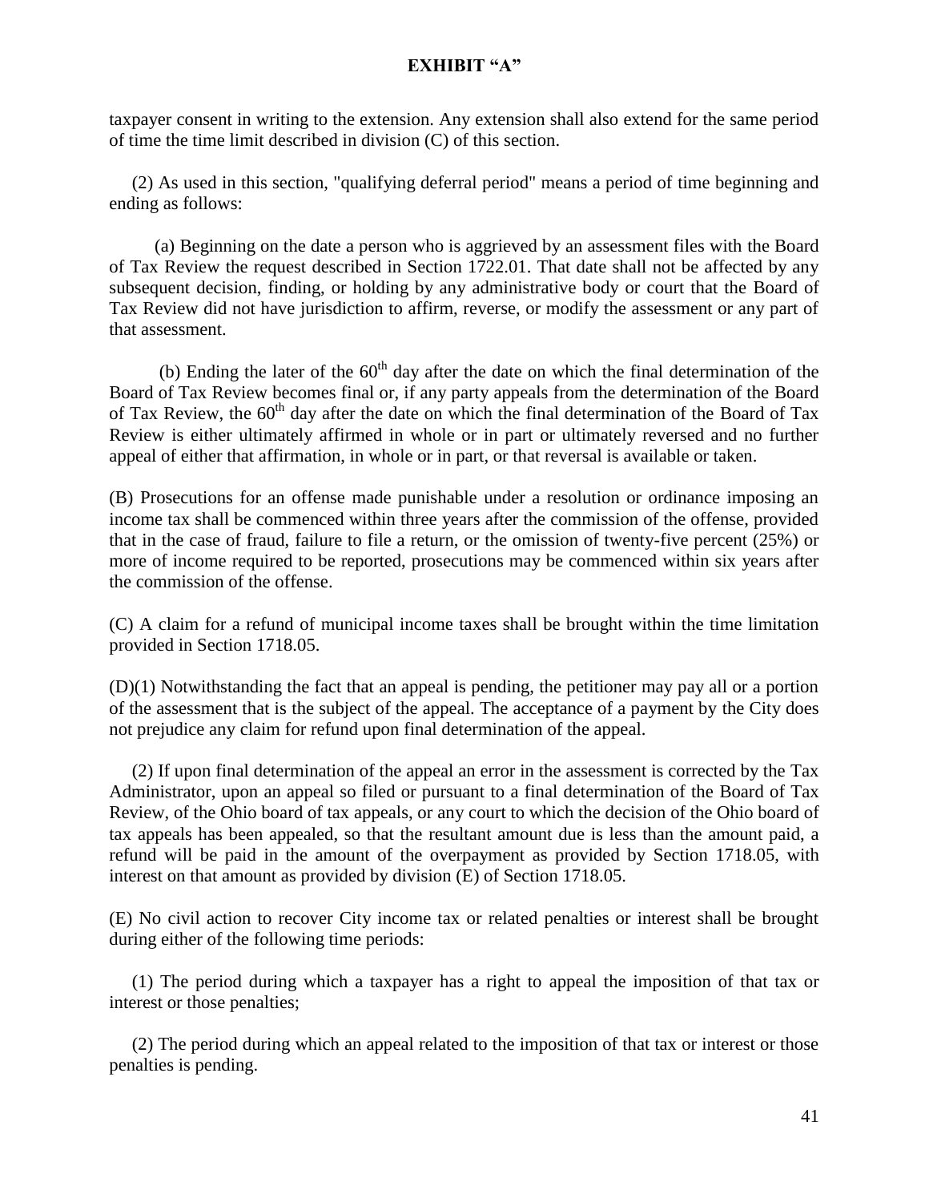taxpayer consent in writing to the extension. Any extension shall also extend for the same period of time the time limit described in division (C) of this section.

(2) As used in this section, "qualifying deferral period" means a period of time beginning and ending as follows:

(a) Beginning on the date a person who is aggrieved by an assessment files with the Board of Tax Review the request described in Section 1722.01. That date shall not be affected by any subsequent decision, finding, or holding by any administrative body or court that the Board of Tax Review did not have jurisdiction to affirm, reverse, or modify the assessment or any part of that assessment.

(b) Ending the later of the 60th day after the date on which the final determination of the Board of Tax Review becomes final or, if any party appeals from the determination of the Board of Tax Review, the 60th day after the date on which the final determination of the Board of Tax Review is either ultimately affirmed in whole or in part or ultimately reversed and no further appeal of either that affirmation, in whole or in part, or that reversal is available or taken.

(B) Prosecutions for an offense made punishable under a resolution or ordinance imposing an income tax shall be commenced within three years after the commission of the offense, provided that in the case of fraud, failure to file a return, or the omission of twenty-five percent (25%) or more of income required to be reported, prosecutions may be commenced within six years after the commission of the offense.

(C) A claim for a refund of municipal income taxes shall be brought within the time limitation provided in Section 1718.05.

(D)(1) Notwithstanding the fact that an appeal is pending, the petitioner may pay all or a portion of the assessment that is the subject of the appeal. The acceptance of a payment by the City does not prejudice any claim for refund upon final determination of the appeal.

(2) If upon final determination of the appeal an error in the assessment is corrected by the Tax Administrator, upon an appeal so filed or pursuant to a final determination of the Board of Tax Review, of the Ohio board of tax appeals, or any court to which the decision of the Ohio board of tax appeals has been appealed, so that the resultant amount due is less than the amount paid, a refund will be paid in the amount of the overpayment as provided by Section 1718.05, with interest on that amount as provided by division (E) of Section 1718.05.

(E) No civil action to recover City income tax or related penalties or interest shall be brought during either of the following time periods:

(1) The period during which a taxpayer has a right to appeal the imposition of that tax or interest or those penalties;

(2) The period during which an appeal related to the imposition of that tax or interest or those penalties is pending.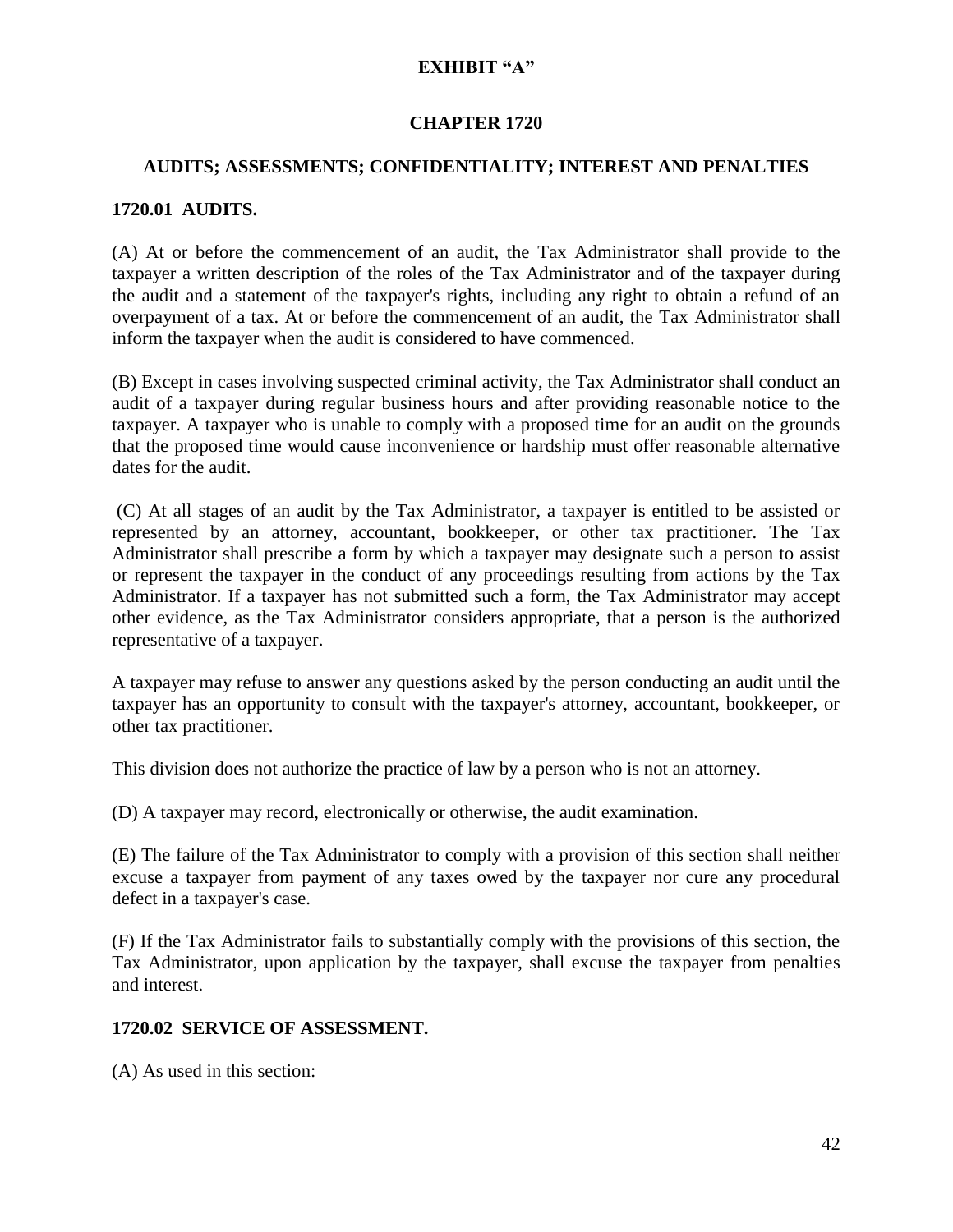**EXHIBIT "A"**

# CHAPTER 1720

## AUDITS; ASSESSMENTS; CONFIDENTIALITY; INTEREST AND PENALTIES

### 1720.01 AUDITS.

(A) At or before the commencement of an audit, the Tax Administrator shall provide to the taxpayer a written description of the roles of the Tax Administrator and of the taxpayer during the audit and a statement of the taxpayer's rights, including any right to obtain a refund of an overpayment of a tax. At or before the commencement of an audit, the Tax Administrator shall inform the taxpayer when the audit is considered to have commenced.

(B) Except in cases involving suspected criminal activity, the Tax Administrator shall conduct an audit of a taxpayer during regular business hours and after providing reasonable notice to the taxpayer. A taxpayer who is unable to comply with a proposed time for an audit on the grounds that the proposed time would cause inconvenience or hardship must offer reasonable alternative dates for the audit.

(C) At all stages of an audit by the Tax Administrator, a taxpayer is entitled to be assisted or represented by an attorney, accountant, bookkeeper, or other tax practitioner. The Tax Administrator shall prescribe a form by which a taxpayer may designate such a person to assist or represent the taxpayer in the conduct of any proceedings resulting from actions by the Tax Administrator. If a taxpayer has not submitted such a form, the Tax Administrator may accept other evidence, as the Tax Administrator considers appropriate, that a person is the authorized representative of a taxpayer.

A taxpayer may refuse to answer any questions asked by the person conducting an audit until the taxpayer has an opportunity to consult with the taxpayer's attorney, accountant, bookkeeper, or other tax practitioner.

This division does not authorize the practice of law by a person who is not an attorney.

(D) A taxpayer may record, electronically or otherwise, the audit examination.

(E) The failure of the Tax Administrator to comply with a provision of this section shall neither excuse a taxpayer from payment of any taxes owed by the taxpayer nor cure any procedural defect in a taxpayer's case.

(F) If the Tax Administrator fails to substantially comply with the provisions of this section, the Tax Administrator, upon application by the taxpayer, shall excuse the taxpayer from penalties and interest.

### 1720.02 SERVICE OF ASSESSMENT.

(A) As used in this section: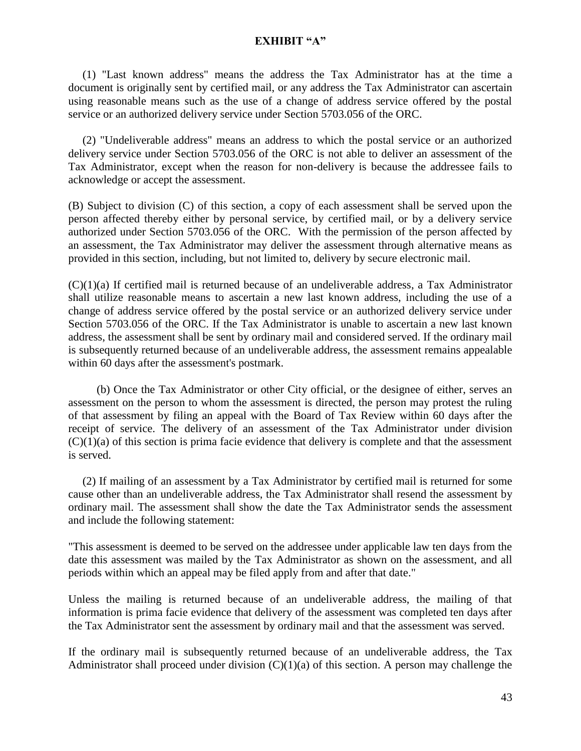**EXHIBIT "A"**

(1) "Last known address" means the address the Tax Administrator has at the time a document is originally sent by certified mail, or any address the Tax Administrator can ascertain using reasonable means such as the use of a change of address service offered by the postal service or an authorized delivery service under Section 5703.056 of the ORC.

(2) "Undeliverable address" means an address to which the postal service or an authorized delivery service under Section 5703.056 of the ORC is not able to deliver an assessment of the Tax Administrator, except when the reason for non-delivery is because the addressee fails to acknowledge or accept the assessment.

(B) Subject to division (C) of this section, a copy of each assessment shall be served upon the person affected thereby either by personal service, by certified mail, or by a delivery service authorized under Section 5703.056 of the ORC. With the permission of the person affected by an assessment, the Tax Administrator may deliver the assessment through alternative means as provided in this section, including, but not limited to, delivery by secure electronic mail.

(C)(1)(a) If certified mail is returned because of an undeliverable address, a Tax Administrator shall utilize reasonable means to ascertain a new last known address, including the use of a change of address service offered by the postal service or an authorized delivery service under Section 5703.056 of the ORC. If the Tax Administrator is unable to ascertain a new last known address, the assessment shall be sent by ordinary mail and considered served. If the ordinary mail is subsequently returned because of an undeliverable address, the assessment remains appealable within 60 days after the assessment's postmark.

(b) Once the Tax Administrator or other City official, or the designee of either, serves an assessment on the person to whom the assessment is directed, the person may protest the ruling of that assessment by filing an appeal with the Board of Tax Review within 60 days after the receipt of service. The delivery of an assessment of the Tax Administrator under division (C)(1)(a) of this section is prima facie evidence that delivery is complete and that the assessment is served.

(2) If mailing of an assessment by a Tax Administrator by certified mail is returned for some cause other than an undeliverable address, the Tax Administrator shall resend the assessment by ordinary mail. The assessment shall show the date the Tax Administrator sends the assessment and include the following statement:

"This assessment is deemed to be served on the addressee under applicable law ten days from the date this assessment was mailed by the Tax Administrator as shown on the assessment, and all periods within which an appeal may be filed apply from and after that date."

Unless the mailing is returned because of an undeliverable address, the mailing of that information is prima facie evidence that delivery of the assessment was completed ten days after the Tax Administrator sent the assessment by ordinary mail and that the assessment was served.

If the ordinary mail is subsequently returned because of an undeliverable address, the Tax Administrator shall proceed under division (C)(1)(a) of this section. A person may challenge the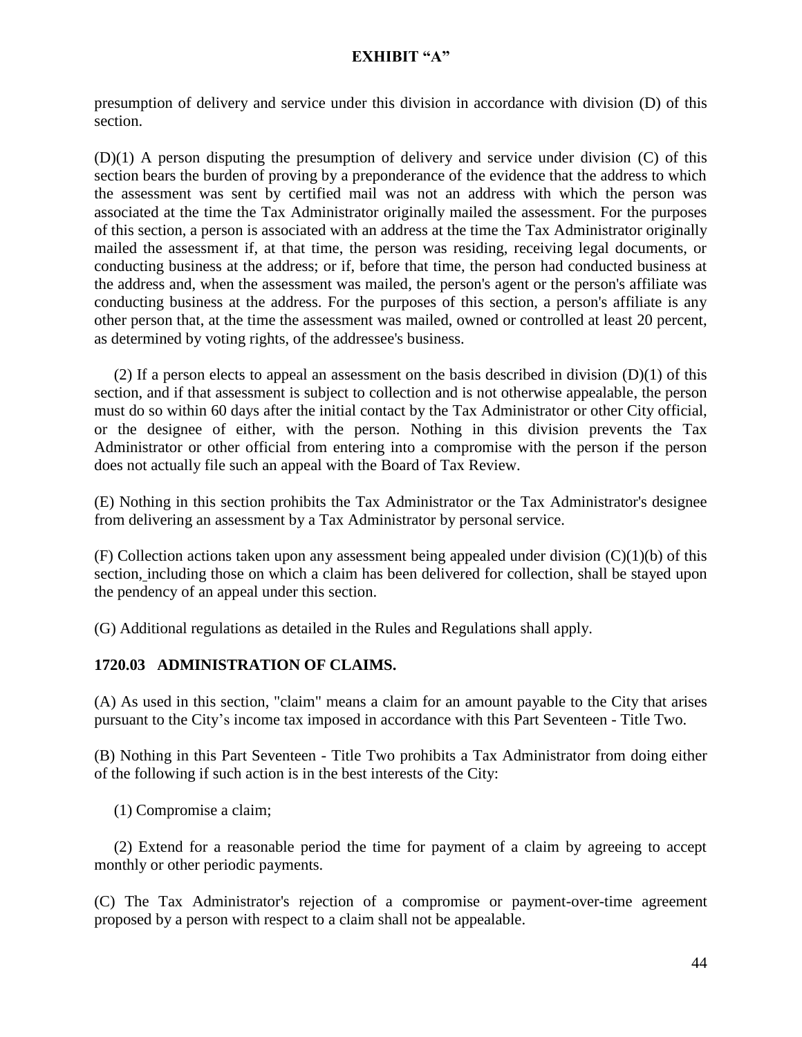presumption of delivery and service under this division in accordance with division (D) of this section.

(D)(1) A person disputing the presumption of delivery and service under division (C) of this section bears the burden of proving by a preponderance of the evidence that the address to which the assessment was sent by certified mail was not an address with which the person was associated at the time the Tax Administrator originally mailed the assessment. For the purposes of this section, a person is associated with an address at the time the Tax Administrator originally mailed the assessment if, at that time, the person was residing, receiving legal documents, or conducting business at the address; or if, before that time, the person had conducted business at the address and, when the assessment was mailed, the person's agent or the person's affiliate was conducting business at the address. For the purposes of this section, a person's affiliate is any other person that, at the time the assessment was mailed, owned or controlled at least 20 percent, as determined by voting rights, of the addressee's business.

(2) If a person elects to appeal an assessment on the basis described in division (D)(1) of this section, and if that assessment is subject to collection and is not otherwise appealable, the person must do so within 60 days after the initial contact by the Tax Administrator or other City official, or the designee of either, with the person. Nothing in this division prevents the Tax Administrator or other official from entering into a compromise with the person if the person does not actually file such an appeal with the Board of Tax Review.

(E) Nothing in this section prohibits the Tax Administrator or the Tax Administrator's designee from delivering an assessment by a Tax Administrator by personal service.

(F) Collection actions taken upon any assessment being appealed under division (C)(1)(b) of this section, including those on which a claim has been delivered for collection, shall be stayed upon the pendency of an appeal under this section.

(G) Additional regulations as detailed in the Rules and Regulations shall apply.

## 1720.03 ADMINISTRATION OF CLAIMS.

(A) As used in this section, "claim" means a claim for an amount payable to the City that arises pursuant to the City's income tax imposed in accordance with this Part Seventeen - Title Two.

(B) Nothing in this Part Seventeen - Title Two prohibits a Tax Administrator from doing either of the following if such action is in the best interests of the City:

(1) Compromise a claim;

(2) Extend for a reasonable period the time for payment of a claim by agreeing to accept monthly or other periodic payments.

(C) The Tax Administrator's rejection of a compromise or payment-over-time agreement proposed by a person with respect to a claim shall not be appealable.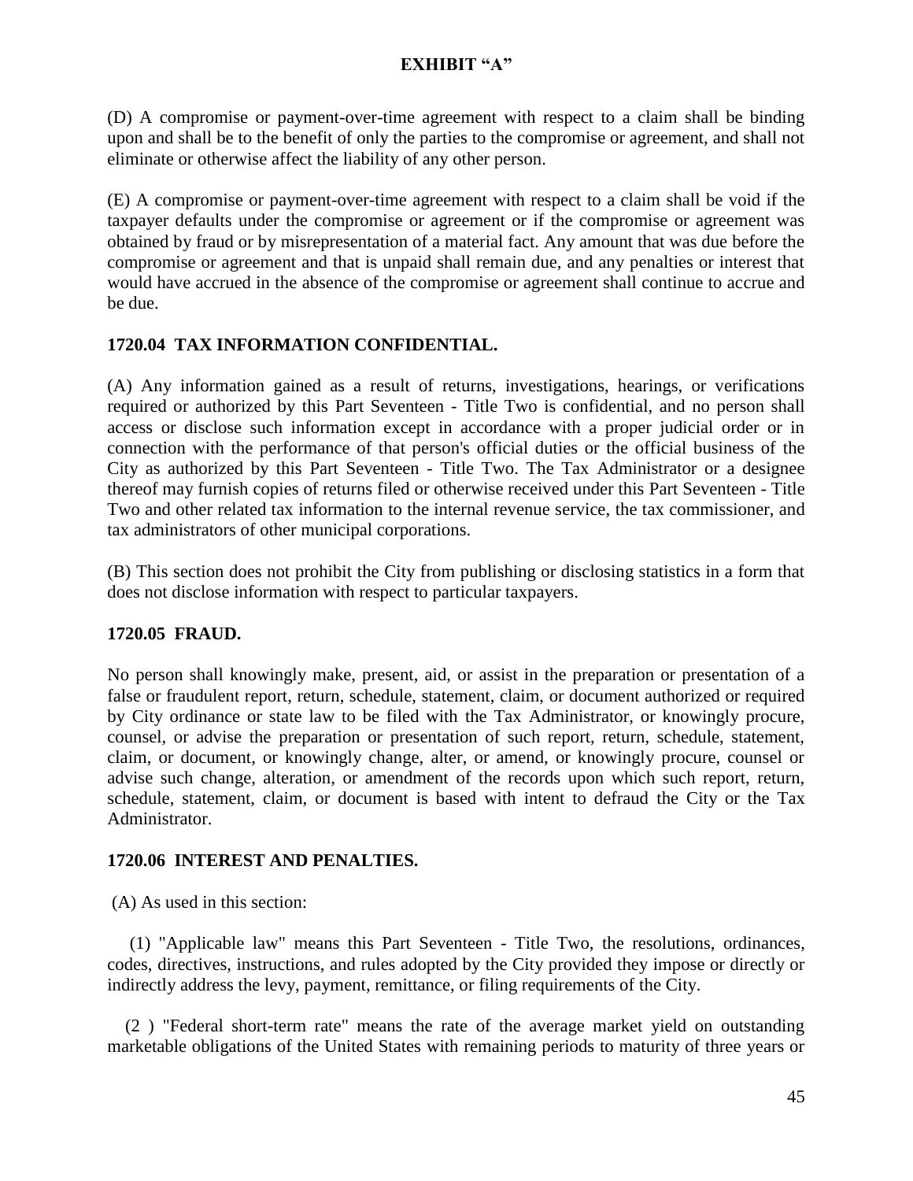**EXHIBIT "A"**

(D) A compromise or payment-over-time agreement with respect to a claim shall be binding upon and shall be to the benefit of only the parties to the compromise or agreement, and shall not eliminate or otherwise affect the liability of any other person.

(E) A compromise or payment-over-time agreement with respect to a claim shall be void if the taxpayer defaults under the compromise or agreement or if the compromise or agreement was obtained by fraud or by misrepresentation of a material fact. Any amount that was due before the compromise or agreement and that is unpaid shall remain due, and any penalties or interest that would have accrued in the absence of the compromise or agreement shall continue to accrue and be due.

**1720.04 TAX INFORMATION CONFIDENTIAL.**

(A) Any information gained as a result of returns, investigations, hearings, or verifications required or authorized by this Part Seventeen - Title Two is confidential, and no person shall access or disclose such information except in accordance with a proper judicial order or in connection with the performance of that person's official duties or the official business of the City as authorized by this Part Seventeen - Title Two. The Tax Administrator or a designee thereof may furnish copies of returns filed or otherwise received under this Part Seventeen - Title Two and other related tax information to the internal revenue service, the tax commissioner, and tax administrators of other municipal corporations.

(B) This section does not prohibit the City from publishing or disclosing statistics in a form that does not disclose information with respect to particular taxpayers.

**1720.05 FRAUD.**

No person shall knowingly make, present, aid, or assist in the preparation or presentation of a false or fraudulent report, return, schedule, statement, claim, or document authorized or required by City ordinance or state law to be filed with the Tax Administrator, or knowingly procure, counsel, or advise the preparation or presentation of such report, return, schedule, statement, claim, or document, or knowingly change, alter, or amend, or knowingly procure, counsel or advise such change, alteration, or amendment of the records upon which such report, return, schedule, statement, claim, or document is based with intent to defraud the City or the Tax Administrator.

**1720.06 INTEREST AND PENALTIES.**

(A) As used in this section:

(1) "Applicable law" means this Part Seventeen - Title Two, the resolutions, ordinances, codes, directives, instructions, and rules adopted by the City provided they impose or directly or indirectly address the levy, payment, remittance, or filing requirements of the City.

(2 ) "Federal short-term rate" means the rate of the average market yield on outstanding marketable obligations of the United States with remaining periods to maturity of three years or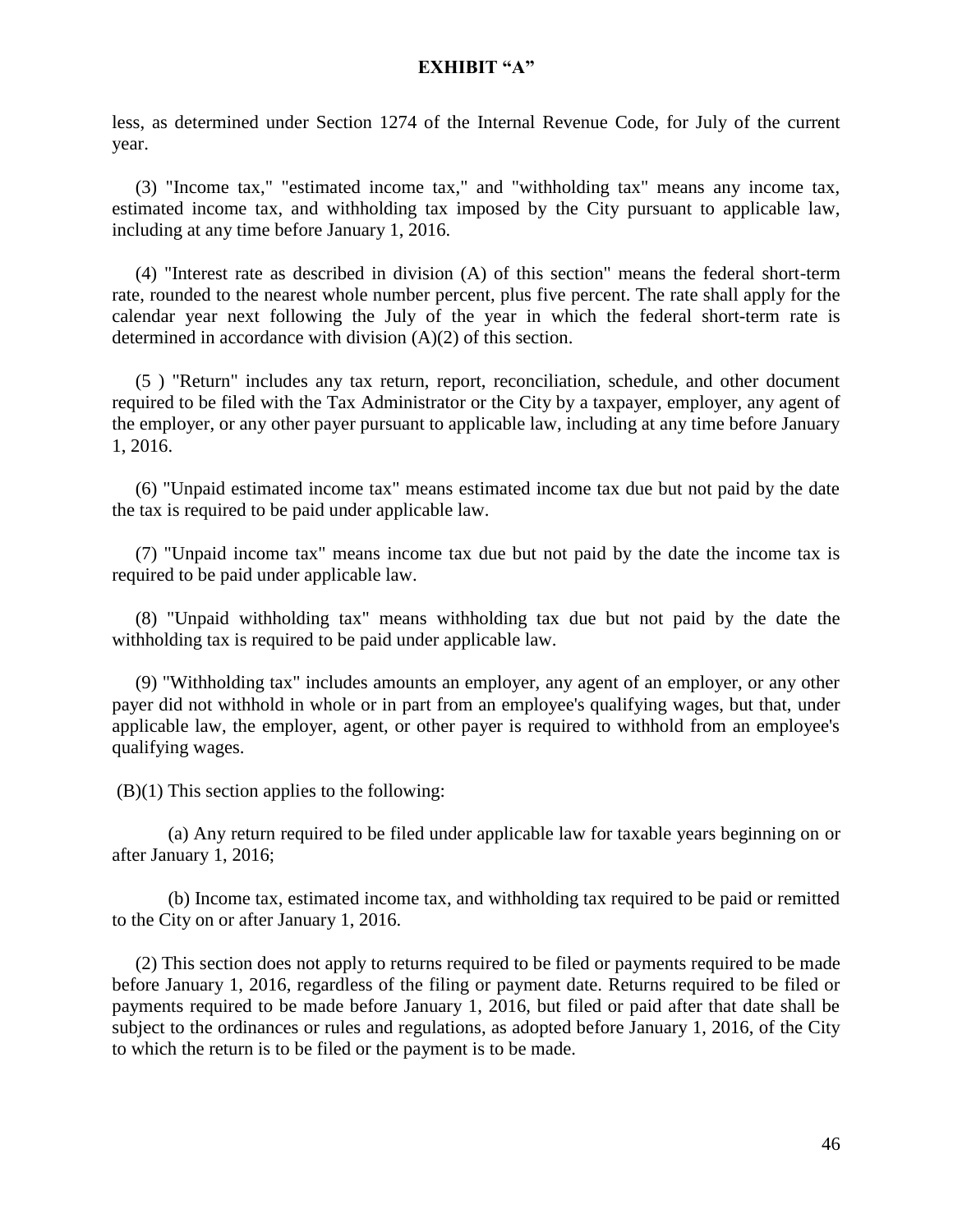less, as determined under Section 1274 of the Internal Revenue Code, for July of the current year.

(3) "Income tax," "estimated income tax," and "withholding tax" means any income tax, estimated income tax, and withholding tax imposed by the City pursuant to applicable law, including at any time before January 1, 2016.

(4) "Interest rate as described in division (A) of this section" means the federal short-term rate, rounded to the nearest whole number percent, plus five percent. The rate shall apply for the calendar year next following the July of the year in which the federal short-term rate is determined in accordance with division (A)(2) of this section.

(5 ) "Return" includes any tax return, report, reconciliation, schedule, and other document required to be filed with the Tax Administrator or the City by a taxpayer, employer, any agent of the employer, or any other payer pursuant to applicable law, including at any time before January 1, 2016.

(6) "Unpaid estimated income tax" means estimated income tax due but not paid by the date the tax is required to be paid under applicable law.

(7) "Unpaid income tax" means income tax due but not paid by the date the income tax is required to be paid under applicable law.

(8) "Unpaid withholding tax" means withholding tax due but not paid by the date the withholding tax is required to be paid under applicable law.

(9) "Withholding tax" includes amounts an employer, any agent of an employer, or any other payer did not withhold in whole or in part from an employee's qualifying wages, but that, under applicable law, the employer, agent, or other payer is required to withhold from an employee's qualifying wages.

(B)(1) This section applies to the following:

(a) Any return required to be filed under applicable law for taxable years beginning on or after January 1, 2016;

(b) Income tax, estimated income tax, and withholding tax required to be paid or remitted to the City on or after January 1, 2016.

(2) This section does not apply to returns required to be filed or payments required to be made before January 1, 2016, regardless of the filing or payment date. Returns required to be filed or payments required to be made before January 1, 2016, but filed or paid after that date shall be subject to the ordinances or rules and regulations, as adopted before January 1, 2016, of the City to which the return is to be filed or the payment is to be made.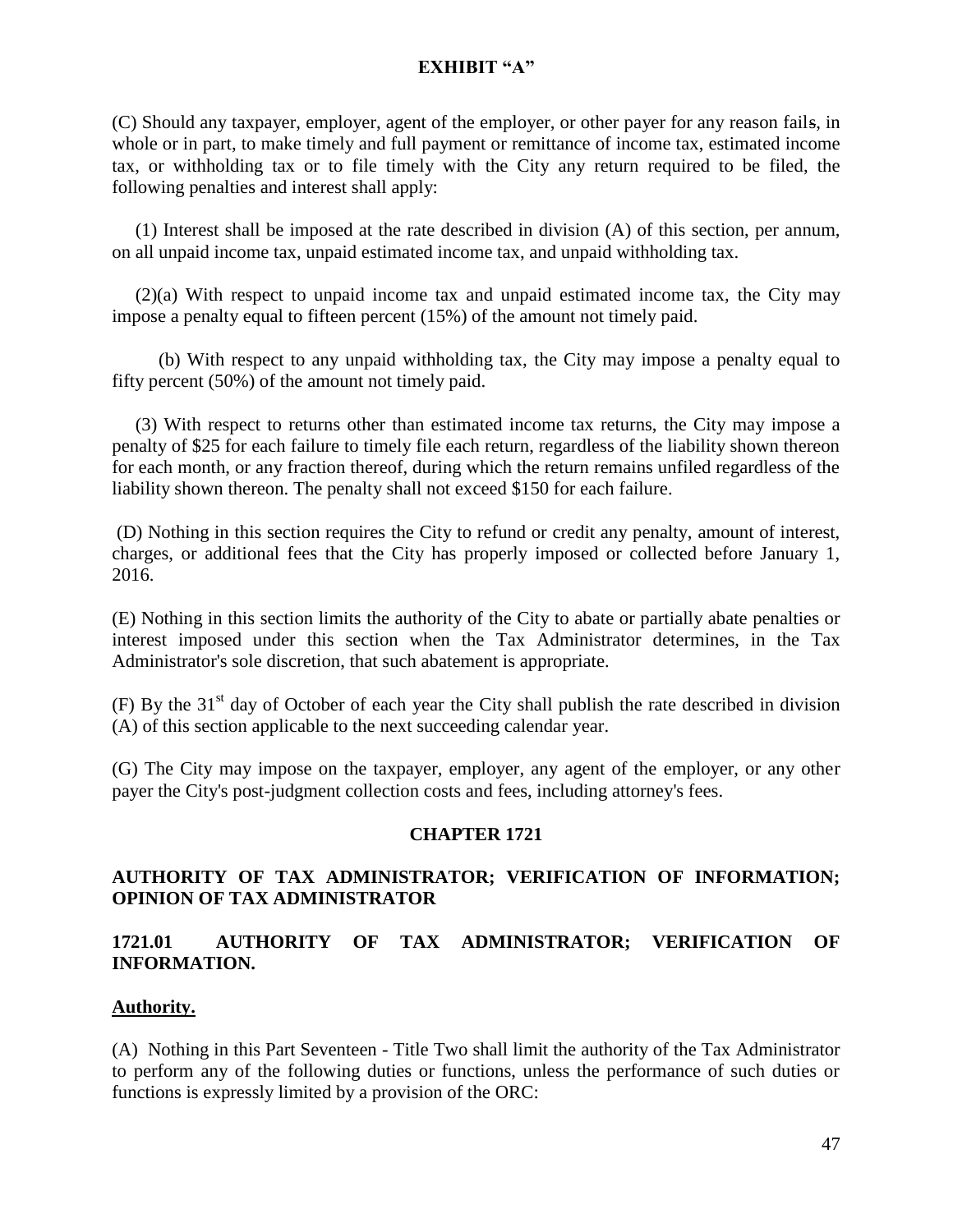**EXHIBIT "A"**

(C) Should any taxpayer, employer, agent of the employer, or other payer for any reason fails, in whole or in part, to make timely and full payment or remittance of income tax, estimated income tax, or withholding tax or to file timely with the City any return required to be filed, the following penalties and interest shall apply:

(1) Interest shall be imposed at the rate described in division (A) of this section, per annum, on all unpaid income tax, unpaid estimated income tax, and unpaid withholding tax.

(2)(a) With respect to unpaid income tax and unpaid estimated income tax, the City may impose a penalty equal to fifteen percent (15%) of the amount not timely paid.

(b) With respect to any unpaid withholding tax, the City may impose a penalty equal to fifty percent (50%) of the amount not timely paid.

(3) With respect to returns other than estimated income tax returns, the City may impose a penalty of $25 for each failure to timely file each return, regardless of the liability shown thereon for each month, or any fraction thereof, during which the return remains unfiled regardless of the liability shown thereon. The penalty shall not exceed $150 for each failure.

(D) Nothing in this section requires the City to refund or credit any penalty, amount of interest, charges, or additional fees that the City has properly imposed or collected before January 1, 2016.

(E) Nothing in this section limits the authority of the City to abate or partially abate penalties or interest imposed under this section when the Tax Administrator determines, in the Tax Administrator's sole discretion, that such abatement is appropriate.

(F) By the 31st day of October of each year the City shall publish the rate described in division (A) of this section applicable to the next succeeding calendar year.

(G) The City may impose on the taxpayer, employer, any agent of the employer, or any other payer the City's post-judgment collection costs and fees, including attorney's fees.

## CHAPTER 1721

## AUTHORITY OF TAX ADMINISTRATOR; VERIFICATION OF INFORMATION; OPINION OF TAX ADMINISTRATOR

### 1721.01 AUTHORITY OF TAX ADMINISTRATOR; VERIFICATION OF INFORMATION.

**Authority.**

(A) Nothing in this Part Seventeen - Title Two shall limit the authority of the Tax Administrator to perform any of the following duties or functions, unless the performance of such duties or functions is expressly limited by a provision of the ORC: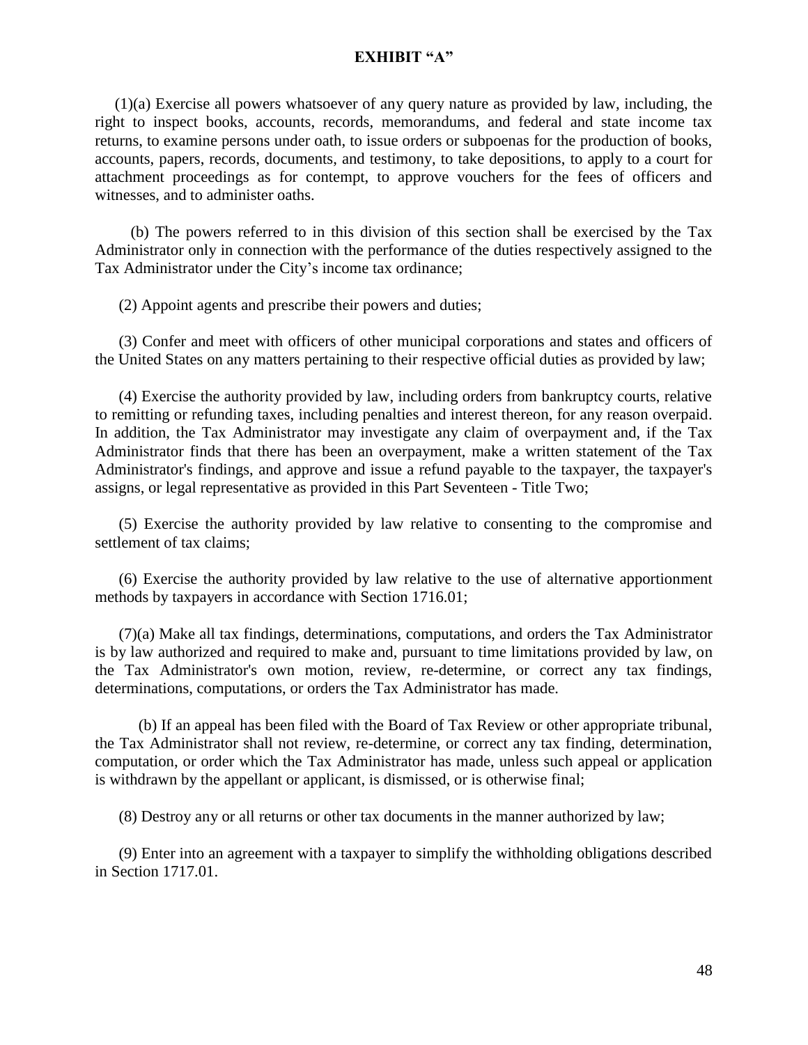**EXHIBIT "A"**

(1)(a) Exercise all powers whatsoever of any query nature as provided by law, including, the right to inspect books, accounts, records, memorandums, and federal and state income tax returns, to examine persons under oath, to issue orders or subpoenas for the production of books, accounts, papers, records, documents, and testimony, to take depositions, to apply to a court for attachment proceedings as for contempt, to approve vouchers for the fees of officers and witnesses, and to administer oaths.

(b) The powers referred to in this division of this section shall be exercised by the Tax Administrator only in connection with the performance of the duties respectively assigned to the Tax Administrator under the City's income tax ordinance;

(2) Appoint agents and prescribe their powers and duties;

(3) Confer and meet with officers of other municipal corporations and states and officers of the United States on any matters pertaining to their respective official duties as provided by law;

(4) Exercise the authority provided by law, including orders from bankruptcy courts, relative to remitting or refunding taxes, including penalties and interest thereon, for any reason overpaid. In addition, the Tax Administrator may investigate any claim of overpayment and, if the Tax Administrator finds that there has been an overpayment, make a written statement of the Tax Administrator's findings, and approve and issue a refund payable to the taxpayer, the taxpayer's assigns, or legal representative as provided in this Part Seventeen - Title Two;

(5) Exercise the authority provided by law relative to consenting to the compromise and settlement of tax claims;

(6) Exercise the authority provided by law relative to the use of alternative apportionment methods by taxpayers in accordance with Section 1716.01;

(7)(a) Make all tax findings, determinations, computations, and orders the Tax Administrator is by law authorized and required to make and, pursuant to time limitations provided by law, on the Tax Administrator's own motion, review, re-determine, or correct any tax findings, determinations, computations, or orders the Tax Administrator has made.

(b) If an appeal has been filed with the Board of Tax Review or other appropriate tribunal, the Tax Administrator shall not review, re-determine, or correct any tax finding, determination, computation, or order which the Tax Administrator has made, unless such appeal or application is withdrawn by the appellant or applicant, is dismissed, or is otherwise final;

(8) Destroy any or all returns or other tax documents in the manner authorized by law;

(9) Enter into an agreement with a taxpayer to simplify the withholding obligations described in Section 1717.01.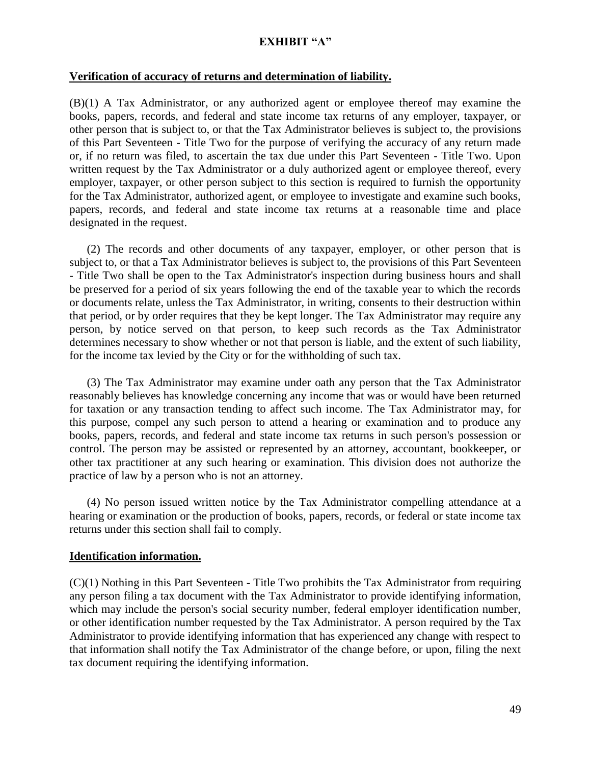**EXHIBIT "A"**

**Verification of accuracy of returns and determination of liability.**

(B)(1) A Tax Administrator, or any authorized agent or employee thereof may examine the books, papers, records, and federal and state income tax returns of any employer, taxpayer, or other person that is subject to, or that the Tax Administrator believes is subject to, the provisions of this Part Seventeen - Title Two for the purpose of verifying the accuracy of any return made or, if no return was filed, to ascertain the tax due under this Part Seventeen - Title Two. Upon written request by the Tax Administrator or a duly authorized agent or employee thereof, every employer, taxpayer, or other person subject to this section is required to furnish the opportunity for the Tax Administrator, authorized agent, or employee to investigate and examine such books, papers, records, and federal and state income tax returns at a reasonable time and place designated in the request.

(2) The records and other documents of any taxpayer, employer, or other person that is subject to, or that a Tax Administrator believes is subject to, the provisions of this Part Seventeen - Title Two shall be open to the Tax Administrator's inspection during business hours and shall be preserved for a period of six years following the end of the taxable year to which the records or documents relate, unless the Tax Administrator, in writing, consents to their destruction within that period, or by order requires that they be kept longer. The Tax Administrator may require any person, by notice served on that person, to keep such records as the Tax Administrator determines necessary to show whether or not that person is liable, and the extent of such liability, for the income tax levied by the City or for the withholding of such tax.

(3) The Tax Administrator may examine under oath any person that the Tax Administrator reasonably believes has knowledge concerning any income that was or would have been returned for taxation or any transaction tending to affect such income. The Tax Administrator may, for this purpose, compel any such person to attend a hearing or examination and to produce any books, papers, records, and federal and state income tax returns in such person's possession or control. The person may be assisted or represented by an attorney, accountant, bookkeeper, or other tax practitioner at any such hearing or examination. This division does not authorize the practice of law by a person who is not an attorney.

(4) No person issued written notice by the Tax Administrator compelling attendance at a hearing or examination or the production of books, papers, records, or federal or state income tax returns under this section shall fail to comply.

**Identification information.**

(C)(1) Nothing in this Part Seventeen - Title Two prohibits the Tax Administrator from requiring any person filing a tax document with the Tax Administrator to provide identifying information, which may include the person's social security number, federal employer identification number, or other identification number requested by the Tax Administrator. A person required by the Tax Administrator to provide identifying information that has experienced any change with respect to that information shall notify the Tax Administrator of the change before, or upon, filing the next tax document requiring the identifying information.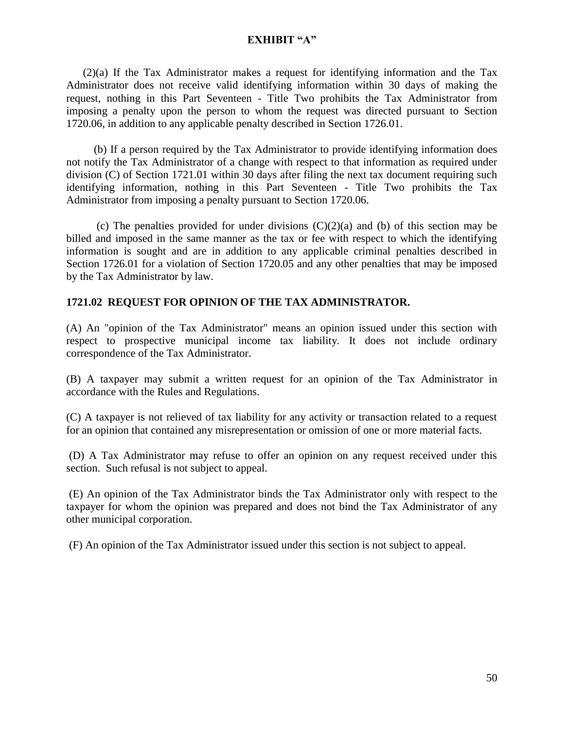**EXHIBIT "A"**

(2)(a) If the Tax Administrator makes a request for identifying information and the Tax Administrator does not receive valid identifying information within 30 days of making the request, nothing in this Part Seventeen - Title Two prohibits the Tax Administrator from imposing a penalty upon the person to whom the request was directed pursuant to Section 1720.06, in addition to any applicable penalty described in Section 1726.01.

(b) If a person required by the Tax Administrator to provide identifying information does not notify the Tax Administrator of a change with respect to that information as required under division (C) of Section 1721.01 within 30 days after filing the next tax document requiring such identifying information, nothing in this Part Seventeen - Title Two prohibits the Tax Administrator from imposing a penalty pursuant to Section 1720.06.

(c) The penalties provided for under divisions (C)(2)(a) and (b) of this section may be billed and imposed in the same manner as the tax or fee with respect to which the identifying information is sought and are in addition to any applicable criminal penalties described in Section 1726.01 for a violation of Section 1720.05 and any other penalties that may be imposed by the Tax Administrator by law.

**1721.02 REQUEST FOR OPINION OF THE TAX ADMINISTRATOR.**

(A) An "opinion of the Tax Administrator" means an opinion issued under this section with respect to prospective municipal income tax liability. It does not include ordinary correspondence of the Tax Administrator.

(B) A taxpayer may submit a written request for an opinion of the Tax Administrator in accordance with the Rules and Regulations.

(C) A taxpayer is not relieved of tax liability for any activity or transaction related to a request for an opinion that contained any misrepresentation or omission of one or more material facts.

(D) A Tax Administrator may refuse to offer an opinion on any request received under this section. Such refusal is not subject to appeal.

(E) An opinion of the Tax Administrator binds the Tax Administrator only with respect to the taxpayer for whom the opinion was prepared and does not bind the Tax Administrator of any other municipal corporation.

(F) An opinion of the Tax Administrator issued under this section is not subject to appeal.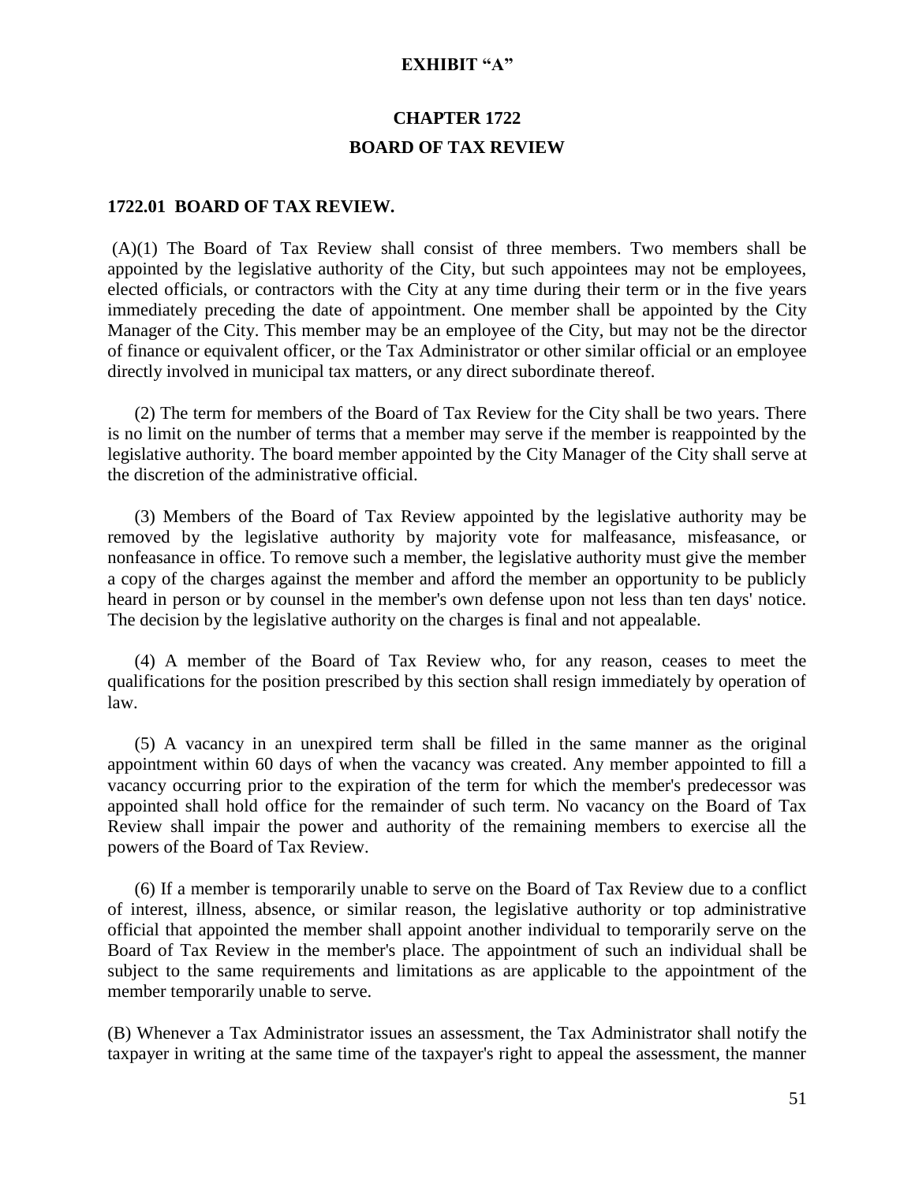**EXHIBIT "A"**

# CHAPTER 1722

# BOARD OF TAX REVIEW

## 1722.01 BOARD OF TAX REVIEW.

(A)(1) The Board of Tax Review shall consist of three members. Two members shall be appointed by the legislative authority of the City, but such appointees may not be employees, elected officials, or contractors with the City at any time during their term or in the five years immediately preceding the date of appointment. One member shall be appointed by the City Manager of the City. This member may be an employee of the City, but may not be the director of finance or equivalent officer, or the Tax Administrator or other similar official or an employee directly involved in municipal tax matters, or any direct subordinate thereof.

(2) The term for members of the Board of Tax Review for the City shall be two years. There is no limit on the number of terms that a member may serve if the member is reappointed by the legislative authority. The board member appointed by the City Manager of the City shall serve at the discretion of the administrative official.

(3) Members of the Board of Tax Review appointed by the legislative authority may be removed by the legislative authority by majority vote for malfeasance, misfeasance, or nonfeasance in office. To remove such a member, the legislative authority must give the member a copy of the charges against the member and afford the member an opportunity to be publicly heard in person or by counsel in the member's own defense upon not less than ten days' notice. The decision by the legislative authority on the charges is final and not appealable.

(4) A member of the Board of Tax Review who, for any reason, ceases to meet the qualifications for the position prescribed by this section shall resign immediately by operation of law.

(5) A vacancy in an unexpired term shall be filled in the same manner as the original appointment within 60 days of when the vacancy was created. Any member appointed to fill a vacancy occurring prior to the expiration of the term for which the member's predecessor was appointed shall hold office for the remainder of such term. No vacancy on the Board of Tax Review shall impair the power and authority of the remaining members to exercise all the powers of the Board of Tax Review.

(6) If a member is temporarily unable to serve on the Board of Tax Review due to a conflict of interest, illness, absence, or similar reason, the legislative authority or top administrative official that appointed the member shall appoint another individual to temporarily serve on the Board of Tax Review in the member's place. The appointment of such an individual shall be subject to the same requirements and limitations as are applicable to the appointment of the member temporarily unable to serve.

(B) Whenever a Tax Administrator issues an assessment, the Tax Administrator shall notify the taxpayer in writing at the same time of the taxpayer's right to appeal the assessment, the manner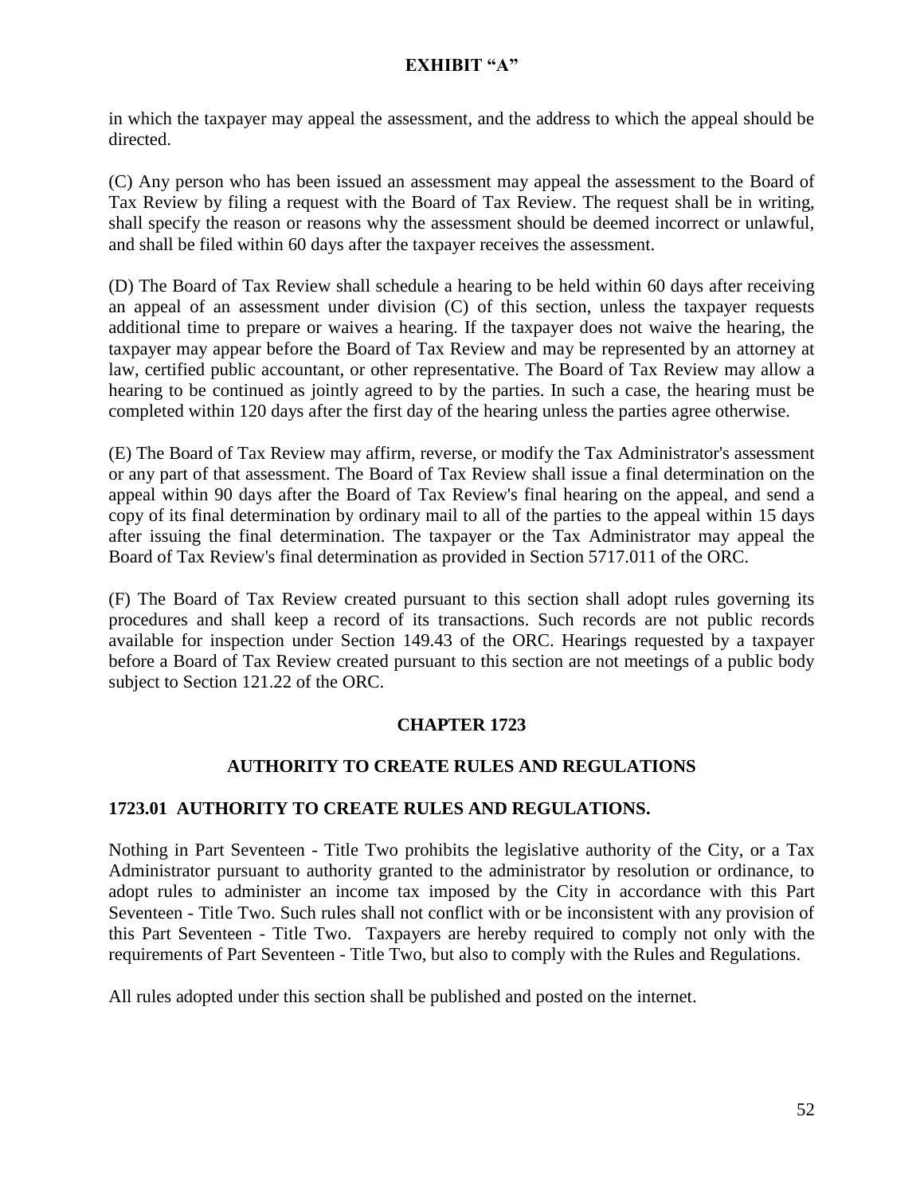in which the taxpayer may appeal the assessment, and the address to which the appeal should be directed.

(C) Any person who has been issued an assessment may appeal the assessment to the Board of Tax Review by filing a request with the Board of Tax Review. The request shall be in writing, shall specify the reason or reasons why the assessment should be deemed incorrect or unlawful, and shall be filed within 60 days after the taxpayer receives the assessment.

(D) The Board of Tax Review shall schedule a hearing to be held within 60 days after receiving an appeal of an assessment under division (C) of this section, unless the taxpayer requests additional time to prepare or waives a hearing. If the taxpayer does not waive the hearing, the taxpayer may appear before the Board of Tax Review and may be represented by an attorney at law, certified public accountant, or other representative. The Board of Tax Review may allow a hearing to be continued as jointly agreed to by the parties. In such a case, the hearing must be completed within 120 days after the first day of the hearing unless the parties agree otherwise.

(E) The Board of Tax Review may affirm, reverse, or modify the Tax Administrator's assessment or any part of that assessment. The Board of Tax Review shall issue a final determination on the appeal within 90 days after the Board of Tax Review's final hearing on the appeal, and send a copy of its final determination by ordinary mail to all of the parties to the appeal within 15 days after issuing the final determination. The taxpayer or the Tax Administrator may appeal the Board of Tax Review's final determination as provided in Section 5717.011 of the ORC.

(F) The Board of Tax Review created pursuant to this section shall adopt rules governing its procedures and shall keep a record of its transactions. Such records are not public records available for inspection under Section 149.43 of the ORC. Hearings requested by a taxpayer before a Board of Tax Review created pursuant to this section are not meetings of a public body subject to Section 121.22 of the ORC.

## CHAPTER 1723

## AUTHORITY TO CREATE RULES AND REGULATIONS

### 1723.01 AUTHORITY TO CREATE RULES AND REGULATIONS.

Nothing in Part Seventeen - Title Two prohibits the legislative authority of the City, or a Tax Administrator pursuant to authority granted to the administrator by resolution or ordinance, to adopt rules to administer an income tax imposed by the City in accordance with this Part Seventeen - Title Two. Such rules shall not conflict with or be inconsistent with any provision of this Part Seventeen - Title Two. Taxpayers are hereby required to comply not only with the requirements of Part Seventeen - Title Two, but also to comply with the Rules and Regulations.

All rules adopted under this section shall be published and posted on the internet.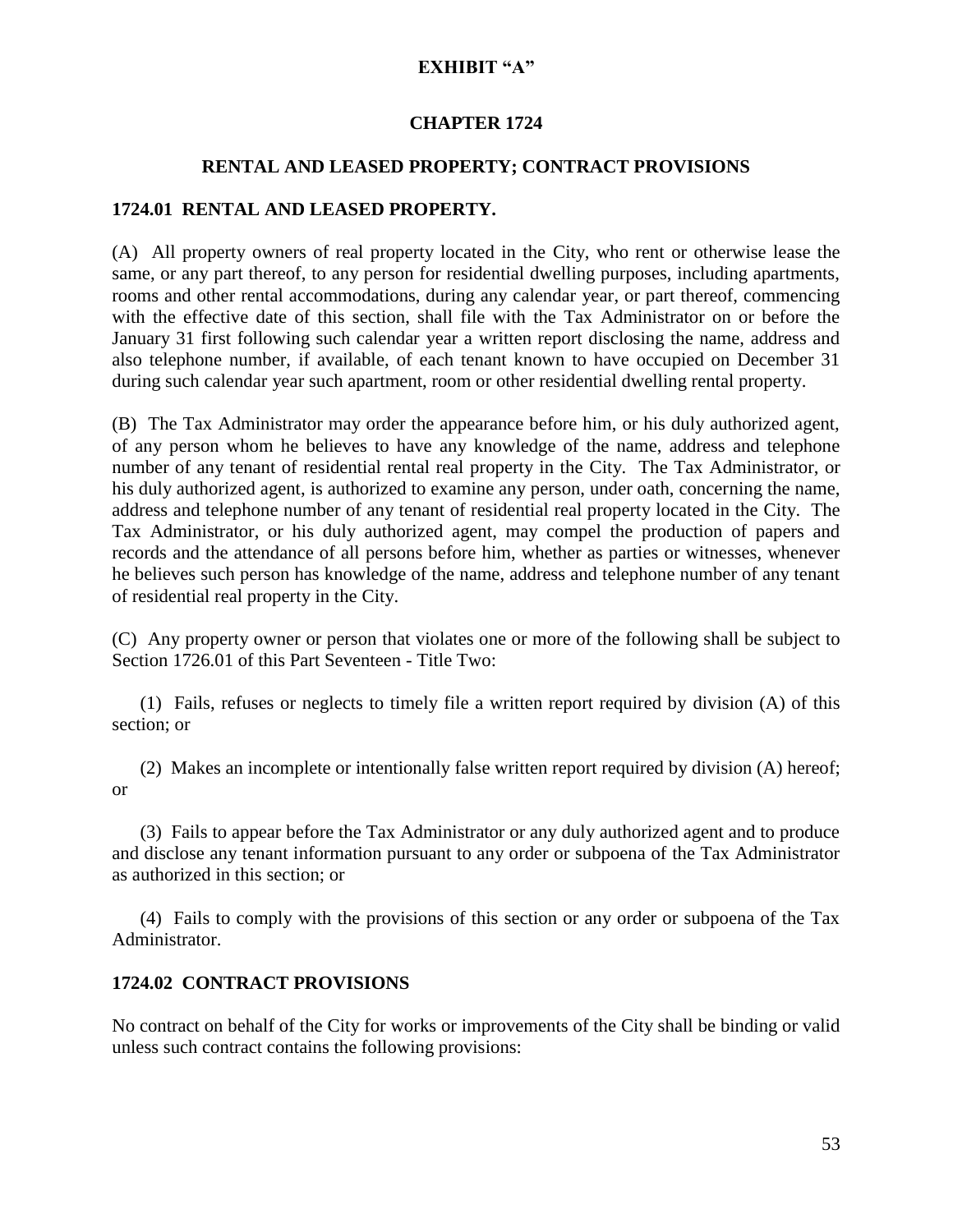**EXHIBIT "A"**

# CHAPTER 1724

## RENTAL AND LEASED PROPERTY; CONTRACT PROVISIONS

### 1724.01 RENTAL AND LEASED PROPERTY.

(A) All property owners of real property located in the City, who rent or otherwise lease the same, or any part thereof, to any person for residential dwelling purposes, including apartments, rooms and other rental accommodations, during any calendar year, or part thereof, commencing with the effective date of this section, shall file with the Tax Administrator on or before the January 31 first following such calendar year a written report disclosing the name, address and also telephone number, if available, of each tenant known to have occupied on December 31 during such calendar year such apartment, room or other residential dwelling rental property.

(B) The Tax Administrator may order the appearance before him, or his duly authorized agent, of any person whom he believes to have any knowledge of the name, address and telephone number of any tenant of residential rental real property in the City. The Tax Administrator, or his duly authorized agent, is authorized to examine any person, under oath, concerning the name, address and telephone number of any tenant of residential real property located in the City. The Tax Administrator, or his duly authorized agent, may compel the production of papers and records and the attendance of all persons before him, whether as parties or witnesses, whenever he believes such person has knowledge of the name, address and telephone number of any tenant of residential real property in the City.

(C) Any property owner or person that violates one or more of the following shall be subject to Section 1726.01 of this Part Seventeen - Title Two:

(1) Fails, refuses or neglects to timely file a written report required by division (A) of this section; or

(2) Makes an incomplete or intentionally false written report required by division (A) hereof; or

(3) Fails to appear before the Tax Administrator or any duly authorized agent and to produce and disclose any tenant information pursuant to any order or subpoena of the Tax Administrator as authorized in this section; or

(4) Fails to comply with the provisions of this section or any order or subpoena of the Tax Administrator.

### 1724.02 CONTRACT PROVISIONS

No contract on behalf of the City for works or improvements of the City shall be binding or valid unless such contract contains the following provisions: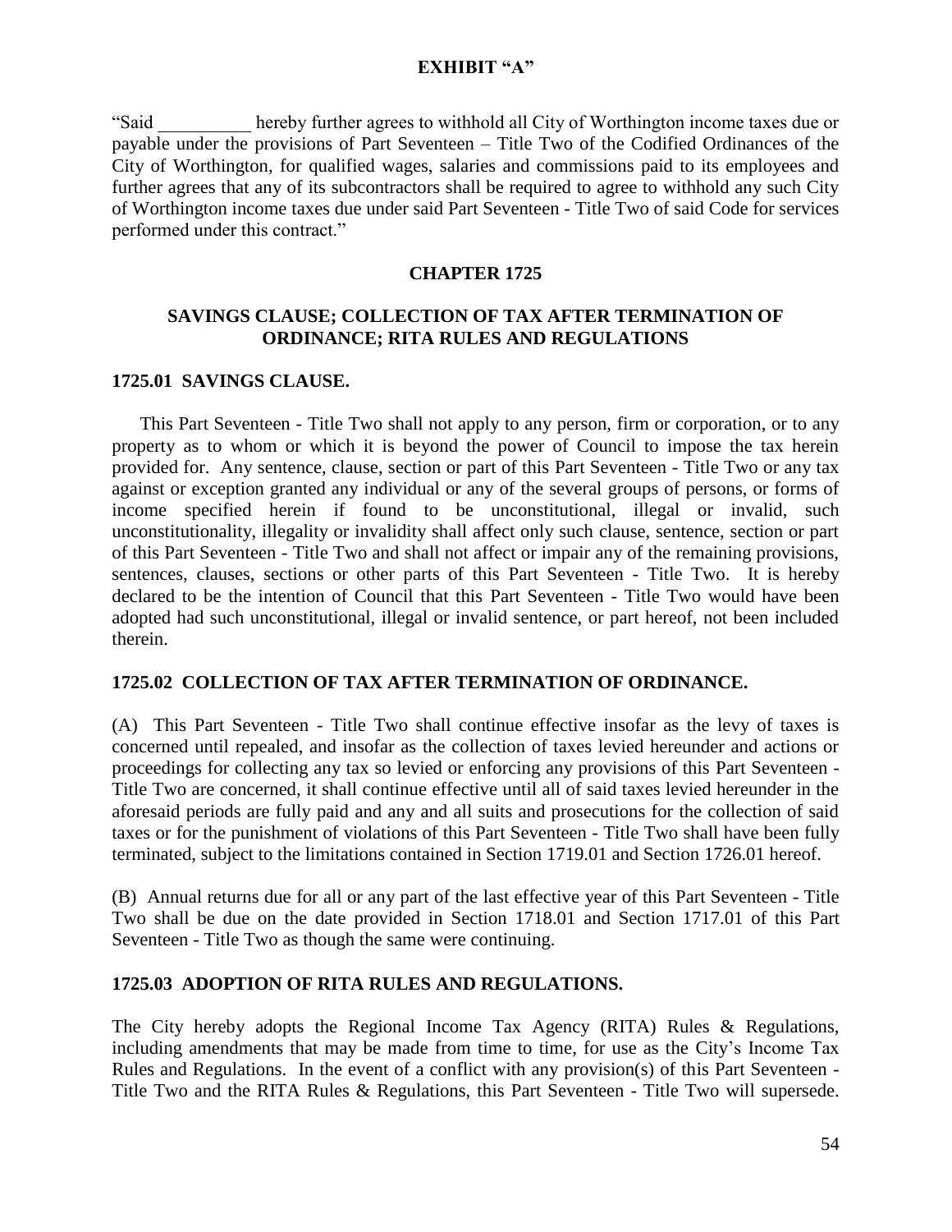**EXHIBIT "A"**

"Said __________ hereby further agrees to withhold all City of Worthington income taxes due or payable under the provisions of Part Seventeen – Title Two of the Codified Ordinances of the City of Worthington, for qualified wages, salaries and commissions paid to its employees and further agrees that any of its subcontractors shall be required to agree to withhold any such City of Worthington income taxes due under said Part Seventeen - Title Two of said Code for services performed under this contract."

## CHAPTER 1725

## SAVINGS CLAUSE; COLLECTION OF TAX AFTER TERMINATION OF ORDINANCE; RITA RULES AND REGULATIONS

### 1725.01 SAVINGS CLAUSE.

This Part Seventeen - Title Two shall not apply to any person, firm or corporation, or to any property as to whom or which it is beyond the power of Council to impose the tax herein provided for. Any sentence, clause, section or part of this Part Seventeen - Title Two or any tax against or exception granted any individual or any of the several groups of persons, or forms of income specified herein if found to be unconstitutional, illegal or invalid, such unconstitutionality, illegality or invalidity shall affect only such clause, sentence, section or part of this Part Seventeen - Title Two and shall not affect or impair any of the remaining provisions, sentences, clauses, sections or other parts of this Part Seventeen - Title Two. It is hereby declared to be the intention of Council that this Part Seventeen - Title Two would have been adopted had such unconstitutional, illegal or invalid sentence, or part hereof, not been included therein.

### 1725.02 COLLECTION OF TAX AFTER TERMINATION OF ORDINANCE.

(A) This Part Seventeen - Title Two shall continue effective insofar as the levy of taxes is concerned until repealed, and insofar as the collection of taxes levied hereunder and actions or proceedings for collecting any tax so levied or enforcing any provisions of this Part Seventeen - Title Two are concerned, it shall continue effective until all of said taxes levied hereunder in the aforesaid periods are fully paid and any and all suits and prosecutions for the collection of said taxes or for the punishment of violations of this Part Seventeen - Title Two shall have been fully terminated, subject to the limitations contained in Section 1719.01 and Section 1726.01 hereof.

(B) Annual returns due for all or any part of the last effective year of this Part Seventeen - Title Two shall be due on the date provided in Section 1718.01 and Section 1717.01 of this Part Seventeen - Title Two as though the same were continuing.

### 1725.03 ADOPTION OF RITA RULES AND REGULATIONS.

The City hereby adopts the Regional Income Tax Agency (RITA) Rules & Regulations, including amendments that may be made from time to time, for use as the City's Income Tax Rules and Regulations. In the event of a conflict with any provision(s) of this Part Seventeen - Title Two and the RITA Rules & Regulations, this Part Seventeen - Title Two will supersede.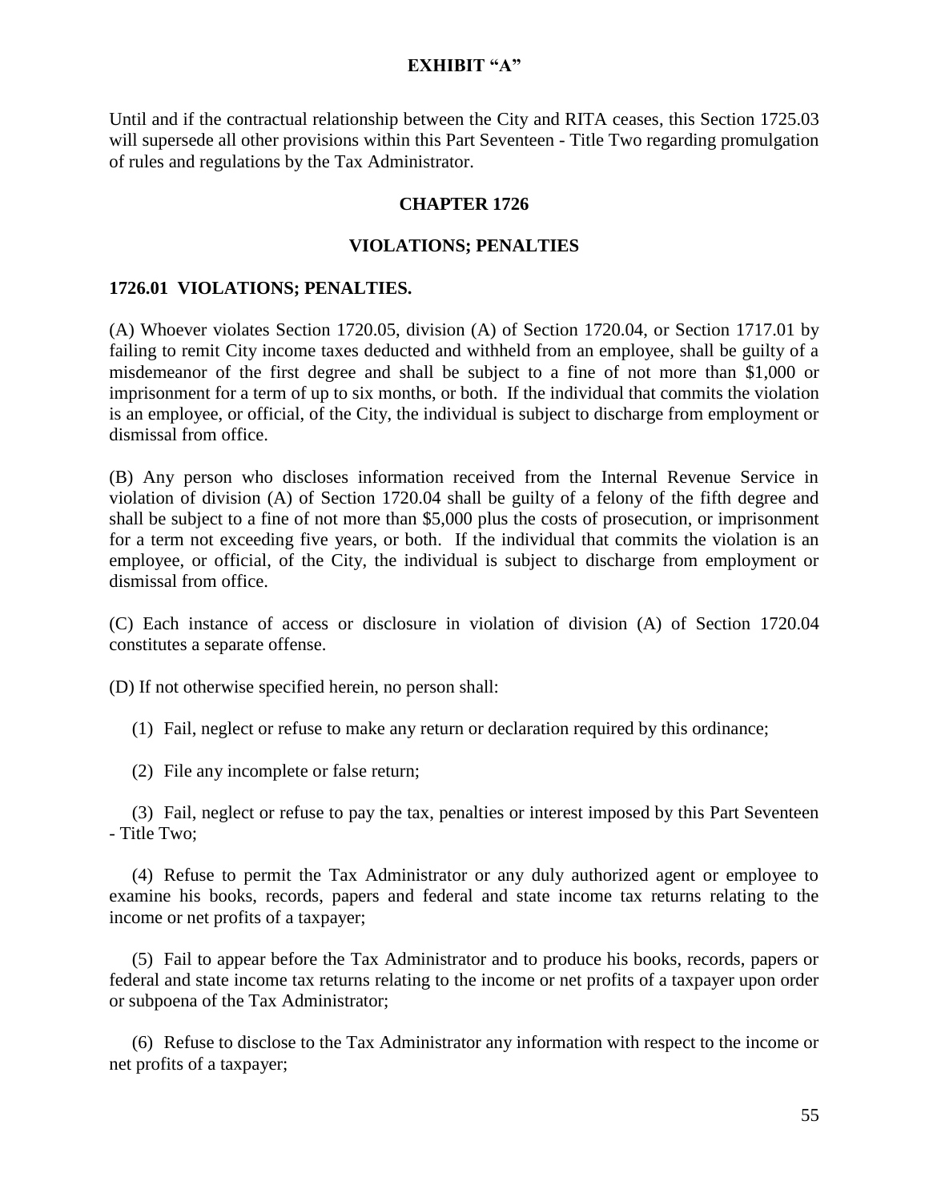**EXHIBIT "A"**

Until and if the contractual relationship between the City and RITA ceases, this Section 1725.03 will supersede all other provisions within this Part Seventeen - Title Two regarding promulgation of rules and regulations by the Tax Administrator.

## CHAPTER 1726

## VIOLATIONS; PENALTIES

### 1726.01 VIOLATIONS; PENALTIES.

(A) Whoever violates Section 1720.05, division (A) of Section 1720.04, or Section 1717.01 by failing to remit City income taxes deducted and withheld from an employee, shall be guilty of a misdemeanor of the first degree and shall be subject to a fine of not more than $1,000 or imprisonment for a term of up to six months, or both. If the individual that commits the violation is an employee, or official, of the City, the individual is subject to discharge from employment or dismissal from office.

(B) Any person who discloses information received from the Internal Revenue Service in violation of division (A) of Section 1720.04 shall be guilty of a felony of the fifth degree and shall be subject to a fine of not more than $5,000 plus the costs of prosecution, or imprisonment for a term not exceeding five years, or both. If the individual that commits the violation is an employee, or official, of the City, the individual is subject to discharge from employment or dismissal from office.

(C) Each instance of access or disclosure in violation of division (A) of Section 1720.04 constitutes a separate offense.

(D) If not otherwise specified herein, no person shall:

(1) Fail, neglect or refuse to make any return or declaration required by this ordinance;

(2) File any incomplete or false return;

(3) Fail, neglect or refuse to pay the tax, penalties or interest imposed by this Part Seventeen - Title Two;

(4) Refuse to permit the Tax Administrator or any duly authorized agent or employee to examine his books, records, papers and federal and state income tax returns relating to the income or net profits of a taxpayer;

(5) Fail to appear before the Tax Administrator and to produce his books, records, papers or federal and state income tax returns relating to the income or net profits of a taxpayer upon order or subpoena of the Tax Administrator;

(6) Refuse to disclose to the Tax Administrator any information with respect to the income or net profits of a taxpayer;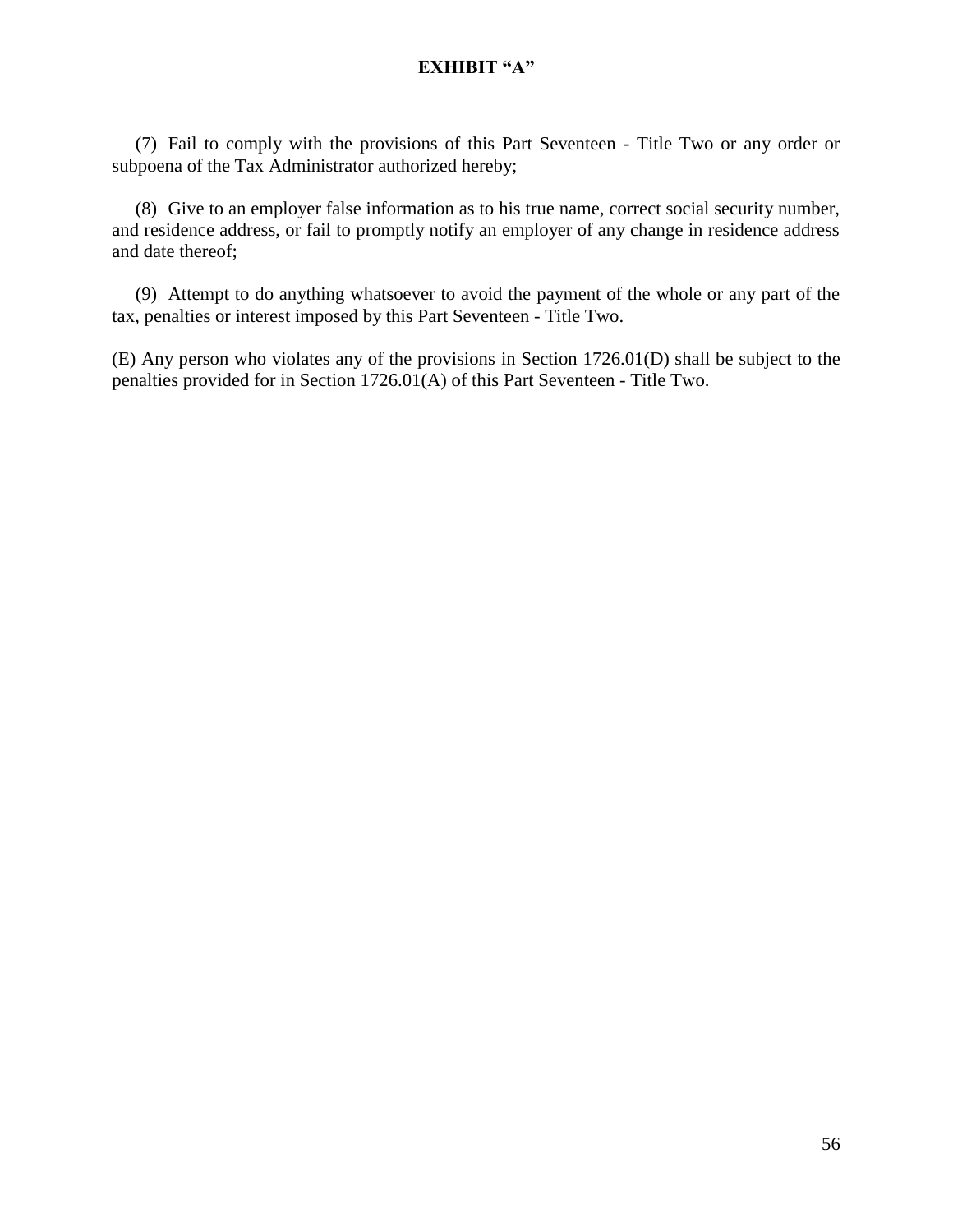**EXHIBIT "A"**

(7) Fail to comply with the provisions of this Part Seventeen - Title Two or any order or subpoena of the Tax Administrator authorized hereby;

(8) Give to an employer false information as to his true name, correct social security number, and residence address, or fail to promptly notify an employer of any change in residence address and date thereof;

(9) Attempt to do anything whatsoever to avoid the payment of the whole or any part of the tax, penalties or interest imposed by this Part Seventeen - Title Two.

(E) Any person who violates any of the provisions in Section 1726.01(D) shall be subject to the penalties provided for in Section 1726.01(A) of this Part Seventeen - Title Two.